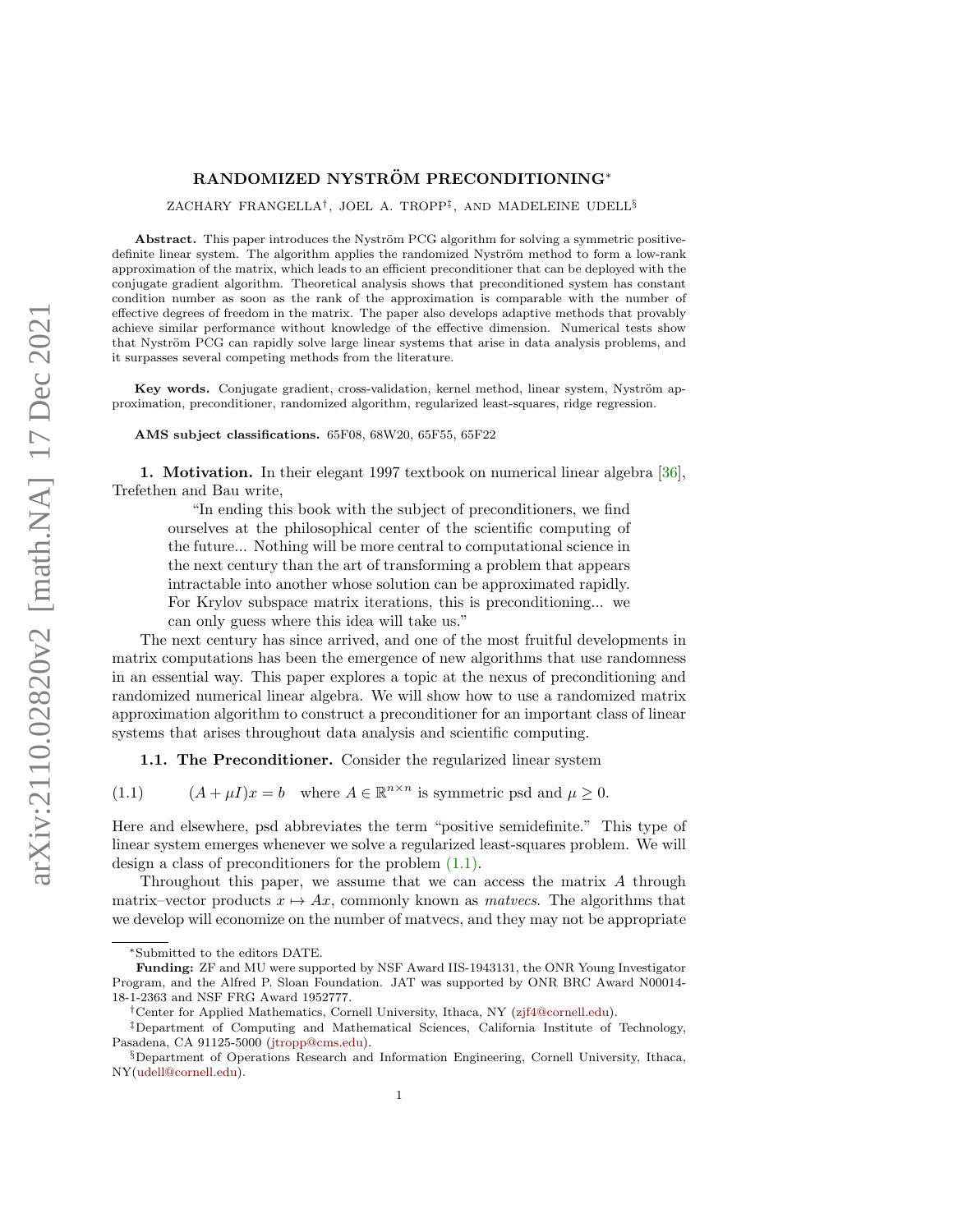# RANDOMIZED NYSTRÖM PRECONDITIONING*

ZACHARY FRANGELLA†, JOEL A. TROPP‡, AND MADELEINE UDELL§

**Abstract.** This paper introduces the Nyström PCG algorithm for solving a symmetric positive-definite linear system. The algorithm applies the randomized Nyström method to form a low-rank approximation of the matrix, which leads to an efficient preconditioner that can be deployed with the conjugate gradient algorithm. Theoretical analysis shows that preconditioned system has constant condition number as soon as the rank of the approximation is comparable with the number of effective degrees of freedom in the matrix. The paper also develops adaptive methods that provably achieve similar performance without knowledge of the effective dimension. Numerical tests show that Nyström PCG can rapidly solve large linear systems that arise in data analysis problems, and it surpasses several competing methods from the literature.

**Key words.** Conjugate gradient, cross-validation, kernel method, linear system, Nyström approximation, preconditioner, randomized algorithm, regularized least-squares, ridge regression.

**AMS subject classifications.** 65F08, 68W20, 65F55, 65F22

## 1. Motivation.

In their elegant 1997 textbook on numerical linear algebra [36], Trefethen and Bau write,

> "In ending this book with the subject of preconditioners, we find ourselves at the philosophical center of the scientific computing of the future... Nothing will be more central to computational science in the next century than the art of transforming a problem that appears intractable into another whose solution can be approximated rapidly. For Krylov subspace matrix iterations, this is preconditioning... we can only guess where this idea will take us."

The next century has since arrived, and one of the most fruitful developments in matrix computations has been the emergence of new algorithms that use randomness in an essential way. This paper explores a topic at the nexus of preconditioning and randomized numerical linear algebra. We will show how to use a randomized matrix approximation algorithm to construct a preconditioner for an important class of linear systems that arises throughout data analysis and scientific computing.

### 1.1. The Preconditioner.

Consider the regularized linear system

$$(A + \mu I)x = b \quad \text{where } A \in \mathbb{R}^{n \times n} \text{ is symmetric psd and } \mu \geq 0. \tag{1.1}$$

Here and elsewhere, psd abbreviates the term "positive semidefinite." This type of linear system emerges whenever we solve a regularized least-squares problem. We will design a class of preconditioners for the problem (1.1).

Throughout this paper, we assume that we can access the matrix $A$ through matrix–vector products $x \mapsto Ax$, commonly known as *matvecs*. The algorithms that we develop will economize on the number of matvecs, and they may not be appropriate

---

*Submitted to the editors DATE.

**Funding:** ZF and MU were supported by NSF Award IIS-1943131, the ONR Young Investigator Program, and the Alfred P. Sloan Foundation. JAT was supported by ONR BRC Award N00014-18-1-2363 and NSF FRG Award 1952777.

†Center for Applied Mathematics, Cornell University, Ithaca, NY (zjf4@cornell.edu).

‡Department of Computing and Mathematical Sciences, California Institute of Technology, Pasadena, CA 91125-5000 (jtropp@cms.edu).

§Department of Operations Research and Information Engineering, Cornell University, Ithaca, NY(udell@cornell.edu).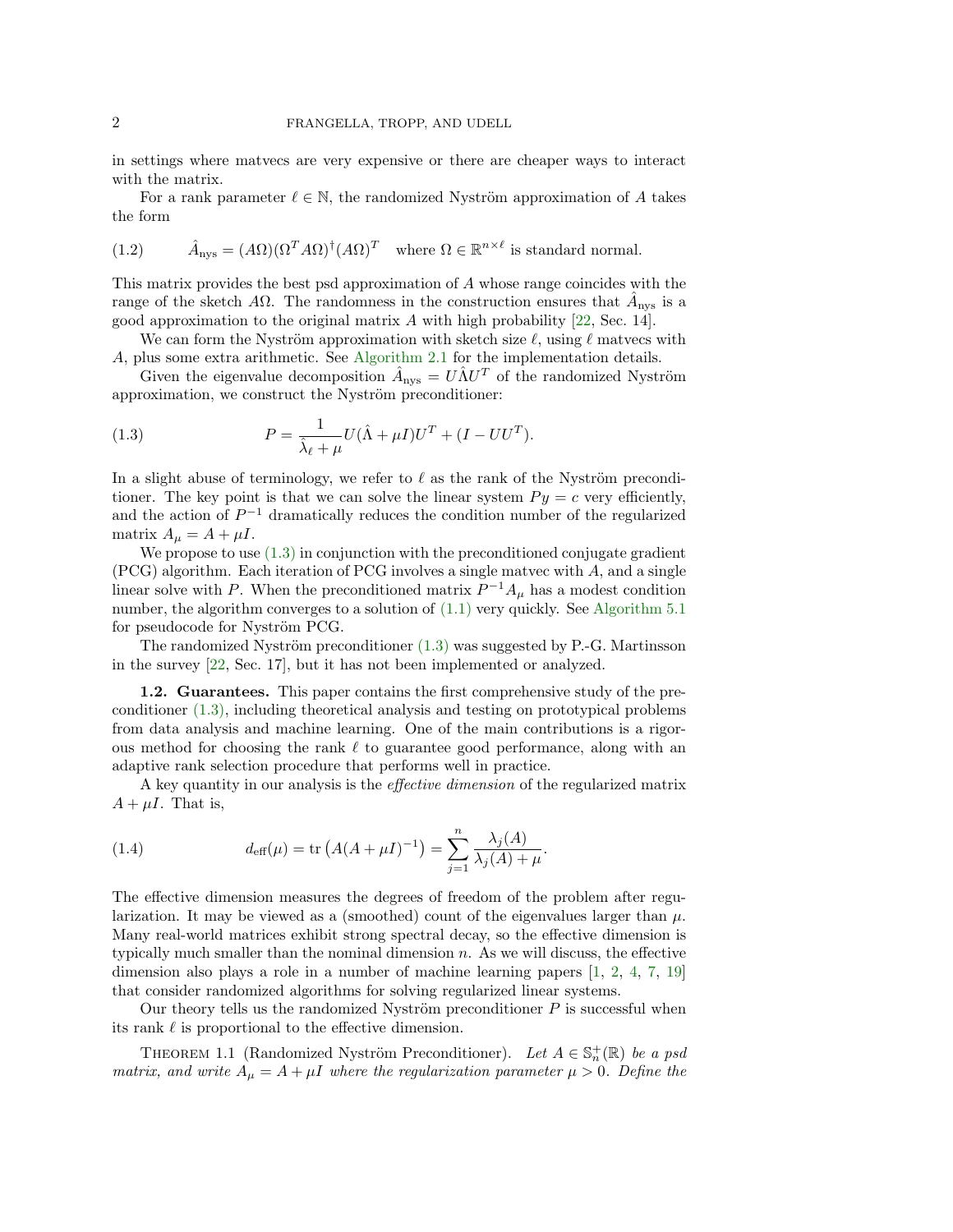in settings where matvecs are very expensive or there are cheaper ways to interact with the matrix.

For a rank parameter $\ell \in \mathbb{N}$, the randomized Nyström approximation of $A$ takes the form

$$\hat{A}_{\text{nys}} = (A\Omega)(\Omega^T A\Omega)^\dagger (A\Omega)^T \quad \text{where } \Omega \in \mathbb{R}^{n\times\ell} \text{ is standard normal.} \tag{1.2}$$

This matrix provides the best psd approximation of $A$ whose range coincides with the range of the sketch $A\Omega$. The randomness in the construction ensures that $\hat{A}_{\text{nys}}$ is a good approximation to the original matrix $A$ with high probability [22, Sec. 14].

We can form the Nyström approximation with sketch size $\ell$, using $\ell$ matvecs with $A$, plus some extra arithmetic. See Algorithm 2.1 for the implementation details.

Given the eigenvalue decomposition $\hat{A}_{\text{nys}} = U\hat{\Lambda}U^T$ of the randomized Nyström approximation, we construct the Nyström preconditioner:

$$P = \frac{1}{\hat{\lambda}_\ell + \mu} U(\hat{\Lambda} + \mu I)U^T + (I - UU^T). \tag{1.3}$$

In a slight abuse of terminology, we refer to $\ell$ as the rank of the Nyström preconditioner. The key point is that we can solve the linear system $Py = c$ very efficiently, and the action of $P^{-1}$ dramatically reduces the condition number of the regularized matrix $A_\mu = A + \mu I$.

We propose to use (1.3) in conjunction with the preconditioned conjugate gradient (PCG) algorithm. Each iteration of PCG involves a single matvec with $A$, and a single linear solve with $P$. When the preconditioned matrix $P^{-1}A_\mu$ has a modest condition number, the algorithm converges to a solution of (1.1) very quickly. See Algorithm 5.1 for pseudocode for Nyström PCG.

The randomized Nyström preconditioner (1.3) was suggested by P.-G. Martinsson in the survey [22, Sec. 17], but it has not been implemented or analyzed.

**1.2. Guarantees.** This paper contains the first comprehensive study of the preconditioner (1.3), including theoretical analysis and testing on prototypical problems from data analysis and machine learning. One of the main contributions is a rigorous method for choosing the rank $\ell$ to guarantee good performance, along with an adaptive rank selection procedure that performs well in practice.

A key quantity in our analysis is the *effective dimension* of the regularized matrix $A + \mu I$. That is,

$$d_{\text{eff}}(\mu) = \operatorname{tr}\left(A(A + \mu I)^{-1}\right) = \sum_{j=1}^{n} \frac{\lambda_j(A)}{\lambda_j(A) + \mu}. \tag{1.4}$$

The effective dimension measures the degrees of freedom of the problem after regularization. It may be viewed as a (smoothed) count of the eigenvalues larger than $\mu$. Many real-world matrices exhibit strong spectral decay, so the effective dimension is typically much smaller than the nominal dimension $n$. As we will discuss, the effective dimension also plays a role in a number of machine learning papers [1, 2, 4, 7, 19] that consider randomized algorithms for solving regularized linear systems.

Our theory tells us the randomized Nyström preconditioner $P$ is successful when its rank $\ell$ is proportional to the effective dimension.

THEOREM 1.1 (Randomized Nyström Preconditioner). *Let $A \in \mathbb{S}_n^+(\mathbb{R})$ be a psd matrix, and write $A_\mu = A + \mu I$ where the regularization parameter $\mu > 0$. Define the*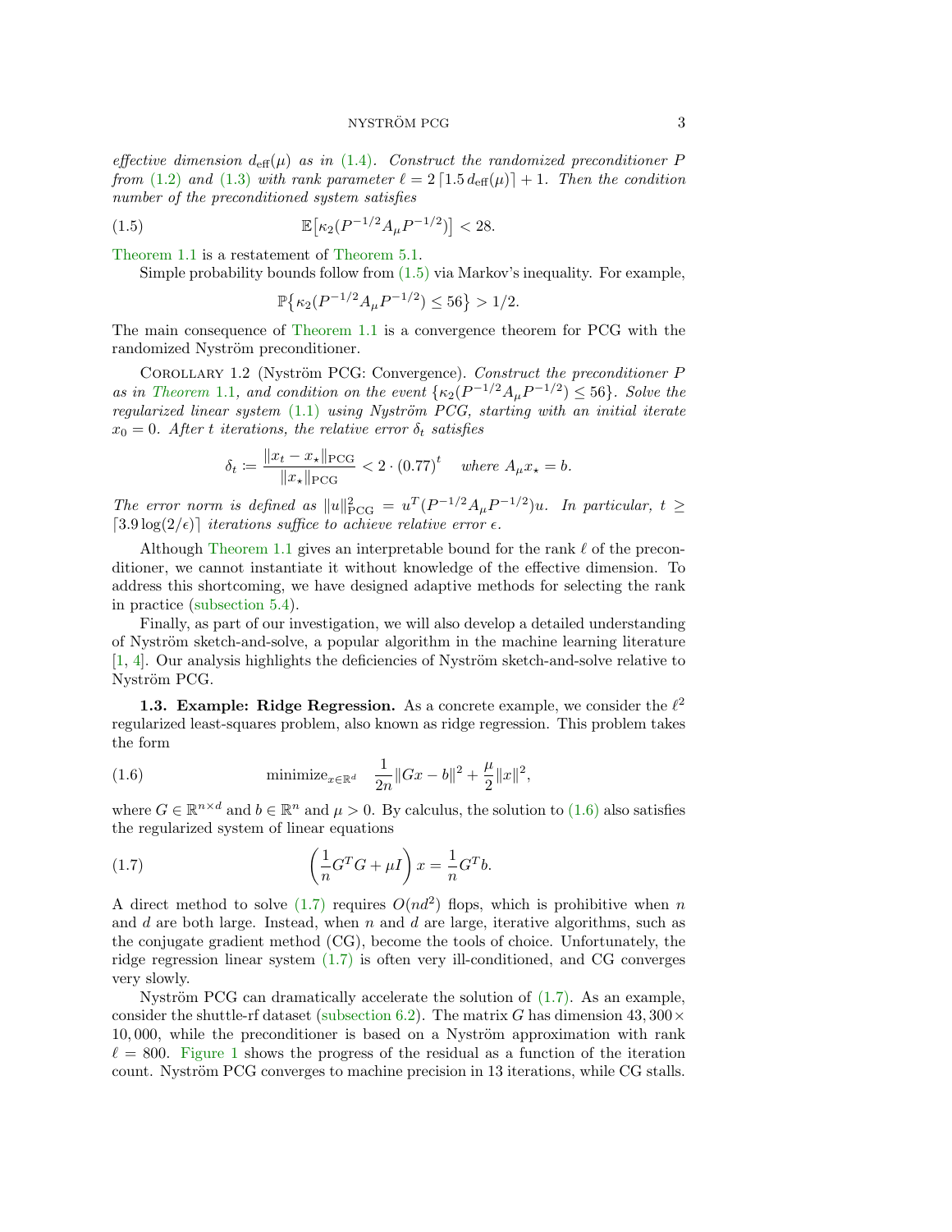*effective dimension* $d_{\text{eff}}(\mu)$ *as in* (1.4). *Construct the randomized preconditioner* $P$ *from* (1.2) *and* (1.3) *with rank parameter* $\ell = 2\lceil 1.5\, d_{\text{eff}}(\mu)\rceil + 1$. *Then the condition number of the preconditioned system satisfies*

$$\mathbb{E}\big[\kappa_2(P^{-1/2}A_\mu P^{-1/2})\big] < 28. \tag{1.5}$$

Theorem 1.1 is a restatement of Theorem 5.1.

Simple probability bounds follow from (1.5) via Markov's inequality. For example,

$$\mathbb{P}\big\{\kappa_2(P^{-1/2}A_\mu P^{-1/2}) \leq 56\big\} > 1/2.$$

The main consequence of Theorem 1.1 is a convergence theorem for PCG with the randomized Nyström preconditioner.

Corollary 1.2 (Nyström PCG: Convergence). *Construct the preconditioner* $P$ *as in Theorem 1.1, and condition on the event* $\{\kappa_2(P^{-1/2}A_\mu P^{-1/2}) \leq 56\}$. *Solve the regularized linear system* (1.1) *using Nyström PCG, starting with an initial iterate* $x_0 = 0$. *After* $t$ *iterations, the relative error* $\delta_t$ *satisfies*

$$\delta_t := \frac{\|x_t - x_\star\|_{\text{PCG}}}{\|x_\star\|_{\text{PCG}}} < 2\cdot(0.77)^t \quad \text{where } A_\mu x_\star = b.$$

*The error norm is defined as* $\|u\|^2_{\text{PCG}} = u^T(P^{-1/2}A_\mu P^{-1/2})u$. *In particular,* $t \geq \lceil 3.9\log(2/\epsilon)\rceil$ *iterations suffice to achieve relative error* $\epsilon$.

Although Theorem 1.1 gives an interpretable bound for the rank $\ell$ of the preconditioner, we cannot instantiate it without knowledge of the effective dimension. To address this shortcoming, we have designed adaptive methods for selecting the rank in practice (subsection 5.4).

Finally, as part of our investigation, we will also develop a detailed understanding of Nyström sketch-and-solve, a popular algorithm in the machine learning literature [1, 4]. Our analysis highlights the deficiencies of Nyström sketch-and-solve relative to Nyström PCG.

### 1.3. Example: Ridge Regression.

As a concrete example, we consider the $\ell^2$ regularized least-squares problem, also known as ridge regression. This problem takes the form

$$\text{minimize}_{x\in\mathbb{R}^d} \quad \frac{1}{2n}\|Gx - b\|^2 + \frac{\mu}{2}\|x\|^2, \tag{1.6}$$

where $G \in \mathbb{R}^{n\times d}$ and $b \in \mathbb{R}^n$ and $\mu > 0$. By calculus, the solution to (1.6) also satisfies the regularized system of linear equations

$$\left(\frac{1}{n}G^TG + \mu I\right)x = \frac{1}{n}G^Tb. \tag{1.7}$$

A direct method to solve (1.7) requires $O(nd^2)$ flops, which is prohibitive when $n$ and $d$ are both large. Instead, when $n$ and $d$ are large, iterative algorithms, such as the conjugate gradient method (CG), become the tools of choice. Unfortunately, the ridge regression linear system (1.7) is often very ill-conditioned, and CG converges very slowly.

Nyström PCG can dramatically accelerate the solution of (1.7). As an example, consider the shuttle-rf dataset (subsection 6.2). The matrix $G$ has dimension $43,300\times 10,000$, while the preconditioner is based on a Nyström approximation with rank $\ell = 800$. Figure 1 shows the progress of the residual as a function of the iteration count. Nyström PCG converges to machine precision in 13 iterations, while CG stalls.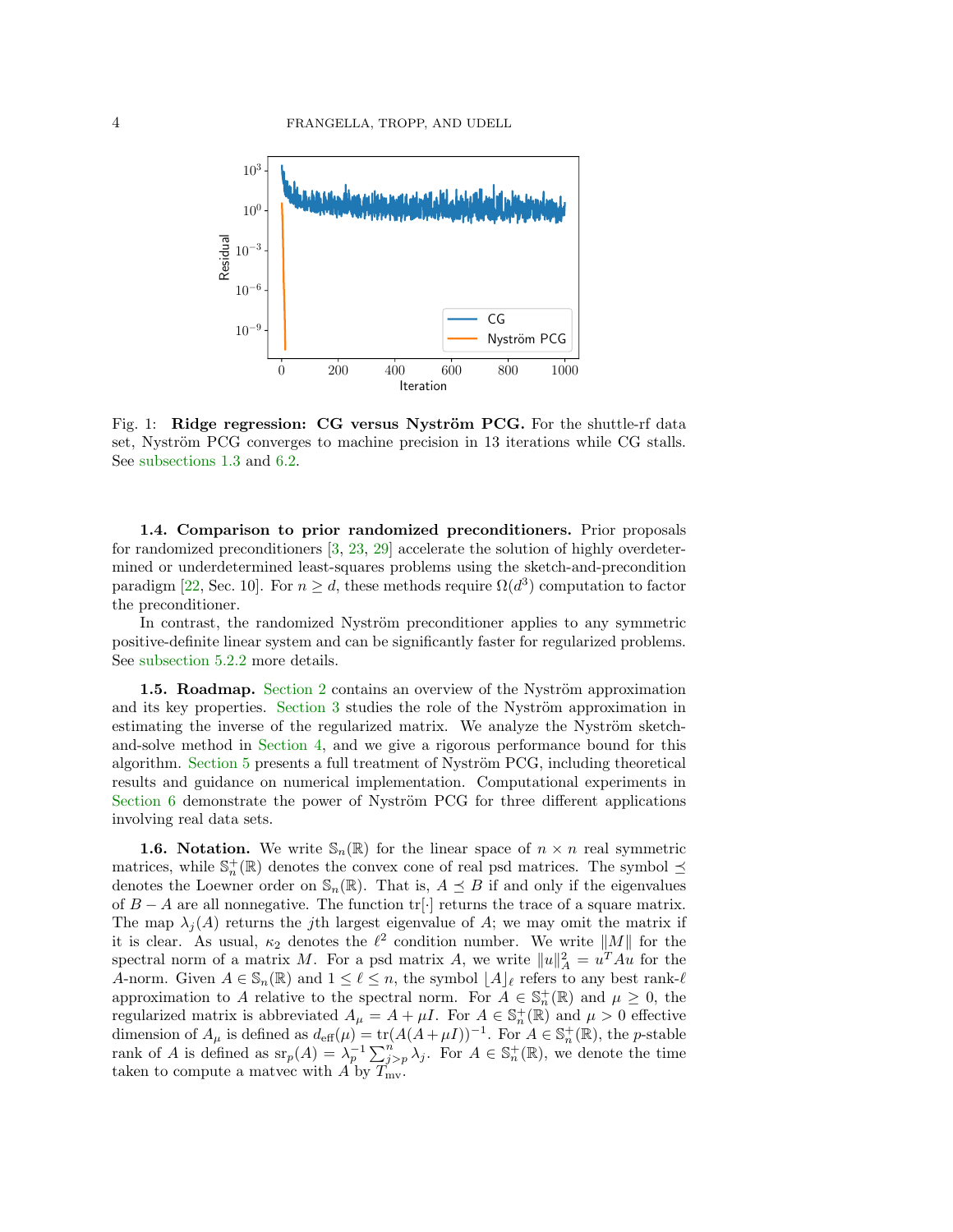Fig. 1: **Ridge regression: CG versus Nyström PCG.** For the shuttle-rf data set, Nyström PCG converges to machine precision in 13 iterations while CG stalls. See subsections 1.3 and 6.2.

### 1.4. Comparison to prior randomized preconditioners.

Prior proposals for randomized preconditioners [3, 23, 29] accelerate the solution of highly overdetermined or underdetermined least-squares problems using the sketch-and-precondition paradigm [22, Sec. 10]. For $n \geq d$, these methods require $\Omega(d^3)$ computation to factor the preconditioner.

In contrast, the randomized Nyström preconditioner applies to any symmetric positive-definite linear system and can be significantly faster for regularized problems. See subsection 5.2.2 more details.

### 1.5. Roadmap.

Section 2 contains an overview of the Nyström approximation and its key properties. Section 3 studies the role of the Nyström approximation in estimating the inverse of the regularized matrix. We analyze the Nyström sketch-and-solve method in Section 4, and we give a rigorous performance bound for this algorithm. Section 5 presents a full treatment of Nyström PCG, including theoretical results and guidance on numerical implementation. Computational experiments in Section 6 demonstrate the power of Nyström PCG for three different applications involving real data sets.

### 1.6. Notation.

We write $\mathbb{S}_n(\mathbb{R})$ for the linear space of $n \times n$ real symmetric matrices, while $\mathbb{S}_n^+(\mathbb{R})$ denotes the convex cone of real psd matrices. The symbol $\preceq$ denotes the Loewner order on $\mathbb{S}_n(\mathbb{R})$. That is, $A \preceq B$ if and only if the eigenvalues of $B - A$ are all nonnegative. The function $\operatorname{tr}[\cdot]$ returns the trace of a square matrix. The map $\lambda_j(A)$ returns the $j$th largest eigenvalue of $A$; we may omit the matrix if it is clear. As usual, $\kappa_2$ denotes the $\ell^2$ condition number. We write $\|M\|$ for the spectral norm of a matrix $M$. For a psd matrix $A$, we write $\|u\|_A^2 = u^T A u$ for the $A$-norm. Given $A \in \mathbb{S}_n(\mathbb{R})$ and $1 \leq \ell \leq n$, the symbol $\lfloor A \rfloor_\ell$ refers to any best rank-$\ell$ approximation to $A$ relative to the spectral norm. For $A \in \mathbb{S}_n^+(\mathbb{R})$ and $\mu \geq 0$, the regularized matrix is abbreviated $A_\mu = A + \mu I$. For $A \in \mathbb{S}_n^+(\mathbb{R})$ and $\mu > 0$ effective dimension of $A_\mu$ is defined as $d_{\text{eff}}(\mu) = \operatorname{tr}(A(A+\mu I))^{-1}$. For $A \in \mathbb{S}_n^+(\mathbb{R})$, the $p$-stable rank of $A$ is defined as $\operatorname{sr}_p(A) = \lambda_p^{-1} \sum_{j>p}^n \lambda_j$. For $A \in \mathbb{S}_n^+(\mathbb{R})$, we denote the time taken to compute a matvec with $A$ by $T_{\text{mv}}$.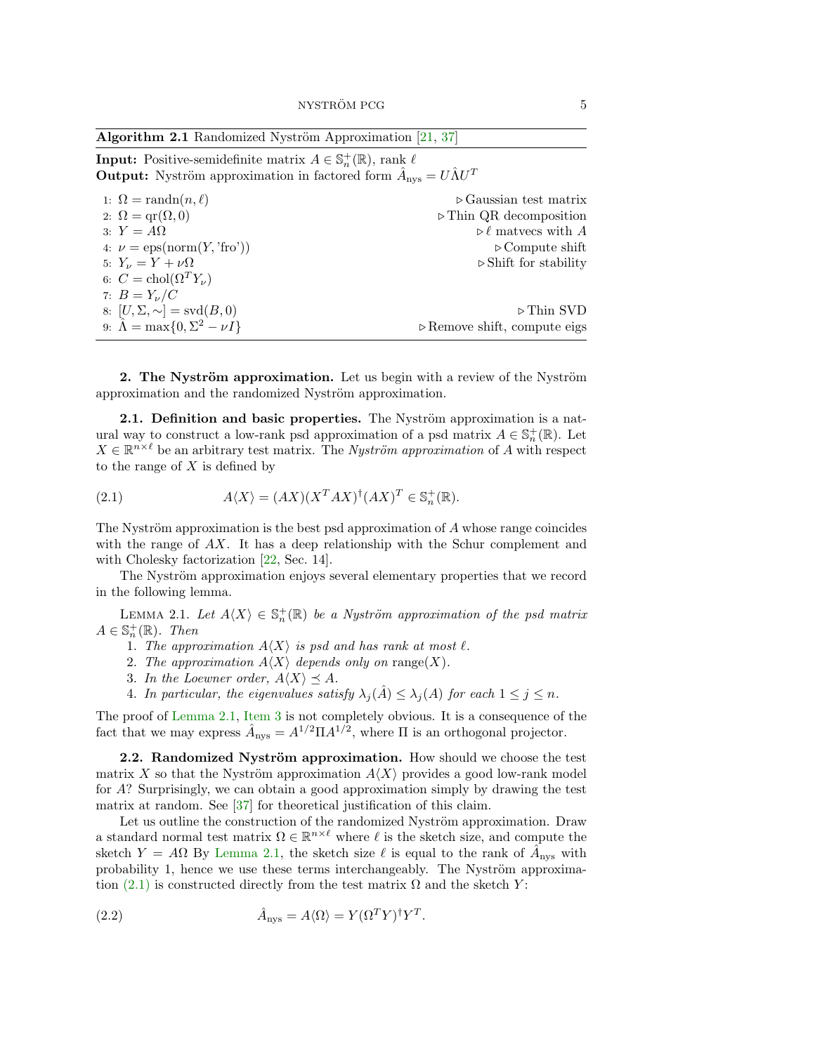**Algorithm 2.1** Randomized Nyström Approximation [21, 37]

**Input:** Positive-semidefinite matrix $A \in \mathbb{S}_n^+(\mathbb{R})$, rank $\ell$

**Output:** Nyström approximation in factored form $\hat{A}_{\text{nys}} = U\hat{\Lambda}U^T$

1: $\Omega = \text{randn}(n, \ell)$ ▷ Gaussian test matrix
2: $\Omega = \text{qr}(\Omega, 0)$ ▷ Thin QR decomposition
3: $Y = A\Omega$ ▷ $\ell$ matvecs with $A$
4: $\nu = \text{eps}(\text{norm}(Y, \text{'fro'}))$ ▷ Compute shift
5: $Y_\nu = Y + \nu\Omega$ ▷ Shift for stability
6: $C = \text{chol}(\Omega^T Y_\nu)$
7: $B = Y_\nu / C$
8: $[U, \Sigma, \sim] = \text{svd}(B, 0)$ ▷ Thin SVD
9: $\hat{\Lambda} = \max\{0, \Sigma^2 - \nu I\}$ ▷ Remove shift, compute eigs

## 2. The Nyström approximation.

Let us begin with a review of the Nyström approximation and the randomized Nyström approximation.

### 2.1. Definition and basic properties.

The Nyström approximation is a natural way to construct a low-rank psd approximation of a psd matrix $A \in \mathbb{S}_n^+(\mathbb{R})$. Let $X \in \mathbb{R}^{n\times\ell}$ be an arbitrary test matrix. The *Nyström approximation* of $A$ with respect to the range of $X$ is defined by

$$A\langle X\rangle = (AX)(X^T AX)^\dagger (AX)^T \in \mathbb{S}_n^+(\mathbb{R}). \tag{2.1}$$

The Nyström approximation is the best psd approximation of $A$ whose range coincides with the range of $AX$. It has a deep relationship with the Schur complement and with Cholesky factorization [22, Sec. 14].

The Nyström approximation enjoys several elementary properties that we record in the following lemma.

Lemma 2.1. *Let $A\langle X\rangle \in \mathbb{S}_n^+(\mathbb{R})$ be a Nyström approximation of the psd matrix $A \in \mathbb{S}_n^+(\mathbb{R})$. Then*

1. *The approximation $A\langle X\rangle$ is psd and has rank at most $\ell$.*
2. *The approximation $A\langle X\rangle$ depends only on $\text{range}(X)$.*
3. *In the Loewner order, $A\langle X\rangle \preceq A$.*
4. *In particular, the eigenvalues satisfy $\lambda_j(\hat{A}) \leq \lambda_j(A)$ for each $1 \leq j \leq n$.*

The proof of Lemma 2.1, Item 3 is not completely obvious. It is a consequence of the fact that we may express $\hat{A}_{\text{nys}} = A^{1/2}\Pi A^{1/2}$, where $\Pi$ is an orthogonal projector.

### 2.2. Randomized Nyström approximation.

How should we choose the test matrix $X$ so that the Nyström approximation $A\langle X\rangle$ provides a good low-rank model for $A$? Surprisingly, we can obtain a good approximation simply by drawing the test matrix at random. See [37] for theoretical justification of this claim.

Let us outline the construction of the randomized Nyström approximation. Draw a standard normal test matrix $\Omega \in \mathbb{R}^{n\times\ell}$ where $\ell$ is the sketch size, and compute the sketch $Y = A\Omega$ By Lemma 2.1, the sketch size $\ell$ is equal to the rank of $\hat{A}_{\text{nys}}$ with probability 1, hence we use these terms interchangeably. The Nyström approximation (2.1) is constructed directly from the test matrix $\Omega$ and the sketch $Y$:

$$\hat{A}_{\text{nys}} = A\langle\Omega\rangle = Y(\Omega^T Y)^\dagger Y^T. \tag{2.2}$$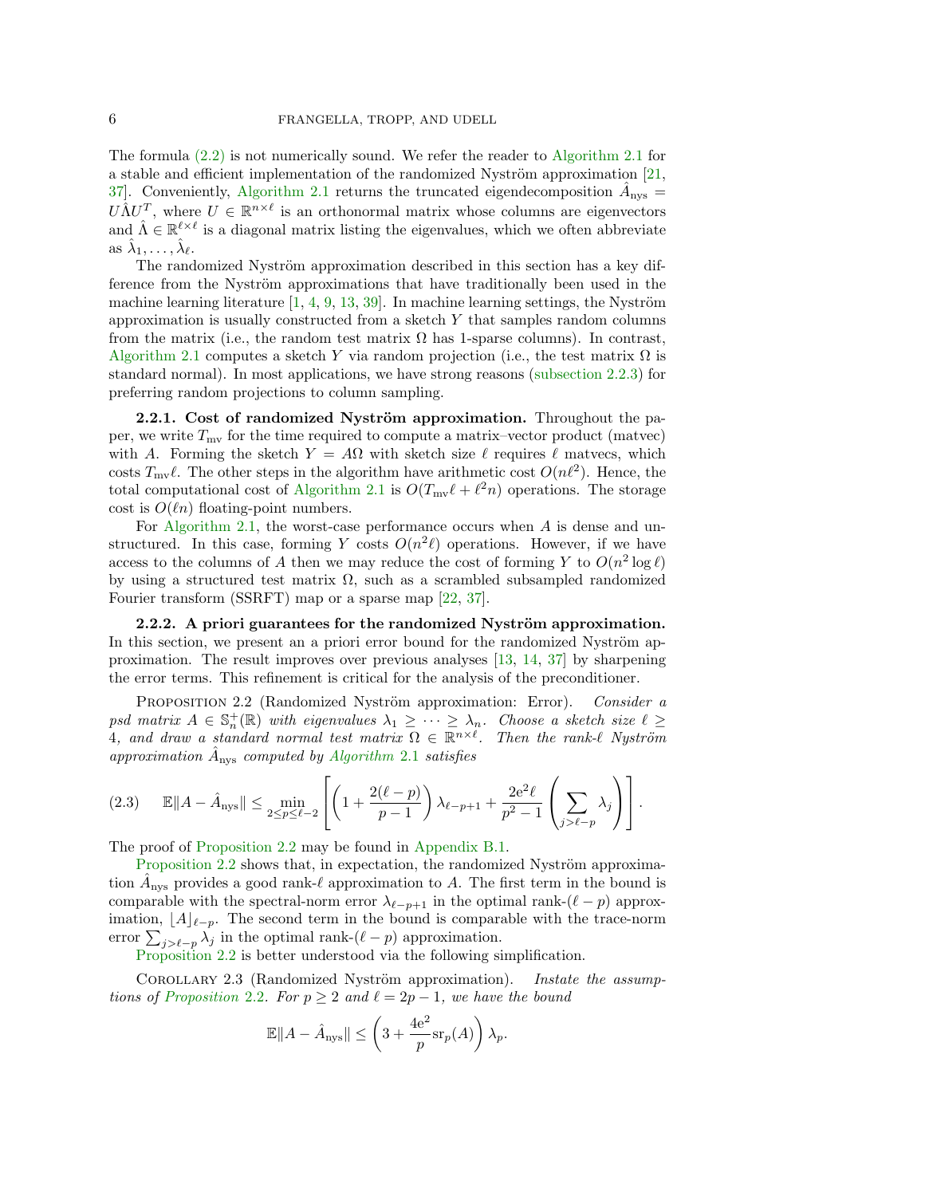The formula (2.2) is not numerically sound. We refer the reader to Algorithm 2.1 for a stable and efficient implementation of the randomized Nyström approximation [21, 37]. Conveniently, Algorithm 2.1 returns the truncated eigendecomposition $\hat{A}_{\text{nys}} = U\hat{\Lambda}U^T$, where $U \in \mathbb{R}^{n\times\ell}$ is an orthonormal matrix whose columns are eigenvectors and $\hat{\Lambda} \in \mathbb{R}^{\ell\times\ell}$ is a diagonal matrix listing the eigenvalues, which we often abbreviate as $\hat{\lambda}_1, \ldots, \hat{\lambda}_\ell$.

The randomized Nyström approximation described in this section has a key difference from the Nyström approximations that have traditionally been used in the machine learning literature [1, 4, 9, 13, 39]. In machine learning settings, the Nyström approximation is usually constructed from a sketch $Y$ that samples random columns from the matrix (i.e., the random test matrix $\Omega$ has 1-sparse columns). In contrast, Algorithm 2.1 computes a sketch $Y$ via random projection (i.e., the test matrix $\Omega$ is standard normal). In most applications, we have strong reasons (subsection 2.2.3) for preferring random projections to column sampling.

**2.2.1. Cost of randomized Nyström approximation.** Throughout the paper, we write $T_{\text{mv}}$ for the time required to compute a matrix–vector product (matvec) with $A$. Forming the sketch $Y = A\Omega$ with sketch size $\ell$ requires $\ell$ matvecs, which costs $T_{\text{mv}}\ell$. The other steps in the algorithm have arithmetic cost $O(n\ell^2)$. Hence, the total computational cost of Algorithm 2.1 is $O(T_{\text{mv}}\ell + \ell^2 n)$ operations. The storage cost is $O(\ell n)$ floating-point numbers.

For Algorithm 2.1, the worst-case performance occurs when $A$ is dense and unstructured. In this case, forming $Y$ costs $O(n^2\ell)$ operations. However, if we have access to the columns of $A$ then we may reduce the cost of forming $Y$ to $O(n^2 \log \ell)$ by using a structured test matrix $\Omega$, such as a scrambled subsampled randomized Fourier transform (SSRFT) map or a sparse map [22, 37].

**2.2.2. A priori guarantees for the randomized Nyström approximation.** In this section, we present an a priori error bound for the randomized Nyström approximation. The result improves over previous analyses [13, 14, 37] by sharpening the error terms. This refinement is critical for the analysis of the preconditioner.

PROPOSITION 2.2 (Randomized Nyström approximation: Error). *Consider a psd matrix $A \in \mathbb{S}_n^+(\mathbb{R})$ with eigenvalues $\lambda_1 \geq \cdots \geq \lambda_n$. Choose a sketch size $\ell \geq 4$, and draw a standard normal test matrix $\Omega \in \mathbb{R}^{n\times\ell}$. Then the rank-$\ell$ Nyström approximation $\hat{A}_{\text{nys}}$ computed by Algorithm 2.1 satisfies*

$$\mathbb{E}\|A - \hat{A}_{\text{nys}}\| \leq \min_{2\leq p\leq \ell-2} \left[ \left(1 + \frac{2(\ell-p)}{p-1}\right)\lambda_{\ell-p+1} + \frac{2\mathrm{e}^2\ell}{p^2-1}\left(\sum_{j>\ell-p}\lambda_j\right)\right]. \tag{2.3}$$

The proof of Proposition 2.2 may be found in Appendix B.1.

Proposition 2.2 shows that, in expectation, the randomized Nyström approximation $\hat{A}_{\text{nys}}$ provides a good rank-$\ell$ approximation to $A$. The first term in the bound is comparable with the spectral-norm error $\lambda_{\ell-p+1}$ in the optimal rank-$(\ell-p)$ approximation, $\lfloor A \rfloor_{\ell-p}$. The second term in the bound is comparable with the trace-norm error $\sum_{j>\ell-p}\lambda_j$ in the optimal rank-$(\ell-p)$ approximation.

Proposition 2.2 is better understood via the following simplification.

COROLLARY 2.3 (Randomized Nyström approximation). *Instate the assumptions of Proposition 2.2. For $p \geq 2$ and $\ell = 2p-1$, we have the bound*

$$\mathbb{E}\|A - \hat{A}_{\text{nys}}\| \leq \left(3 + \frac{4\mathrm{e}^2}{p}\mathrm{sr}_p(A)\right)\lambda_p.$$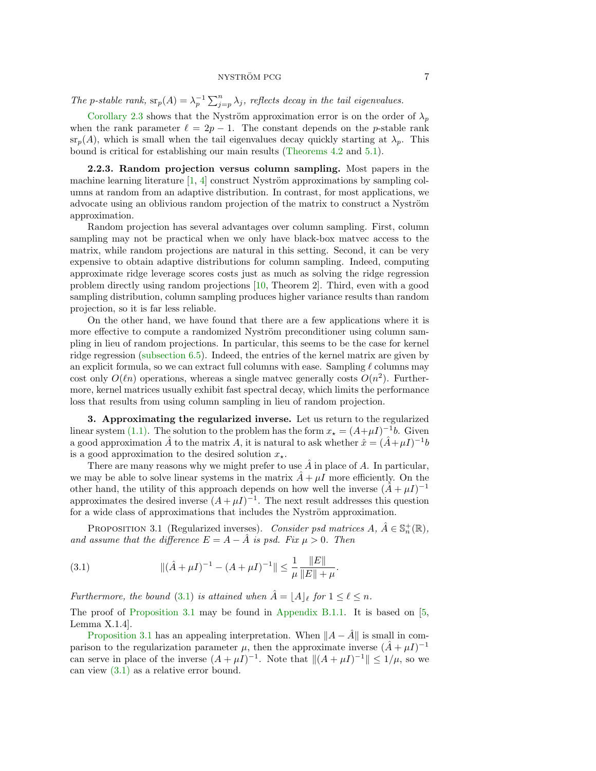*The p-stable rank,* $\mathrm{sr}_p(A) = \lambda_p^{-1} \sum_{j=p}^{n} \lambda_j$*, reflects decay in the tail eigenvalues.*

Corollary 2.3 shows that the Nyström approximation error is on the order of $\lambda_p$ when the rank parameter $\ell = 2p - 1$. The constant depends on the $p$-stable rank $\mathrm{sr}_p(A)$, which is small when the tail eigenvalues decay quickly starting at $\lambda_p$. This bound is critical for establishing our main results (Theorems 4.2 and 5.1).

**2.2.3. Random projection versus column sampling.** Most papers in the machine learning literature [1, 4] construct Nyström approximations by sampling columns at random from an adaptive distribution. In contrast, for most applications, we advocate using an oblivious random projection of the matrix to construct a Nyström approximation.

Random projection has several advantages over column sampling. First, column sampling may not be practical when we only have black-box matvec access to the matrix, while random projections are natural in this setting. Second, it can be very expensive to obtain adaptive distributions for column sampling. Indeed, computing approximate ridge leverage scores costs just as much as solving the ridge regression problem directly using random projections [10, Theorem 2]. Third, even with a good sampling distribution, column sampling produces higher variance results than random projection, so it is far less reliable.

On the other hand, we have found that there are a few applications where it is more effective to compute a randomized Nyström preconditioner using column sampling in lieu of random projections. In particular, this seems to be the case for kernel ridge regression (subsection 6.5). Indeed, the entries of the kernel matrix are given by an explicit formula, so we can extract full columns with ease. Sampling $\ell$ columns may cost only $O(\ell n)$ operations, whereas a single matvec generally costs $O(n^2)$. Furthermore, kernel matrices usually exhibit fast spectral decay, which limits the performance loss that results from using column sampling in lieu of random projection.

## 3. Approximating the regularized inverse.

Let us return to the regularized linear system (1.1). The solution to the problem has the form $x_\star = (A + \mu I)^{-1} b$. Given a good approximation $\hat{A}$ to the matrix $A$, it is natural to ask whether $\hat{x} = (\hat{A} + \mu I)^{-1} b$ is a good approximation to the desired solution $x_\star$.

There are many reasons why we might prefer to use $\hat{A}$ in place of $A$. In particular, we may be able to solve linear systems in the matrix $\hat{A} + \mu I$ more efficiently. On the other hand, the utility of this approach depends on how well the inverse $(\hat{A} + \mu I)^{-1}$ approximates the desired inverse $(A + \mu I)^{-1}$. The next result addresses this question for a wide class of approximations that includes the Nyström approximation.

Proposition 3.1 (Regularized inverses). *Consider psd matrices* $A, \hat{A} \in \mathbb{S}_n^+(\mathbb{R})$*, and assume that the difference* $E = A - \hat{A}$ *is psd. Fix* $\mu > 0$*. Then*

$$\|(\hat{A} + \mu I)^{-1} - (A + \mu I)^{-1}\| \leq \frac{1}{\mu} \frac{\|E\|}{\|E\| + \mu}. \tag{3.1}$$

*Furthermore, the bound (3.1) is attained when* $\hat{A} = \lfloor A \rfloor_\ell$ *for* $1 \leq \ell \leq n$*.*

The proof of Proposition 3.1 may be found in Appendix B.1.1. It is based on [5, Lemma X.1.4].

Proposition 3.1 has an appealing interpretation. When $\|A - \hat{A}\|$ is small in comparison to the regularization parameter $\mu$, then the approximate inverse $(\hat{A} + \mu I)^{-1}$ can serve in place of the inverse $(A + \mu I)^{-1}$. Note that $\|(A + \mu I)^{-1}\| \leq 1/\mu$, so we can view (3.1) as a relative error bound.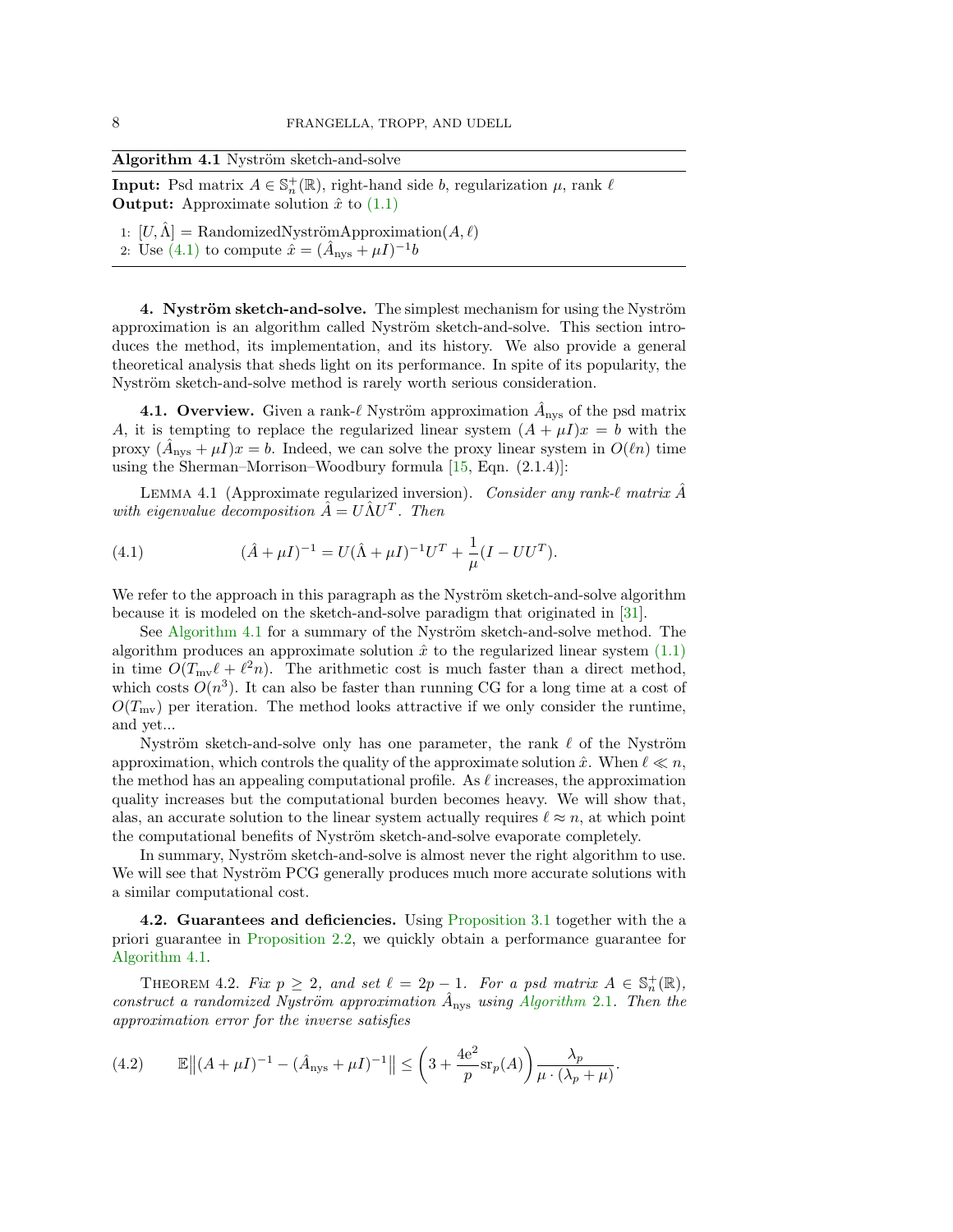**Algorithm 4.1** Nyström sketch-and-solve

**Input:** Psd matrix $A \in \mathbb{S}_n^+(\mathbb{R})$, right-hand side $b$, regularization $\mu$, rank $\ell$
**Output:** Approximate solution $\hat{x}$ to (1.1)

1: $[U, \hat{\Lambda}] = \text{RandomizedNyströmApproximation}(A, \ell)$
2: Use (4.1) to compute $\hat{x} = (\hat{A}_{\text{nys}} + \mu I)^{-1} b$

**4. Nyström sketch-and-solve.** The simplest mechanism for using the Nyström approximation is an algorithm called Nyström sketch-and-solve. This section introduces the method, its implementation, and its history. We also provide a general theoretical analysis that sheds light on its performance. In spite of its popularity, the Nyström sketch-and-solve method is rarely worth serious consideration.

**4.1. Overview.** Given a rank-$\ell$ Nyström approximation $\hat{A}_{\text{nys}}$ of the psd matrix $A$, it is tempting to replace the regularized linear system $(A + \mu I)x = b$ with the proxy $(\hat{A}_{\text{nys}} + \mu I)x = b$. Indeed, we can solve the proxy linear system in $O(\ell n)$ time using the Sherman–Morrison–Woodbury formula [15, Eqn. (2.1.4)]:

Lemma 4.1 (Approximate regularized inversion). *Consider any rank-$\ell$ matrix $\hat{A}$ with eigenvalue decomposition $\hat{A} = U \hat{\Lambda} U^T$. Then*

$$(\hat{A} + \mu I)^{-1} = U(\hat{\Lambda} + \mu I)^{-1} U^T + \frac{1}{\mu}(I - UU^T). \tag{4.1}$$

We refer to the approach in this paragraph as the Nyström sketch-and-solve algorithm because it is modeled on the sketch-and-solve paradigm that originated in [31].

See Algorithm 4.1 for a summary of the Nyström sketch-and-solve method. The algorithm produces an approximate solution $\hat{x}$ to the regularized linear system (1.1) in time $O(T_{\text{mv}} \ell + \ell^2 n)$. The arithmetic cost is much faster than a direct method, which costs $O(n^3)$. It can also be faster than running CG for a long time at a cost of $O(T_{\text{mv}})$ per iteration. The method looks attractive if we only consider the runtime, and yet...

Nyström sketch-and-solve only has one parameter, the rank $\ell$ of the Nyström approximation, which controls the quality of the approximate solution $\hat{x}$. When $\ell \ll n$, the method has an appealing computational profile. As $\ell$ increases, the approximation quality increases but the computational burden becomes heavy. We will show that, alas, an accurate solution to the linear system actually requires $\ell \approx n$, at which point the computational benefits of Nyström sketch-and-solve evaporate completely.

In summary, Nyström sketch-and-solve is almost never the right algorithm to use. We will see that Nyström PCG generally produces much more accurate solutions with a similar computational cost.

**4.2. Guarantees and deficiencies.** Using Proposition 3.1 together with the a priori guarantee in Proposition 2.2, we quickly obtain a performance guarantee for Algorithm 4.1.

Theorem 4.2. *Fix $p \geq 2$, and set $\ell = 2p - 1$. For a psd matrix $A \in \mathbb{S}_n^+(\mathbb{R})$, construct a randomized Nyström approximation $\hat{A}_{\text{nys}}$ using Algorithm 2.1. Then the approximation error for the inverse satisfies*

$$\mathbb{E}\left\|(A + \mu I)^{-1} - (\hat{A}_{\text{nys}} + \mu I)^{-1}\right\| \leq \left(3 + \frac{4\mathrm{e}^2}{p}\mathrm{sr}_p(A)\right) \frac{\lambda_p}{\mu \cdot (\lambda_p + \mu)}. \tag{4.2}$$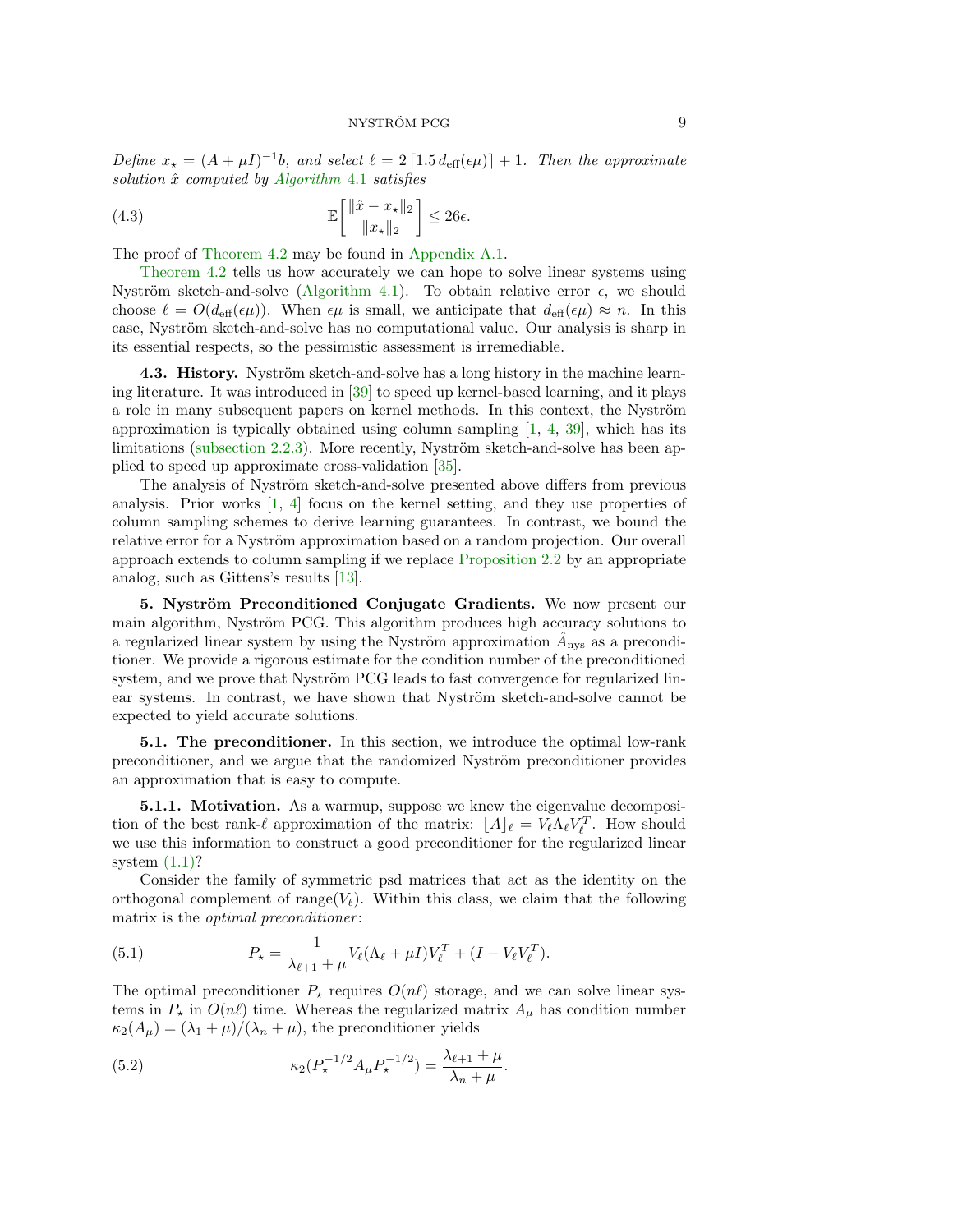*Define $x_\star = (A + \mu I)^{-1} b$, and select $\ell = 2\lceil 1.5\, d_{\text{eff}}(\epsilon\mu)\rceil + 1$. Then the approximate solution $\hat{x}$ computed by Algorithm 4.1 satisfies*

$$\mathbb{E}\left[\frac{\|\hat{x} - x_\star\|_2}{\|x_\star\|_2}\right] \leq 26\epsilon. \tag{4.3}$$

The proof of Theorem 4.2 may be found in Appendix A.1.

Theorem 4.2 tells us how accurately we can hope to solve linear systems using Nyström sketch-and-solve (Algorithm 4.1). To obtain relative error $\epsilon$, we should choose $\ell = O(d_{\text{eff}}(\epsilon\mu))$. When $\epsilon\mu$ is small, we anticipate that $d_{\text{eff}}(\epsilon\mu) \approx n$. In this case, Nyström sketch-and-solve has no computational value. Our analysis is sharp in its essential respects, so the pessimistic assessment is irremediable.

**4.3. History.** Nyström sketch-and-solve has a long history in the machine learning literature. It was introduced in [39] to speed up kernel-based learning, and it plays a role in many subsequent papers on kernel methods. In this context, the Nyström approximation is typically obtained using column sampling [1, 4, 39], which has its limitations (subsection 2.2.3). More recently, Nyström sketch-and-solve has been applied to speed up approximate cross-validation [35].

The analysis of Nyström sketch-and-solve presented above differs from previous analysis. Prior works [1, 4] focus on the kernel setting, and they use properties of column sampling schemes to derive learning guarantees. In contrast, we bound the relative error for a Nyström approximation based on a random projection. Our overall approach extends to column sampling if we replace Proposition 2.2 by an appropriate analog, such as Gittens's results [13].

## 5. Nyström Preconditioned Conjugate Gradients.

We now present our main algorithm, Nyström PCG. This algorithm produces high accuracy solutions to a regularized linear system by using the Nyström approximation $\hat{A}_{\text{nys}}$ as a preconditioner. We provide a rigorous estimate for the condition number of the preconditioned system, and we prove that Nyström PCG leads to fast convergence for regularized linear systems. In contrast, we have shown that Nyström sketch-and-solve cannot be expected to yield accurate solutions.

### 5.1. The preconditioner.

In this section, we introduce the optimal low-rank preconditioner, and we argue that the randomized Nyström preconditioner provides an approximation that is easy to compute.

#### 5.1.1. Motivation.

As a warmup, suppose we knew the eigenvalue decomposition of the best rank-$\ell$ approximation of the matrix: $\lfloor A \rfloor_\ell = V_\ell \Lambda_\ell V_\ell^T$. How should we use this information to construct a good preconditioner for the regularized linear system (1.1)?

Consider the family of symmetric psd matrices that act as the identity on the orthogonal complement of $\text{range}(V_\ell)$. Within this class, we claim that the following matrix is the *optimal preconditioner*:

$$P_\star = \frac{1}{\lambda_{\ell+1} + \mu} V_\ell(\Lambda_\ell + \mu I)V_\ell^T + (I - V_\ell V_\ell^T). \tag{5.1}$$

The optimal preconditioner $P_\star$ requires $O(n\ell)$ storage, and we can solve linear systems in $P_\star$ in $O(n\ell)$ time. Whereas the regularized matrix $A_\mu$ has condition number $\kappa_2(A_\mu) = (\lambda_1 + \mu)/(\lambda_n + \mu)$, the preconditioner yields

$$\kappa_2(P_\star^{-1/2} A_\mu P_\star^{-1/2}) = \frac{\lambda_{\ell+1} + \mu}{\lambda_n + \mu}. \tag{5.2}$$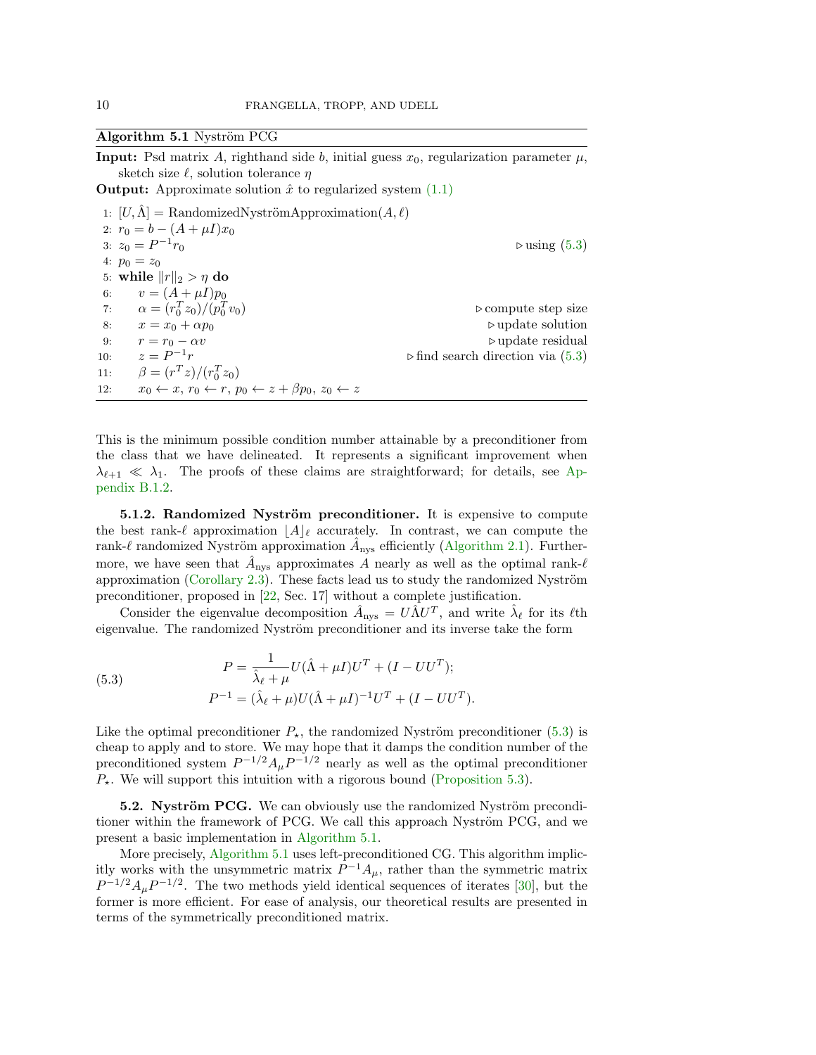**Algorithm 5.1** Nyström PCG

**Input:** Psd matrix $A$, righthand side $b$, initial guess $x_0$, regularization parameter $\mu$, sketch size $\ell$, solution tolerance $\eta$

**Output:** Approximate solution $\hat{x}$ to regularized system (1.1)

```
1:  [U, Λ̂] = RandomizedNyströmApproximation(A, ℓ)
2:  r_0 = b − (A + μI)x_0
3:  z_0 = P^{-1} r_0                                  ▷ using (5.3)
4:  p_0 = z_0
5:  while ‖r‖_2 > η do
6:      v = (A + μI)p_0
7:      α = (r_0^T z_0)/(p_0^T v_0)                    ▷ compute step size
8:      x = x_0 + α p_0                                ▷ update solution
9:      r = r_0 − α v                                  ▷ update residual
10:     z = P^{-1} r                                   ▷ find search direction via (5.3)
11:     β = (r^T z)/(r_0^T z_0)
12:     x_0 ← x, r_0 ← r, p_0 ← z + β p_0, z_0 ← z
```

This is the minimum possible condition number attainable by a preconditioner from the class that we have delineated. It represents a significant improvement when $\lambda_{\ell+1} \ll \lambda_1$. The proofs of these claims are straightforward; for details, see Appendix B.1.2.

**5.1.2. Randomized Nyström preconditioner.** It is expensive to compute the best rank-$\ell$ approximation $\lfloor A \rceil_\ell$ accurately. In contrast, we can compute the rank-$\ell$ randomized Nyström approximation $\hat{A}_{\text{nys}}$ efficiently (Algorithm 2.1). Furthermore, we have seen that $\hat{A}_{\text{nys}}$ approximates $A$ nearly as well as the optimal rank-$\ell$ approximation (Corollary 2.3). These facts lead us to study the randomized Nyström preconditioner, proposed in [22, Sec. 17] without a complete justification.

Consider the eigenvalue decomposition $\hat{A}_{\text{nys}} = U\hat{\Lambda}U^T$, and write $\hat{\lambda}_\ell$ for its $\ell$th eigenvalue. The randomized Nyström preconditioner and its inverse take the form

$$
\begin{aligned}
P &= \frac{1}{\hat{\lambda}_\ell + \mu} U(\hat{\Lambda} + \mu I)U^T + (I - UU^T); \\
P^{-1} &= (\hat{\lambda}_\ell + \mu) U(\hat{\Lambda} + \mu I)^{-1}U^T + (I - UU^T).
\end{aligned}
\tag{5.3}
$$

Like the optimal preconditioner $P_\star$, the randomized Nyström preconditioner (5.3) is cheap to apply and to store. We may hope that it damps the condition number of the preconditioned system $P^{-1/2}A_\mu P^{-1/2}$ nearly as well as the optimal preconditioner $P_\star$. We will support this intuition with a rigorous bound (Proposition 5.3).

**5.2. Nyström PCG.** We can obviously use the randomized Nyström preconditioner within the framework of PCG. We call this approach Nyström PCG, and we present a basic implementation in Algorithm 5.1.

More precisely, Algorithm 5.1 uses left-preconditioned CG. This algorithm implicitly works with the unsymmetric matrix $P^{-1}A_\mu$, rather than the symmetric matrix $P^{-1/2}A_\mu P^{-1/2}$. The two methods yield identical sequences of iterates [30], but the former is more efficient. For ease of analysis, our theoretical results are presented in terms of the symmetrically preconditioned matrix.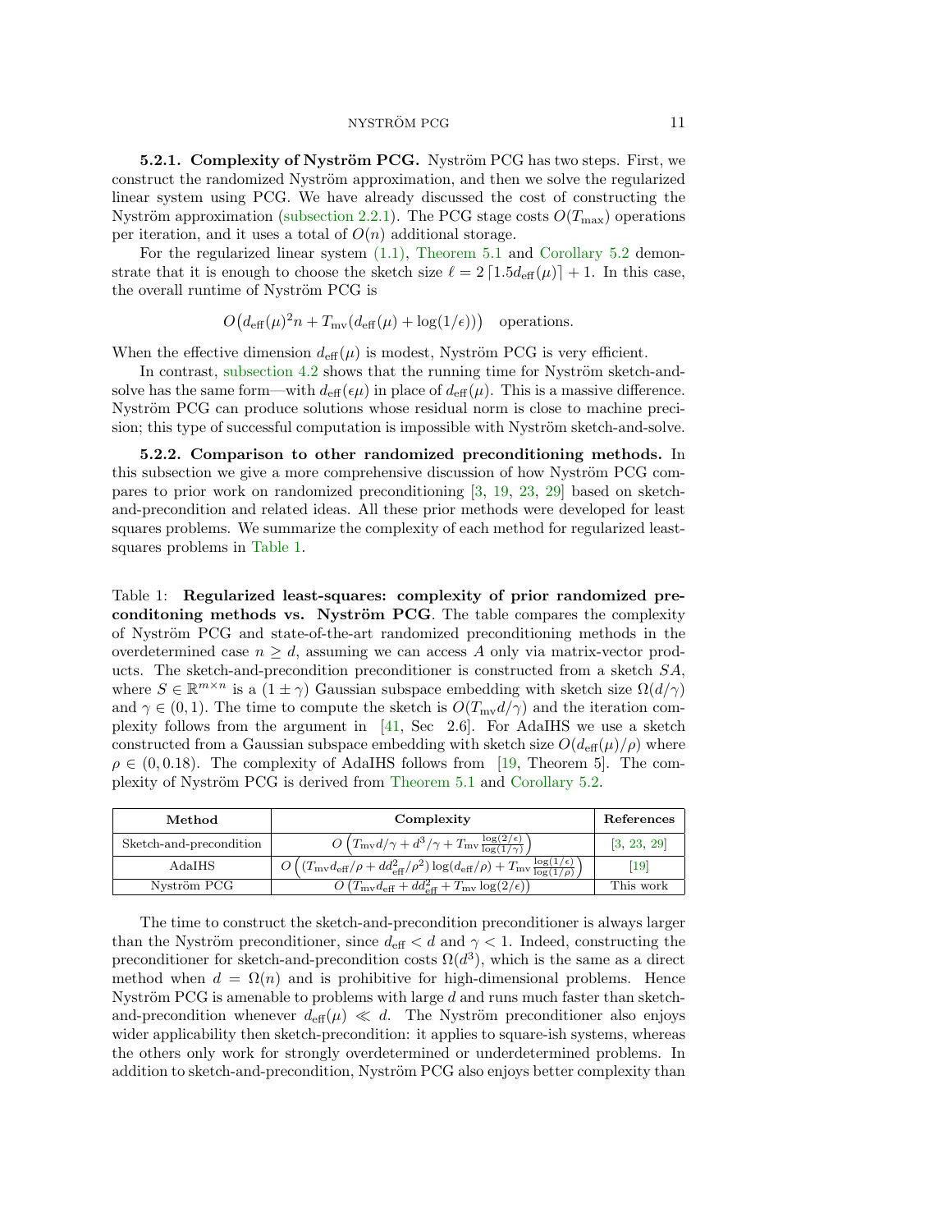**5.2.1. Complexity of Nyström PCG.** Nyström PCG has two steps. First, we construct the randomized Nyström approximation, and then we solve the regularized linear system using PCG. We have already discussed the cost of constructing the Nyström approximation (subsection 2.2.1). The PCG stage costs $O(T_{\max})$ operations per iteration, and it uses a total of $O(n)$ additional storage.

For the regularized linear system (1.1), Theorem 5.1 and Corollary 5.2 demonstrate that it is enough to choose the sketch size $\ell = 2\lceil 1.5 d_{\text{eff}}(\mu)\rceil + 1$. In this case, the overall runtime of Nyström PCG is

$$O\big(d_{\text{eff}}(\mu)^2 n + T_{\text{mv}}(d_{\text{eff}}(\mu) + \log(1/\epsilon))\big) \quad \text{operations.}$$

When the effective dimension $d_{\text{eff}}(\mu)$ is modest, Nyström PCG is very efficient.

In contrast, subsection 4.2 shows that the running time for Nyström sketch-and-solve has the same form—with $d_{\text{eff}}(\epsilon\mu)$ in place of $d_{\text{eff}}(\mu)$. This is a massive difference. Nyström PCG can produce solutions whose residual norm is close to machine precision; this type of successful computation is impossible with Nyström sketch-and-solve.

**5.2.2. Comparison to other randomized preconditioning methods.** In this subsection we give a more comprehensive discussion of how Nyström PCG compares to prior work on randomized preconditioning [3, 19, 23, 29] based on sketch-and-precondition and related ideas. All these prior methods were developed for least squares problems. We summarize the complexity of each method for regularized least-squares problems in Table 1.

Table 1: **Regularized least-squares: complexity of prior randomized preconditoning methods vs. Nyström PCG**. The table compares the complexity of Nyström PCG and state-of-the-art randomized preconditioning methods in the overdetermined case $n \geq d$, assuming we can access $A$ only via matrix-vector products. The sketch-and-precondition preconditioner is constructed from a sketch $SA$, where $S \in \mathbb{R}^{m\times n}$ is a $(1 \pm \gamma)$ Gaussian subspace embedding with sketch size $\Omega(d/\gamma)$ and $\gamma \in (0,1)$. The time to compute the sketch is $O(T_{\text{mv}}d/\gamma)$ and the iteration complexity follows from the argument in [41, Sec 2.6]. For AdaIHS we use a sketch constructed from a Gaussian subspace embedding with sketch size $O(d_{\text{eff}}(\mu)/\rho)$ where $\rho \in (0, 0.18)$. The complexity of AdaIHS follows from [19, Theorem 5]. The complexity of Nyström PCG is derived from Theorem 5.1 and Corollary 5.2.

| Method | Complexity | References |
|---|---|---|
| Sketch-and-precondition | $O\left(T_{\text{mv}}d/\gamma + d^3/\gamma + T_{\text{mv}}\frac{\log(2/\epsilon)}{\log(1/\gamma)}\right)$ | [3, 23, 29] |
| AdaIHS | $O\left((T_{\text{mv}}d_{\text{eff}}/\rho + dd_{\text{eff}}^2/\rho^2)\log(d_{\text{eff}}/\rho) + T_{\text{mv}}\frac{\log(1/\epsilon)}{\log(1/\rho)}\right)$ | [19] |
| Nyström PCG | $O\left(T_{\text{mv}}d_{\text{eff}} + dd_{\text{eff}}^2 + T_{\text{mv}}\log(2/\epsilon)\right)$ | This work |

The time to construct the sketch-and-precondition preconditioner is always larger than the Nyström preconditioner, since $d_{\text{eff}} < d$ and $\gamma < 1$. Indeed, constructing the preconditioner for sketch-and-precondition costs $\Omega(d^3)$, which is the same as a direct method when $d = \Omega(n)$ and is prohibitive for high-dimensional problems. Hence Nyström PCG is amenable to problems with large $d$ and runs much faster than sketch-and-precondition whenever $d_{\text{eff}}(\mu) \ll d$. The Nyström preconditioner also enjoys wider applicability then sketch-precondition: it applies to square-ish systems, whereas the others only work for strongly overdetermined or underdetermined problems. In addition to sketch-and-precondition, Nyström PCG also enjoys better complexity than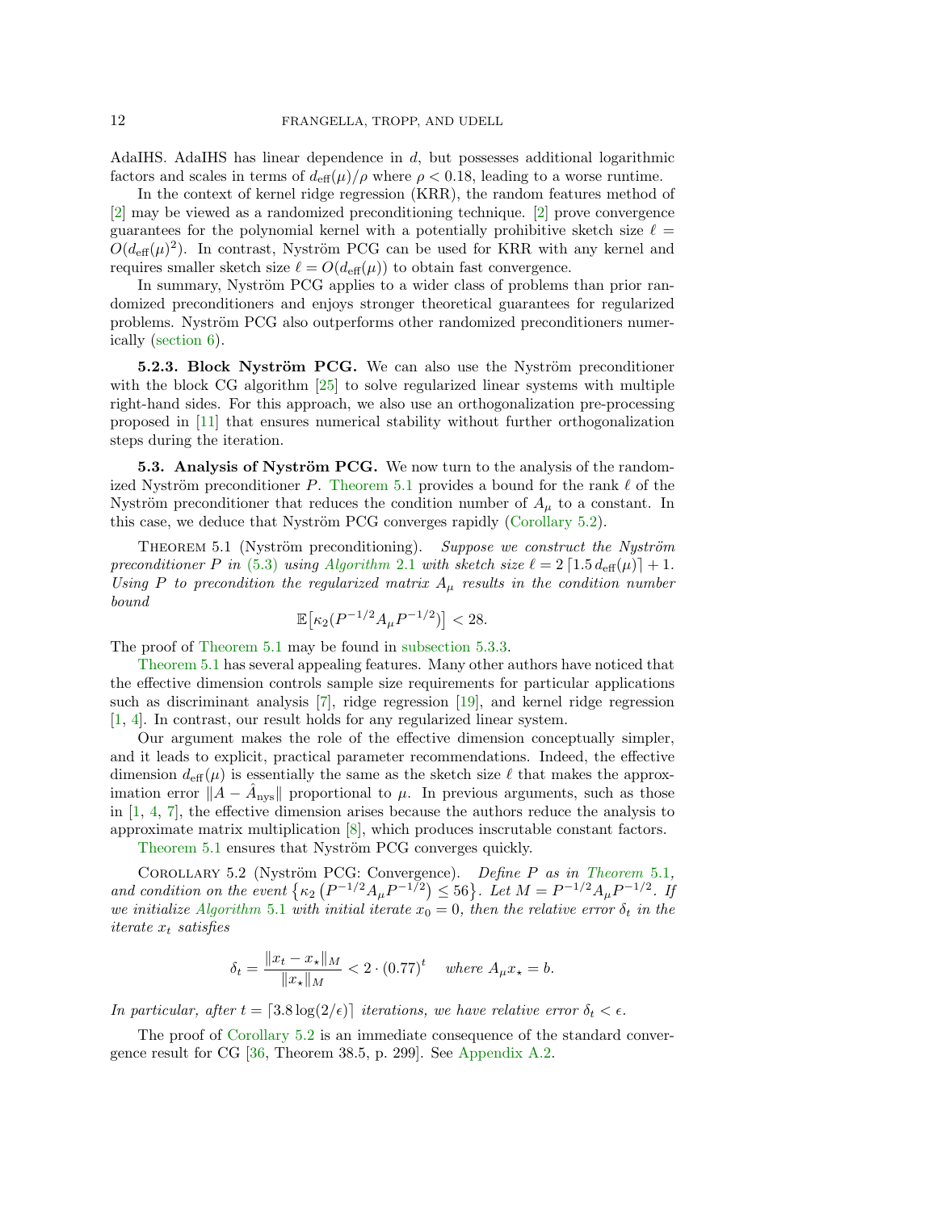AdaIHS. AdaIHS has linear dependence in $d$, but possesses additional logarithmic factors and scales in terms of $d_{\text{eff}}(\mu)/\rho$ where $\rho < 0.18$, leading to a worse runtime.

In the context of kernel ridge regression (KRR), the random features method of [2] may be viewed as a randomized preconditioning technique. [2] prove convergence guarantees for the polynomial kernel with a potentially prohibitive sketch size $\ell = O(d_{\text{eff}}(\mu)^2)$. In contrast, Nyström PCG can be used for KRR with any kernel and requires smaller sketch size $\ell = O(d_{\text{eff}}(\mu))$ to obtain fast convergence.

In summary, Nyström PCG applies to a wider class of problems than prior randomized preconditioners and enjoys stronger theoretical guarantees for regularized problems. Nyström PCG also outperforms other randomized preconditioners numerically (section 6).

#### 5.2.3. Block Nyström PCG.

We can also use the Nyström preconditioner with the block CG algorithm [25] to solve regularized linear systems with multiple right-hand sides. For this approach, we also use an orthogonalization pre-processing proposed in [11] that ensures numerical stability without further orthogonalization steps during the iteration.

### 5.3. Analysis of Nyström PCG.

We now turn to the analysis of the randomized Nyström preconditioner $P$. Theorem 5.1 provides a bound for the rank $\ell$ of the Nyström preconditioner that reduces the condition number of $A_\mu$ to a constant. In this case, we deduce that Nyström PCG converges rapidly (Corollary 5.2).

THEOREM 5.1 (Nyström preconditioning). *Suppose we construct the Nyström preconditioner $P$ in (5.3) using Algorithm 2.1 with sketch size $\ell = 2\lceil 1.5\, d_{\text{eff}}(\mu)\rceil + 1$. Using $P$ to precondition the regularized matrix $A_\mu$ results in the condition number bound*

$$\mathbb{E}\big[\kappa_2(P^{-1/2}A_\mu P^{-1/2})\big] < 28.$$

The proof of Theorem 5.1 may be found in subsection 5.3.3.

Theorem 5.1 has several appealing features. Many other authors have noticed that the effective dimension controls sample size requirements for particular applications such as discriminant analysis [7], ridge regression [19], and kernel ridge regression [1, 4]. In contrast, our result holds for any regularized linear system.

Our argument makes the role of the effective dimension conceptually simpler, and it leads to explicit, practical parameter recommendations. Indeed, the effective dimension $d_{\text{eff}}(\mu)$ is essentially the same as the sketch size $\ell$ that makes the approximation error $\|A - \hat{A}_{\text{nys}}\|$ proportional to $\mu$. In previous arguments, such as those in [1, 4, 7], the effective dimension arises because the authors reduce the analysis to approximate matrix multiplication [8], which produces inscrutable constant factors.

Theorem 5.1 ensures that Nyström PCG converges quickly.

COROLLARY 5.2 (Nyström PCG: Convergence). *Define $P$ as in Theorem 5.1, and condition on the event $\left\{\kappa_2\left(P^{-1/2}A_\mu P^{-1/2}\right) \le 56\right\}$. Let $M = P^{-1/2}A_\mu P^{-1/2}$. If we initialize Algorithm 5.1 with initial iterate $x_0 = 0$, then the relative error $\delta_t$ in the iterate $x_t$ satisfies*

$$\delta_t = \frac{\|x_t - x_\star\|_M}{\|x_\star\|_M} < 2 \cdot (0.77)^t \quad \text{where } A_\mu x_\star = b.$$

*In particular, after $t = \lceil 3.8 \log(2/\epsilon)\rceil$ iterations, we have relative error $\delta_t < \epsilon$.*

The proof of Corollary 5.2 is an immediate consequence of the standard convergence result for CG [36, Theorem 38.5, p. 299]. See Appendix A.2.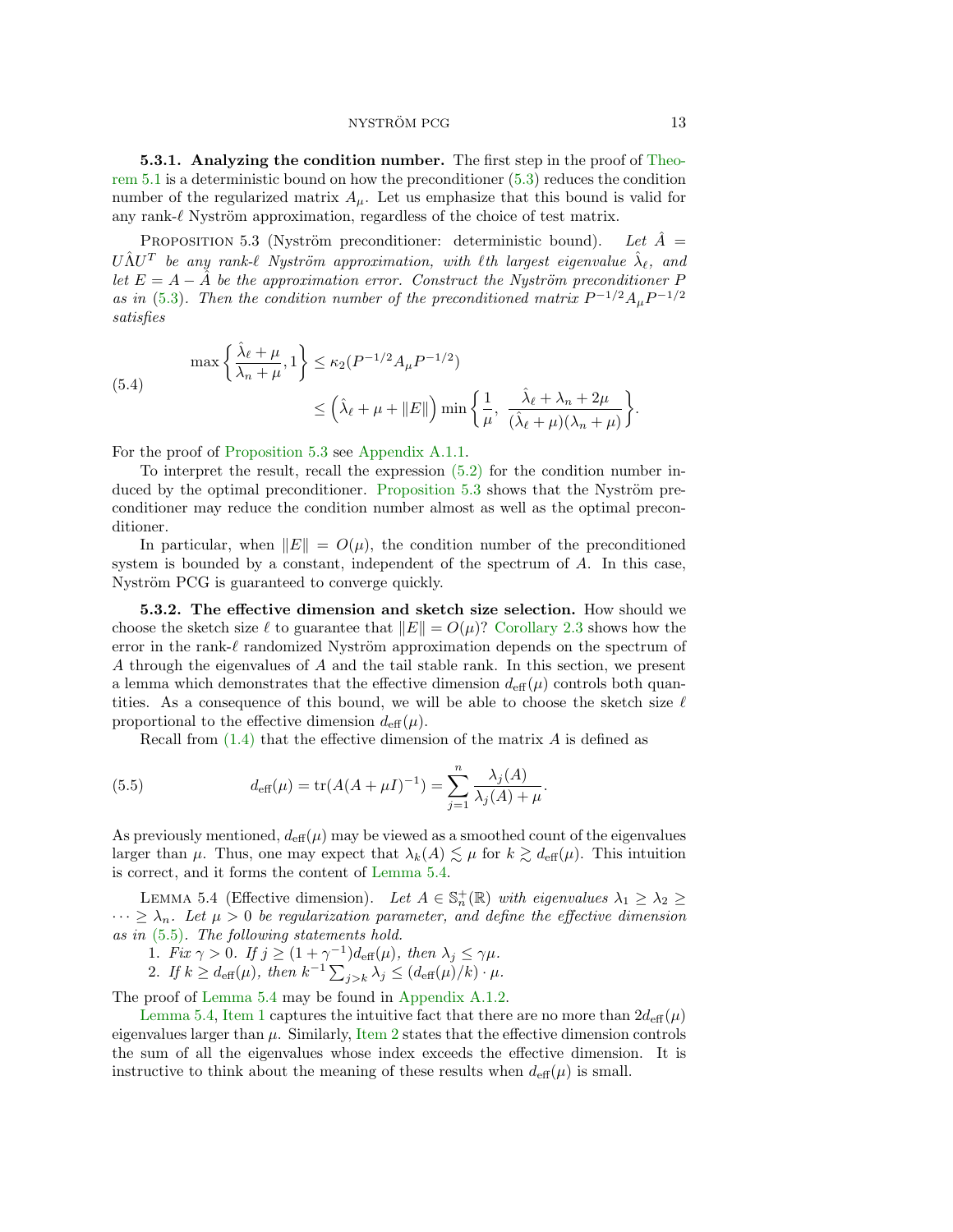### 5.3.1. Analyzing the condition number.

The first step in the proof of Theorem 5.1 is a deterministic bound on how the preconditioner (5.3) reduces the condition number of the regularized matrix $A_\mu$. Let us emphasize that this bound is valid for any rank-$\ell$ Nyström approximation, regardless of the choice of test matrix.

Proposition 5.3 (Nyström preconditioner: deterministic bound). *Let $\hat{A} = U\hat{\Lambda}U^T$ be any rank-$\ell$ Nyström approximation, with $\ell$th largest eigenvalue $\hat{\lambda}_\ell$, and let $E = A - \hat{A}$ be the approximation error. Construct the Nyström preconditioner $P$ as in (5.3). Then the condition number of the preconditioned matrix $P^{-1/2}A_\mu P^{-1/2}$ satisfies*

$$
\begin{aligned}
\max\left\{\frac{\hat{\lambda}_\ell + \mu}{\lambda_n + \mu}, 1\right\} &\leq \kappa_2(P^{-1/2}A_\mu P^{-1/2}) \\
&\leq \left(\hat{\lambda}_\ell + \mu + \|E\|\right) \min\left\{\frac{1}{\mu},\ \frac{\hat{\lambda}_\ell + \lambda_n + 2\mu}{(\hat{\lambda}_\ell + \mu)(\lambda_n + \mu)}\right\}.
\end{aligned}
\tag{5.4}
$$

For the proof of Proposition 5.3 see Appendix A.1.1.

To interpret the result, recall the expression (5.2) for the condition number induced by the optimal preconditioner. Proposition 5.3 shows that the Nyström preconditioner may reduce the condition number almost as well as the optimal preconditioner.

In particular, when $\|E\| = O(\mu)$, the condition number of the preconditioned system is bounded by a constant, independent of the spectrum of $A$. In this case, Nyström PCG is guaranteed to converge quickly.

### 5.3.2. The effective dimension and sketch size selection.

How should we choose the sketch size $\ell$ to guarantee that $\|E\| = O(\mu)$? Corollary 2.3 shows how the error in the rank-$\ell$ randomized Nyström approximation depends on the spectrum of $A$ through the eigenvalues of $A$ and the tail stable rank. In this section, we present a lemma which demonstrates that the effective dimension $d_{\text{eff}}(\mu)$ controls both quantities. As a consequence of this bound, we will be able to choose the sketch size $\ell$ proportional to the effective dimension $d_{\text{eff}}(\mu)$.

Recall from (1.4) that the effective dimension of the matrix $A$ is defined as

$$
d_{\text{eff}}(\mu) = \operatorname{tr}(A(A + \mu I)^{-1}) = \sum_{j=1}^{n} \frac{\lambda_j(A)}{\lambda_j(A) + \mu}.
\tag{5.5}
$$

As previously mentioned, $d_{\text{eff}}(\mu)$ may be viewed as a smoothed count of the eigenvalues larger than $\mu$. Thus, one may expect that $\lambda_k(A) \lesssim \mu$ for $k \gtrsim d_{\text{eff}}(\mu)$. This intuition is correct, and it forms the content of Lemma 5.4.

Lemma 5.4 (Effective dimension). *Let $A \in \mathbb{S}_n^+(\mathbb{R})$ with eigenvalues $\lambda_1 \geq \lambda_2 \geq \cdots \geq \lambda_n$. Let $\mu > 0$ be regularization parameter, and define the effective dimension as in (5.5). The following statements hold.*

1. *Fix $\gamma > 0$. If $j \geq (1 + \gamma^{-1})d_{\text{eff}}(\mu)$, then $\lambda_j \leq \gamma\mu$.*
2. *If $k \geq d_{\text{eff}}(\mu)$, then $k^{-1}\sum_{j>k} \lambda_j \leq (d_{\text{eff}}(\mu)/k) \cdot \mu$.*

The proof of Lemma 5.4 may be found in Appendix A.1.2.

Lemma 5.4, Item 1 captures the intuitive fact that there are no more than $2d_{\text{eff}}(\mu)$ eigenvalues larger than $\mu$. Similarly, Item 2 states that the effective dimension controls the sum of all the eigenvalues whose index exceeds the effective dimension. It is instructive to think about the meaning of these results when $d_{\text{eff}}(\mu)$ is small.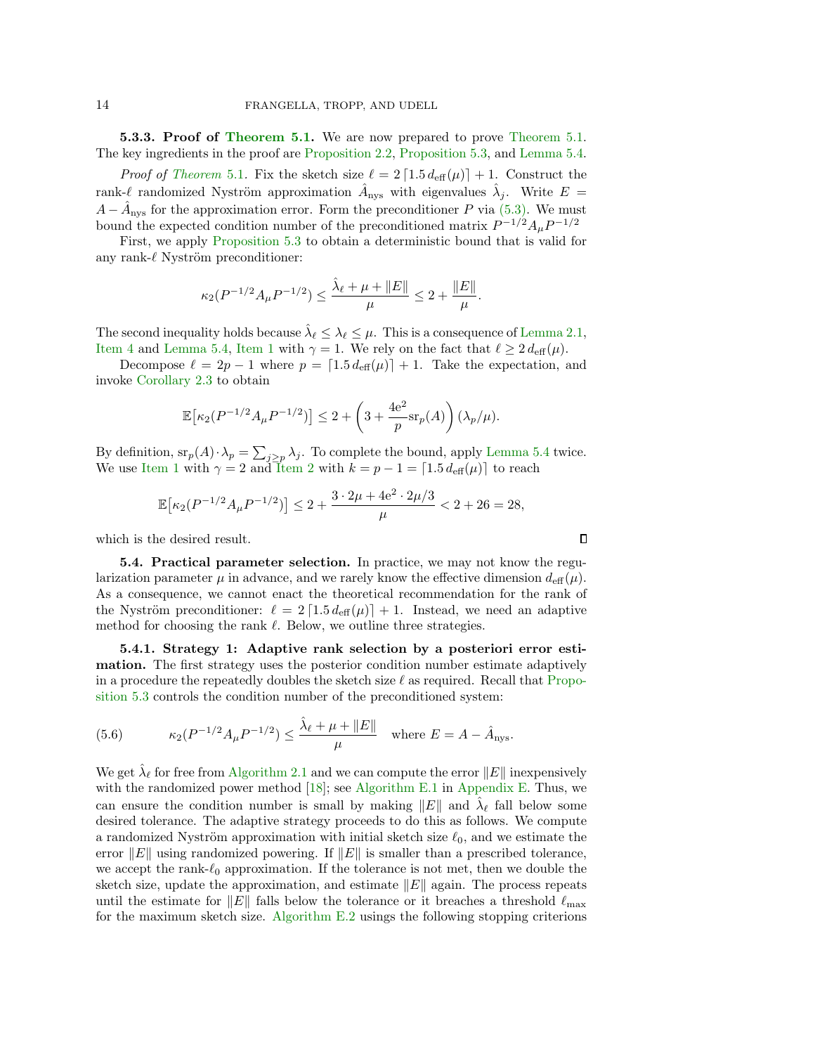#### 5.3.3. Proof of Theorem 5.1.

We are now prepared to prove Theorem 5.1. The key ingredients in the proof are Proposition 2.2, Proposition 5.3, and Lemma 5.4.

*Proof of Theorem 5.1.* Fix the sketch size $\ell = 2\lceil 1.5\, d_{\text{eff}}(\mu)\rceil + 1$. Construct the rank-$\ell$ randomized Nyström approximation $\hat{A}_{\text{nys}}$ with eigenvalues $\hat{\lambda}_j$. Write $E = A - \hat{A}_{\text{nys}}$ for the approximation error. Form the preconditioner $P$ via (5.3). We must bound the expected condition number of the preconditioned matrix $P^{-1/2}A_\mu P^{-1/2}$

First, we apply Proposition 5.3 to obtain a deterministic bound that is valid for any rank-$\ell$ Nyström preconditioner:

$$\kappa_2(P^{-1/2}A_\mu P^{-1/2}) \leq \frac{\hat{\lambda}_\ell + \mu + \|E\|}{\mu} \leq 2 + \frac{\|E\|}{\mu}.$$

The second inequality holds because $\hat{\lambda}_\ell \leq \lambda_\ell \leq \mu$. This is a consequence of Lemma 2.1, Item 4 and Lemma 5.4, Item 1 with $\gamma = 1$. We rely on the fact that $\ell \geq 2\, d_{\text{eff}}(\mu)$.

Decompose $\ell = 2p - 1$ where $p = \lceil 1.5\, d_{\text{eff}}(\mu)\rceil + 1$. Take the expectation, and invoke Corollary 2.3 to obtain

$$\mathbb{E}\big[\kappa_2(P^{-1/2}A_\mu P^{-1/2})\big] \leq 2 + \left(3 + \frac{4\mathrm{e}^2}{p}\mathrm{sr}_p(A)\right)(\lambda_p/\mu).$$

By definition, $\mathrm{sr}_p(A)\cdot\lambda_p = \sum_{j\geq p}\lambda_j$. To complete the bound, apply Lemma 5.4 twice. We use Item 1 with $\gamma = 2$ and Item 2 with $k = p - 1 = \lceil 1.5\, d_{\text{eff}}(\mu)\rceil$ to reach

$$\mathbb{E}\big[\kappa_2(P^{-1/2}A_\mu P^{-1/2})\big] \leq 2 + \frac{3\cdot 2\mu + 4\mathrm{e}^2\cdot 2\mu/3}{\mu} < 2 + 26 = 28,$$

which is the desired result. ∎

### 5.4. Practical parameter selection.

In practice, we may not know the regularization parameter $\mu$ in advance, and we rarely know the effective dimension $d_{\text{eff}}(\mu)$. As a consequence, we cannot enact the theoretical recommendation for the rank of the Nyström preconditioner: $\ell = 2\lceil 1.5\, d_{\text{eff}}(\mu)\rceil + 1$. Instead, we need an adaptive method for choosing the rank $\ell$. Below, we outline three strategies.

#### 5.4.1. Strategy 1: Adaptive rank selection by a posteriori error estimation.

The first strategy uses the posterior condition number estimate adaptively in a procedure the repeatedly doubles the sketch size $\ell$ as required. Recall that Proposition 5.3 controls the condition number of the preconditioned system:

$$\kappa_2(P^{-1/2}A_\mu P^{-1/2}) \leq \frac{\hat{\lambda}_\ell + \mu + \|E\|}{\mu} \quad \text{where } E = A - \hat{A}_{\text{nys}}. \tag{5.6}$$

We get $\hat{\lambda}_\ell$ for free from Algorithm 2.1 and we can compute the error $\|E\|$ inexpensively with the randomized power method [18]; see Algorithm E.1 in Appendix E. Thus, we can ensure the condition number is small by making $\|E\|$ and $\hat{\lambda}_\ell$ fall below some desired tolerance. The adaptive strategy proceeds to do this as follows. We compute a randomized Nyström approximation with initial sketch size $\ell_0$, and we estimate the error $\|E\|$ using randomized powering. If $\|E\|$ is smaller than a prescribed tolerance, we accept the rank-$\ell_0$ approximation. If the tolerance is not met, then we double the sketch size, update the approximation, and estimate $\|E\|$ again. The process repeats until the estimate for $\|E\|$ falls below the tolerance or it breaches a threshold $\ell_{\max}$ for the maximum sketch size. Algorithm E.2 usings the following stopping criterions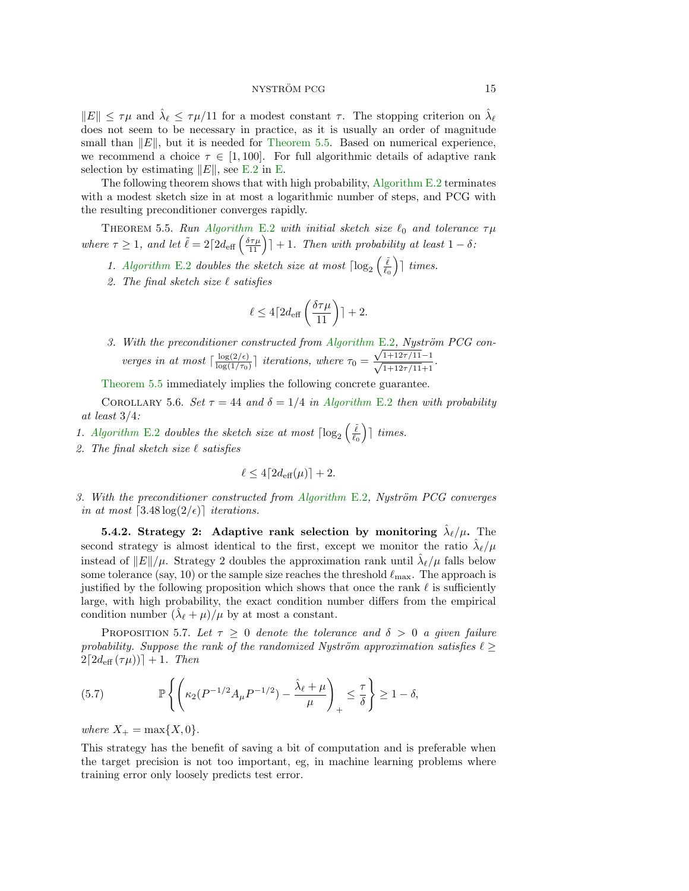$\|E\| \leq \tau\mu$ and $\hat{\lambda}_\ell \leq \tau\mu/11$ for a modest constant $\tau$. The stopping criterion on $\hat{\lambda}_\ell$ does not seem to be necessary in practice, as it is usually an order of magnitude small than $\|E\|$, but it is needed for Theorem 5.5. Based on numerical experience, we recommend a choice $\tau \in [1, 100]$. For full algorithmic details of adaptive rank selection by estimating $\|E\|$, see E.2 in E.

The following theorem shows that with high probability, Algorithm E.2 terminates with a modest sketch size in at most a logarithmic number of steps, and PCG with the resulting preconditioner converges rapidly.

Theorem 5.5. *Run Algorithm E.2 with initial sketch size $\ell_0$ and tolerance $\tau\mu$ where $\tau \geq 1$, and let $\tilde{\ell} = 2\lceil 2d_{\text{eff}}\left(\frac{\delta\tau\mu}{11}\right)\rceil + 1$. Then with probability at least $1-\delta$:*

1. *Algorithm E.2 doubles the sketch size at most $\lceil \log_2\left(\frac{\tilde{\ell}}{\ell_0}\right)\rceil$ times.*
2. *The final sketch size $\ell$ satisfies*

$$\ell \leq 4\lceil 2d_{\text{eff}}\left(\frac{\delta\tau\mu}{11}\right)\rceil + 2.$$

3. *With the preconditioner constructed from Algorithm E.2, Nyström PCG converges in at most $\lceil \frac{\log(2/\epsilon)}{\log(1/\tau_0)}\rceil$ iterations, where $\tau_0 = \frac{\sqrt{1+12\tau/11}-1}{\sqrt{1+12\tau/11}+1}$.*

Theorem 5.5 immediately implies the following concrete guarantee.

Corollary 5.6. *Set $\tau = 44$ and $\delta = 1/4$ in Algorithm E.2 then with probability at least $3/4$:*

1. *Algorithm E.2 doubles the sketch size at most $\lceil \log_2\left(\frac{\tilde{\ell}}{\ell_0}\right)\rceil$ times.*
2. *The final sketch size $\ell$ satisfies*

$$\ell \leq 4\lceil 2d_{\text{eff}}(\mu)\rceil + 2.$$

3. *With the preconditioner constructed from Algorithm E.2, Nyström PCG converges in at most $\lceil 3.48\log(2/\epsilon)\rceil$ iterations.*

**5.4.2. Strategy 2: Adaptive rank selection by monitoring $\hat{\lambda}_\ell/\mu$.** The second strategy is almost identical to the first, except we monitor the ratio $\hat{\lambda}_\ell/\mu$ instead of $\|E\|/\mu$. Strategy 2 doubles the approximation rank until $\hat{\lambda}_\ell/\mu$ falls below some tolerance (say, 10) or the sample size reaches the threshold $\ell_{\max}$. The approach is justified by the following proposition which shows that once the rank $\ell$ is sufficiently large, with high probability, the exact condition number differs from the empirical condition number $(\hat{\lambda}_\ell + \mu)/\mu$ by at most a constant.

Proposition 5.7. *Let $\tau \geq 0$ denote the tolerance and $\delta > 0$ a given failure probability. Suppose the rank of the randomized Nyström approximation satisfies $\ell \geq 2\lceil 2d_{\text{eff}}(\tau\mu))\rceil + 1$. Then*

$$\mathbb{P}\left\{\left(\kappa_2(P^{-1/2}A_\mu P^{-1/2}) - \frac{\hat{\lambda}_\ell + \mu}{\mu}\right)_+ \leq \frac{\tau}{\delta}\right\} \geq 1-\delta, \tag{5.7}$$

*where $X_+ = \max\{X, 0\}$.*

This strategy has the benefit of saving a bit of computation and is preferable when the target precision is not too important, eg, in machine learning problems where training error only loosely predicts test error.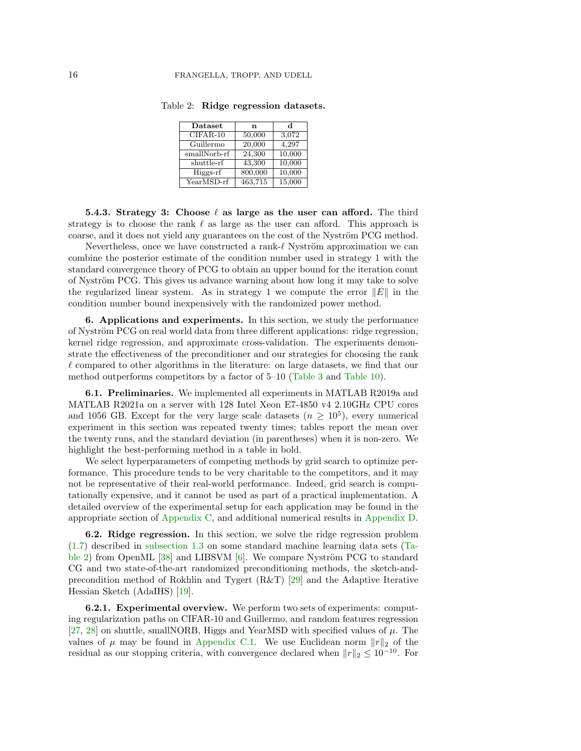Table 2: **Ridge regression datasets.**

| Dataset | n | d |
|---|---|---|
| CIFAR-10 | 50,000 | 3,072 |
| Guillermo | 20,000 | 4,297 |
| smallNorb-rf | 24,300 | 10,000 |
| shuttle-rf | 43,300 | 10,000 |
| Higgs-rf | 800,000 | 10,000 |
| YearMSD-rf | 463,715 | 15,000 |

**5.4.3. Strategy 3: Choose $\ell$ as large as the user can afford.** The third strategy is to choose the rank $\ell$ as large as the user can afford. This approach is coarse, and it does not yield any guarantees on the cost of the Nyström PCG method.

Nevertheless, once we have constructed a rank-$\ell$ Nyström approximation we can combine the posterior estimate of the condition number used in strategy 1 with the standard convergence theory of PCG to obtain an upper bound for the iteration count of Nyström PCG. This gives us advance warning about how long it may take to solve the regularized linear system. As in strategy 1 we compute the error $\|E\|$ in the condition number bound inexpensively with the randomized power method.

## 6. Applications and experiments.

In this section, we study the performance of Nyström PCG on real world data from three different applications: ridge regression, kernel ridge regression, and approximate cross-validation. The experiments demonstrate the effectiveness of the preconditioner and our strategies for choosing the rank $\ell$ compared to other algorithms in the literature: on large datasets, we find that our method outperforms competitors by a factor of 5–10 (Table 3 and Table 10).

**6.1. Preliminaries.** We implemented all experiments in MATLAB R2019a and MATLAB R2021a on a server with 128 Intel Xeon E7-4850 v4 2.10GHz CPU cores and 1056 GB. Except for the very large scale datasets ($n \geq 10^5$), every numerical experiment in this section was repeated twenty times; tables report the mean over the twenty runs, and the standard deviation (in parentheses) when it is non-zero. We highlight the best-performing method in a table in bold.

We select hyperparameters of competing methods by grid search to optimize performance. This procedure tends to be very charitable to the competitors, and it may not be representative of their real-world performance. Indeed, grid search is computationally expensive, and it cannot be used as part of a practical implementation. A detailed overview of the experimental setup for each application may be found in the appropriate section of Appendix C, and additional numerical results in Appendix D.

**6.2. Ridge regression.** In this section, we solve the ridge regression problem (1.7) described in subsection 1.3 on some standard machine learning data sets (Table 2) from OpenML [38] and LIBSVM [6]. We compare Nyström PCG to standard CG and two state-of-the-art randomized preconditioning methods, the sketch-and-precondition method of Rokhlin and Tygert (R&T) [29] and the Adaptive Iterative Hessian Sketch (AdaIHS) [19].

**6.2.1. Experimental overview.** We perform two sets of experiments: computing regularization paths on CIFAR-10 and Guillermo, and random features regression [27, 28] on shuttle, smallNORB, Higgs and YearMSD with specified values of $\mu$. The values of $\mu$ may be found in Appendix C.1. We use Euclidean norm $\|r\|_2$ of the residual as our stopping criteria, with convergence declared when $\|r\|_2 \leq 10^{-10}$. For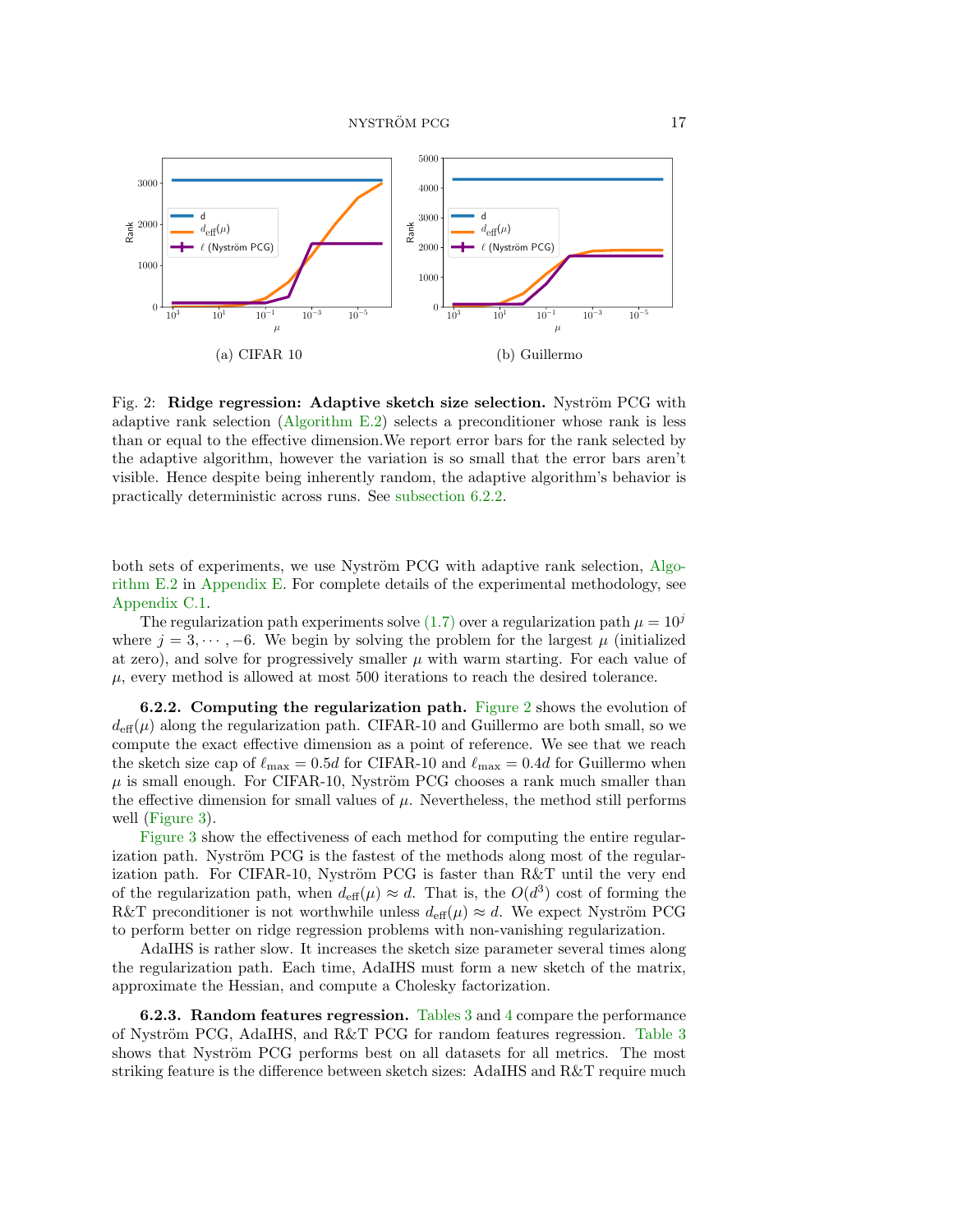(a) CIFAR 10

(b) Guillermo

Fig. 2: **Ridge regression: Adaptive sketch size selection.** Nyström PCG with adaptive rank selection (Algorithm E.2) selects a preconditioner whose rank is less than or equal to the effective dimension.We report error bars for the rank selected by the adaptive algorithm, however the variation is so small that the error bars aren't visible. Hence despite being inherently random, the adaptive algorithm's behavior is practically deterministic across runs. See subsection 6.2.2.

both sets of experiments, we use Nyström PCG with adaptive rank selection, Algorithm E.2 in Appendix E. For complete details of the experimental methodology, see Appendix C.1.

The regularization path experiments solve (1.7) over a regularization path $\mu = 10^j$ where $j = 3, \cdots, -6$. We begin by solving the problem for the largest $\mu$ (initialized at zero), and solve for progressively smaller $\mu$ with warm starting. For each value of $\mu$, every method is allowed at most 500 iterations to reach the desired tolerance.

**6.2.2. Computing the regularization path.** Figure 2 shows the evolution of $d_{\text{eff}}(\mu)$ along the regularization path. CIFAR-10 and Guillermo are both small, so we compute the exact effective dimension as a point of reference. We see that we reach the sketch size cap of $\ell_{\max} = 0.5d$ for CIFAR-10 and $\ell_{\max} = 0.4d$ for Guillermo when $\mu$ is small enough. For CIFAR-10, Nyström PCG chooses a rank much smaller than the effective dimension for small values of $\mu$. Nevertheless, the method still performs well (Figure 3).

Figure 3 show the effectiveness of each method for computing the entire regularization path. Nyström PCG is the fastest of the methods along most of the regularization path. For CIFAR-10, Nyström PCG is faster than R&T until the very end of the regularization path, when $d_{\text{eff}}(\mu) \approx d$. That is, the $O(d^3)$ cost of forming the R&T preconditioner is not worthwhile unless $d_{\text{eff}}(\mu) \approx d$. We expect Nyström PCG to perform better on ridge regression problems with non-vanishing regularization.

AdaIHS is rather slow. It increases the sketch size parameter several times along the regularization path. Each time, AdaIHS must form a new sketch of the matrix, approximate the Hessian, and compute a Cholesky factorization.

**6.2.3. Random features regression.** Tables 3 and 4 compare the performance of Nyström PCG, AdaIHS, and R&T PCG for random features regression. Table 3 shows that Nyström PCG performs best on all datasets for all metrics. The most striking feature is the difference between sketch sizes: AdaIHS and R&T require much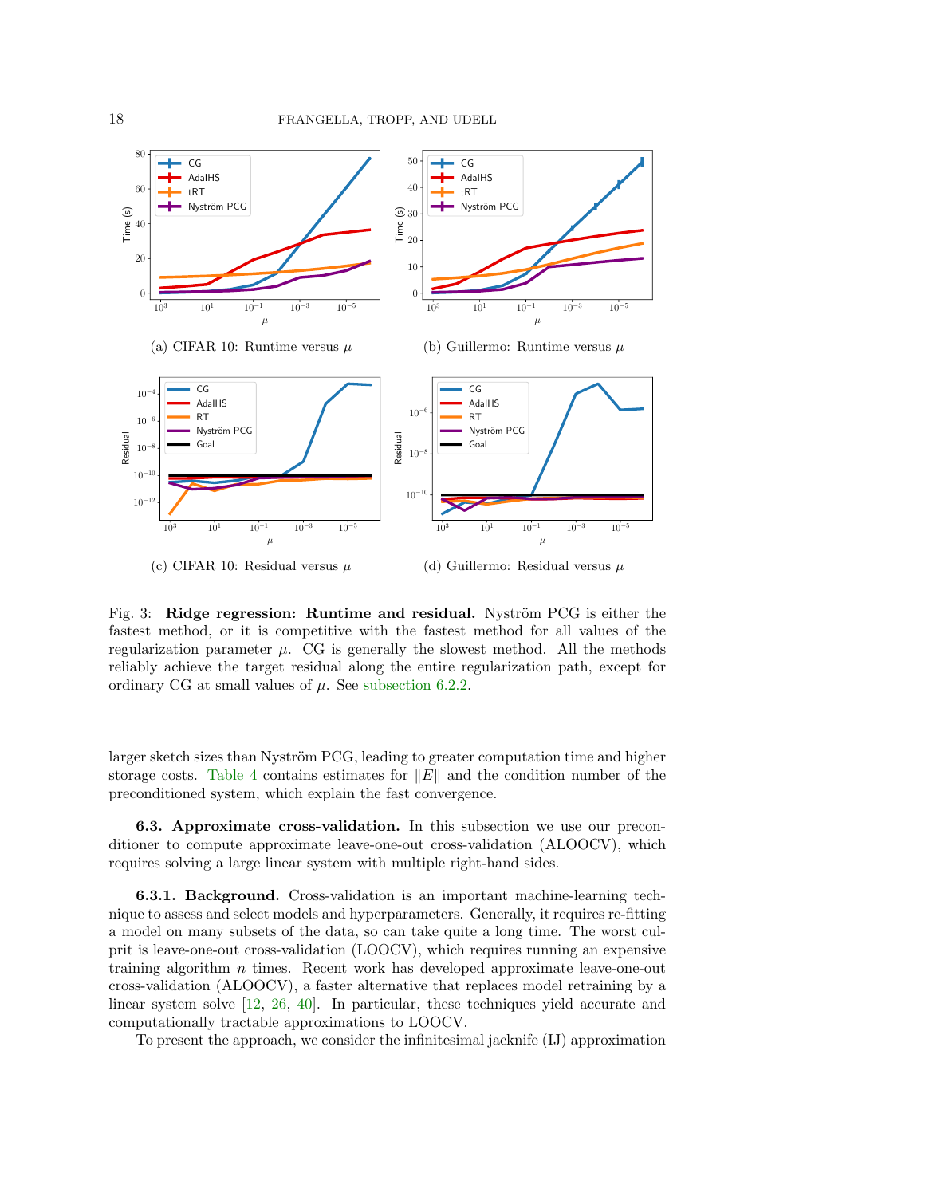(a) CIFAR 10: Runtime versus $\mu$

(b) Guillermo: Runtime versus $\mu$

(c) CIFAR 10: Residual versus $\mu$

(d) Guillermo: Residual versus $\mu$

Fig. 3: **Ridge regression: Runtime and residual.** Nyström PCG is either the fastest method, or it is competitive with the fastest method for all values of the regularization parameter $\mu$. CG is generally the slowest method. All the methods reliably achieve the target residual along the entire regularization path, except for ordinary CG at small values of $\mu$. See subsection 6.2.2.

larger sketch sizes than Nyström PCG, leading to greater computation time and higher storage costs. Table 4 contains estimates for $\|E\|$ and the condition number of the preconditioned system, which explain the fast convergence.

**6.3. Approximate cross-validation.** In this subsection we use our preconditioner to compute approximate leave-one-out cross-validation (ALOOCV), which requires solving a large linear system with multiple right-hand sides.

**6.3.1. Background.** Cross-validation is an important machine-learning technique to assess and select models and hyperparameters. Generally, it requires re-fitting a model on many subsets of the data, so can take quite a long time. The worst culprit is leave-one-out cross-validation (LOOCV), which requires running an expensive training algorithm $n$ times. Recent work has developed approximate leave-one-out cross-validation (ALOOCV), a faster alternative that replaces model retraining by a linear system solve [12, 26, 40]. In particular, these techniques yield accurate and computationally tractable approximations to LOOCV.

To present the approach, we consider the infinitesimal jacknife (IJ) approximation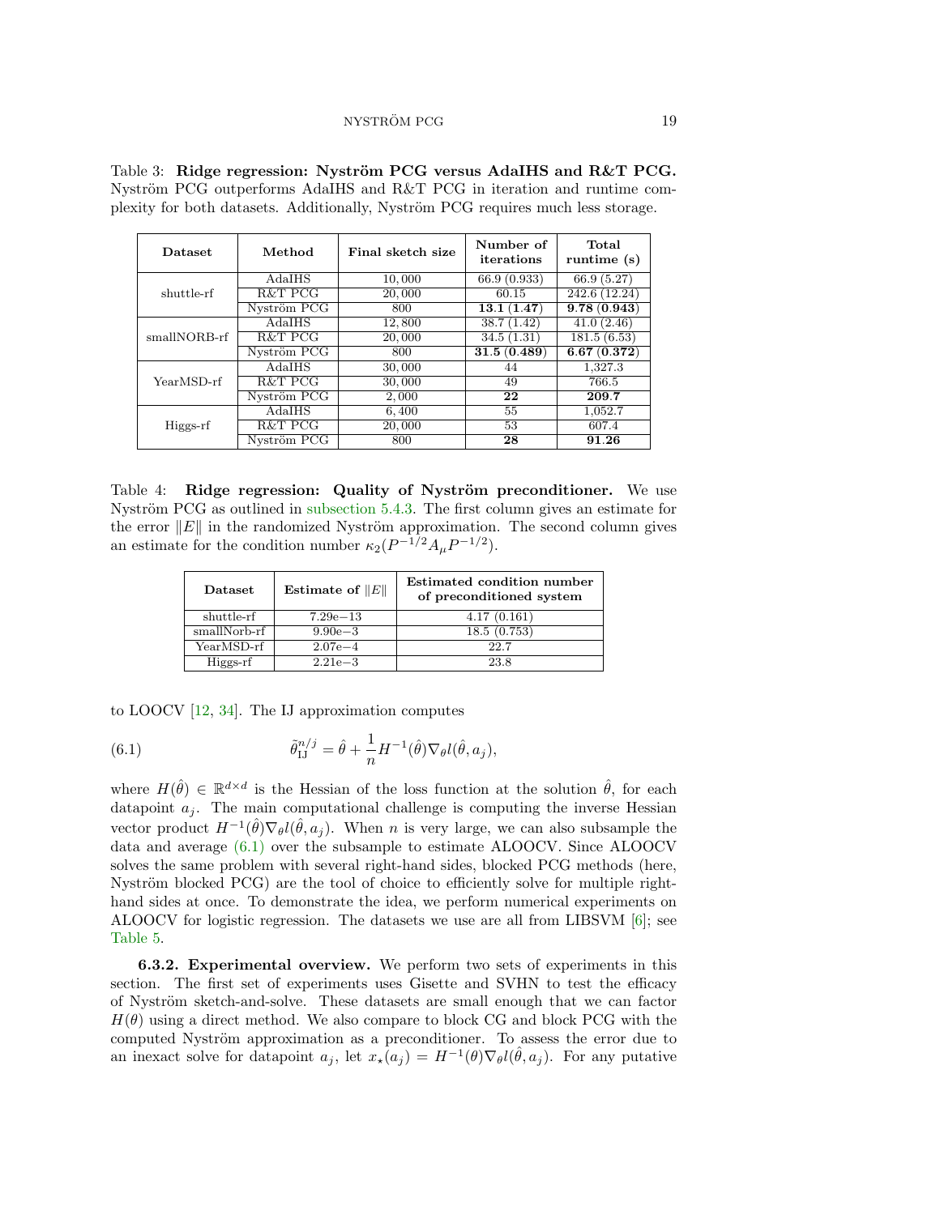Table 3: **Ridge regression: Nyström PCG versus AdaIHS and R&T PCG.** Nyström PCG outperforms AdaIHS and R&T PCG in iteration and runtime complexity for both datasets. Additionally, Nyström PCG requires much less storage.

| Dataset | Method | Final sketch size | Number of iterations | Total runtime (s) |
|---|---|---|---|---|
| shuttle-rf | AdaIHS | 10,000 | 66.9 (0.933) | 66.9 (5.27) |
| | R&T PCG | 20,000 | 60.15 | 242.6 (12.24) |
| | Nyström PCG | 800 | **13.1 (1.47)** | **9.78 (0.943)** |
| smallNORB-rf | AdaIHS | 12,800 | 38.7 (1.42) | 41.0 (2.46) |
| | R&T PCG | 20,000 | 34.5 (1.31) | 181.5 (6.53) |
| | Nyström PCG | 800 | **31.5 (0.489)** | **6.67 (0.372)** |
| YearMSD-rf | AdaIHS | 30,000 | 44 | 1,327.3 |
| | R&T PCG | 30,000 | 49 | 766.5 |
| | Nyström PCG | 2,000 | **22** | **209.7** |
| Higgs-rf | AdaIHS | 6,400 | 55 | 1,052.7 |
| | R&T PCG | 20,000 | 53 | 607.4 |
| | Nyström PCG | 800 | **28** | **91.26** |

Table 4: **Ridge regression: Quality of Nyström preconditioner.** We use Nyström PCG as outlined in subsection 5.4.3. The first column gives an estimate for the error $\|E\|$ in the randomized Nyström approximation. The second column gives an estimate for the condition number $\kappa_2(P^{-1/2}A_\mu P^{-1/2})$.

| Dataset | Estimate of $\|E\|$ | Estimated condition number of preconditioned system |
|---|---|---|
| shuttle-rf | 7.29e−13 | 4.17 (0.161) |
| smallNorb-rf | 9.90e−3 | 18.5 (0.753) |
| YearMSD-rf | 2.07e−4 | 22.7 |
| Higgs-rf | 2.21e−3 | 23.8 |

to LOOCV [12, 34]. The IJ approximation computes

$$\tilde{\theta}_{\mathrm{IJ}}^{n/j} = \hat{\theta} + \frac{1}{n} H^{-1}(\hat{\theta}) \nabla_\theta l(\hat{\theta}, a_j), \tag{6.1}$$

where $H(\hat{\theta}) \in \mathbb{R}^{d\times d}$ is the Hessian of the loss function at the solution $\hat{\theta}$, for each datapoint $a_j$. The main computational challenge is computing the inverse Hessian vector product $H^{-1}(\hat{\theta})\nabla_\theta l(\hat{\theta}, a_j)$. When $n$ is very large, we can also subsample the data and average (6.1) over the subsample to estimate ALOOCV. Since ALOOCV solves the same problem with several right-hand sides, blocked PCG methods (here, Nyström blocked PCG) are the tool of choice to efficiently solve for multiple right-hand sides at once. To demonstrate the idea, we perform numerical experiments on ALOOCV for logistic regression. The datasets we use are all from LIBSVM [6]; see Table 5.

**6.3.2. Experimental overview.** We perform two sets of experiments in this section. The first set of experiments uses Gisette and SVHN to test the efficacy of Nyström sketch-and-solve. These datasets are small enough that we can factor $H(\theta)$ using a direct method. We also compare to block CG and block PCG with the computed Nyström approximation as a preconditioner. To assess the error due to an inexact solve for datapoint $a_j$, let $x_\star(a_j) = H^{-1}(\theta)\nabla_\theta l(\hat{\theta}, a_j)$. For any putative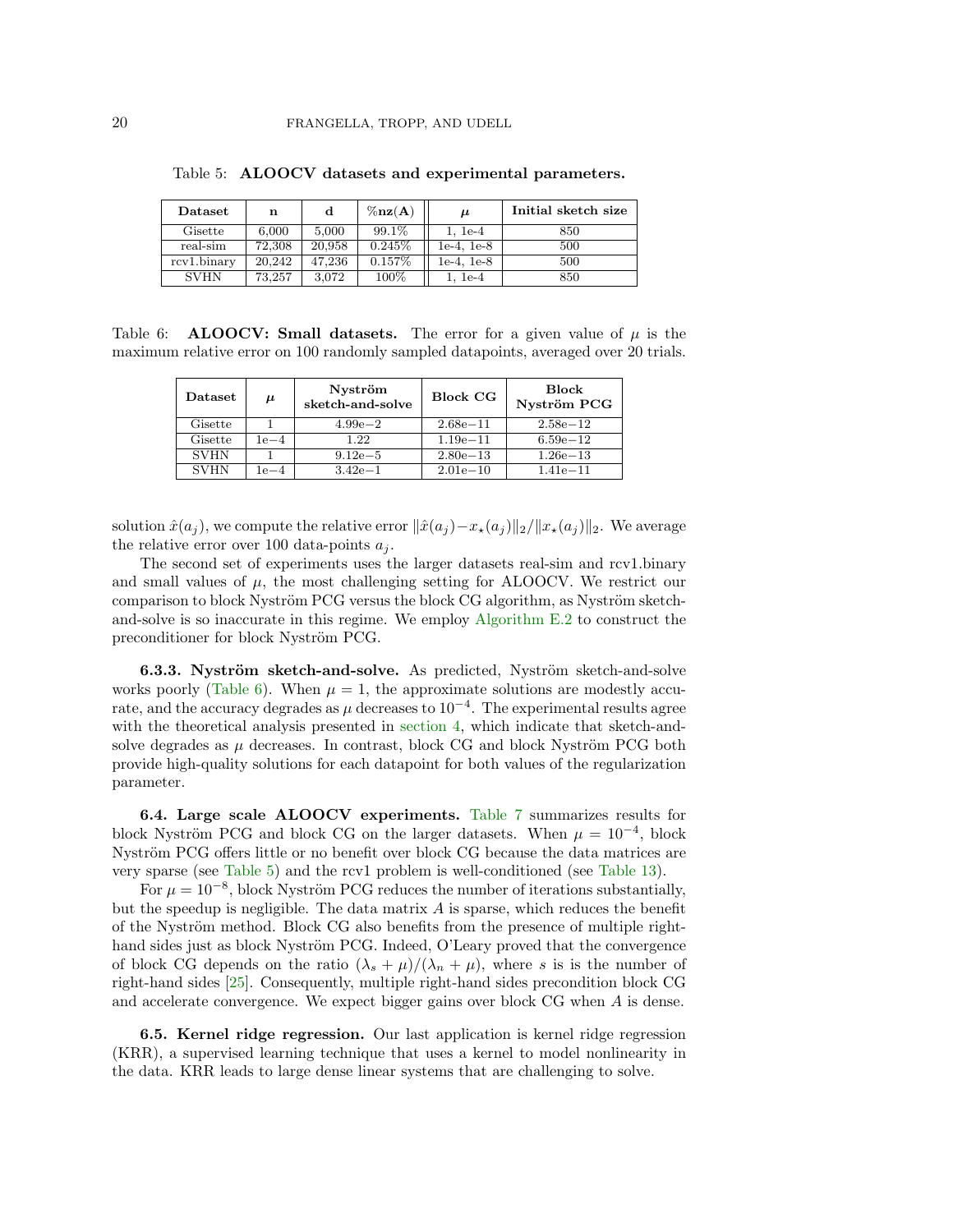Table 5: **ALOOCV datasets and experimental parameters.**

| Dataset | n | d | %nz(A) | $\mu$ | Initial sketch size |
|---|---|---|---|---|---|
| Gisette | 6,000 | 5,000 | 99.1% | 1, 1e-4 | 850 |
| real-sim | 72,308 | 20,958 | 0.245% | 1e-4, 1e-8 | 500 |
| rcv1.binary | 20,242 | 47,236 | 0.157% | 1e-4, 1e-8 | 500 |
| SVHN | 73,257 | 3,072 | 100% | 1, 1e-4 | 850 |

Table 6: **ALOOCV: Small datasets.** The error for a given value of $\mu$ is the maximum relative error on 100 randomly sampled datapoints, averaged over 20 trials.

| Dataset | $\mu$ | Nyström sketch-and-solve | Block CG | Block Nyström PCG |
|---|---|---|---|---|
| Gisette | 1 | 4.99e−2 | 2.68e−11 | 2.58e−12 |
| Gisette | 1e−4 | 1.22 | 1.19e−11 | 6.59e−12 |
| SVHN | 1 | 9.12e−5 | 2.80e−13 | 1.26e−13 |
| SVHN | 1e−4 | 3.42e−1 | 2.01e−10 | 1.41e−11 |

solution $\hat{x}(a_j)$, we compute the relative error $\|\hat{x}(a_j)-x_\star(a_j)\|_2/\|x_\star(a_j)\|_2$. We average the relative error over 100 data-points $a_j$.

The second set of experiments uses the larger datasets real-sim and rcv1.binary and small values of $\mu$, the most challenging setting for ALOOCV. We restrict our comparison to block Nyström PCG versus the block CG algorithm, as Nyström sketch-and-solve is so inaccurate in this regime. We employ Algorithm E.2 to construct the preconditioner for block Nyström PCG.

**6.3.3. Nyström sketch-and-solve.** As predicted, Nyström sketch-and-solve works poorly (Table 6). When $\mu = 1$, the approximate solutions are modestly accurate, and the accuracy degrades as $\mu$ decreases to $10^{-4}$. The experimental results agree with the theoretical analysis presented in section 4, which indicate that sketch-and-solve degrades as $\mu$ decreases. In contrast, block CG and block Nyström PCG both provide high-quality solutions for each datapoint for both values of the regularization parameter.

## 6.4. Large scale ALOOCV experiments.

Table 7 summarizes results for block Nyström PCG and block CG on the larger datasets. When $\mu = 10^{-4}$, block Nyström PCG offers little or no benefit over block CG because the data matrices are very sparse (see Table 5) and the rcv1 problem is well-conditioned (see Table 13).

For $\mu = 10^{-8}$, block Nyström PCG reduces the number of iterations substantially, but the speedup is negligible. The data matrix $A$ is sparse, which reduces the benefit of the Nyström method. Block CG also benefits from the presence of multiple right-hand sides just as block Nyström PCG. Indeed, O'Leary proved that the convergence of block CG depends on the ratio $(\lambda_s + \mu)/(\lambda_n + \mu)$, where $s$ is is the number of right-hand sides [25]. Consequently, multiple right-hand sides precondition block CG and accelerate convergence. We expect bigger gains over block CG when $A$ is dense.

## 6.5. Kernel ridge regression.

Our last application is kernel ridge regression (KRR), a supervised learning technique that uses a kernel to model nonlinearity in the data. KRR leads to large dense linear systems that are challenging to solve.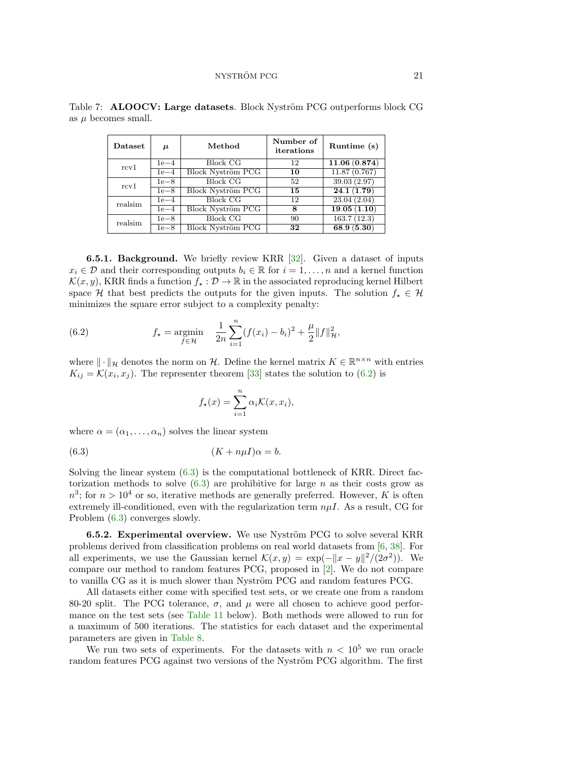Table 7: **ALOOCV: Large datasets**. Block Nyström PCG outperforms block CG as $\mu$ becomes small.

| **Dataset** | $\mu$ | **Method** | **Number of iterations** | **Runtime (s)** |
|---|---|---|---|---|
| rcv1 | 1e−4 | Block CG | 12 | **11.06 (0.874)** |
| | 1e−4 | Block Nyström PCG | **10** | 11.87 (0.767) |
| rcv1 | 1e−8 | Block CG | 52 | 39.03 (2.97) |
| | 1e−8 | Block Nyström PCG | **15** | **24.1 (1.79)** |
| realsim | 1e−4 | Block CG | 12 | 23.04 (2.04) |
| | 1e−4 | Block Nyström PCG | **8** | **19.05 (1.10)** |
| realsim | 1e−8 | Block CG | 90 | 163.7 (12.3) |
| | 1e−8 | Block Nyström PCG | **32** | **68.9 (5.30)** |

**6.5.1. Background.** We briefly review KRR [32]. Given a dataset of inputs $x_i \in \mathcal{D}$ and their corresponding outputs $b_i \in \mathbb{R}$ for $i = 1, \ldots, n$ and a kernel function $\mathcal{K}(x, y)$, KRR finds a function $f_\star : \mathcal{D} \to \mathbb{R}$ in the associated reproducing kernel Hilbert space $\mathcal{H}$ that best predicts the outputs for the given inputs. The solution $f_\star \in \mathcal{H}$ minimizes the square error subject to a complexity penalty:

$$f_\star = \underset{f \in \mathcal{H}}{\operatorname{argmin}} \quad \frac{1}{2n} \sum_{i=1}^{n} (f(x_i) - b_i)^2 + \frac{\mu}{2} \|f\|_{\mathcal{H}}^2, \tag{6.2}$$

where $\|\cdot\|_{\mathcal{H}}$ denotes the norm on $\mathcal{H}$. Define the kernel matrix $K \in \mathbb{R}^{n \times n}$ with entries $K_{ij} = \mathcal{K}(x_i, x_j)$. The representer theorem [33] states the solution to (6.2) is

$$f_\star(x) = \sum_{i=1}^{n} \alpha_i \mathcal{K}(x, x_i),$$

where $\alpha = (\alpha_1, \ldots, \alpha_n)$ solves the linear system

$$(K + n\mu I)\alpha = b. \tag{6.3}$$

Solving the linear system (6.3) is the computational bottleneck of KRR. Direct factorization methods to solve (6.3) are prohibitive for large $n$ as their costs grow as $n^3$; for $n > 10^4$ or so, iterative methods are generally preferred. However, $K$ is often extremely ill-conditioned, even with the regularization term $n\mu I$. As a result, CG for Problem (6.3) converges slowly.

**6.5.2. Experimental overview.** We use Nyström PCG to solve several KRR problems derived from classification problems on real world datasets from [6, 38]. For all experiments, we use the Gaussian kernel $\mathcal{K}(x, y) = \exp(-\|x - y\|^2/(2\sigma^2))$. We compare our method to random features PCG, proposed in [2]. We do not compare to vanilla CG as it is much slower than Nyström PCG and random features PCG.

All datasets either come with specified test sets, or we create one from a random 80-20 split. The PCG tolerance, $\sigma$, and $\mu$ were all chosen to achieve good performance on the test sets (see Table 11 below). Both methods were allowed to run for a maximum of 500 iterations. The statistics for each dataset and the experimental parameters are given in Table 8.

We run two sets of experiments. For the datasets with $n < 10^5$ we run oracle random features PCG against two versions of the Nyström PCG algorithm. The first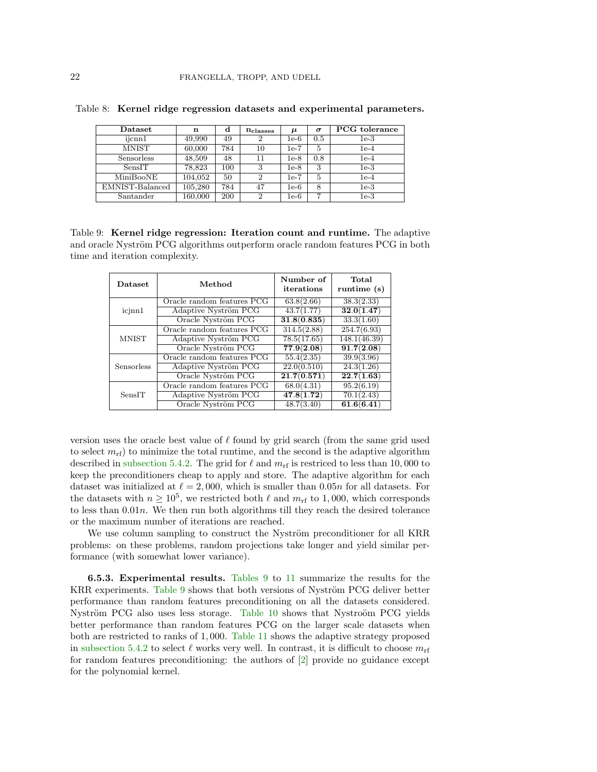Table 8: **Kernel ridge regression datasets and experimental parameters.**

| Dataset | n | d | $n_{classes}$ | $\mu$ | $\sigma$ | PCG tolerance |
|---|---|---|---|---|---|---|
| ijcnn1 | 49,990 | 49 | 2 | 1e-6 | 0.5 | 1e-3 |
| MNIST | 60,000 | 784 | 10 | 1e-7 | 5 | 1e-4 |
| Sensorless | 48,509 | 48 | 11 | 1e-8 | 0.8 | 1e-4 |
| SensIT | 78,823 | 100 | 3 | 1e-8 | 3 | 1e-3 |
| MiniBooNE | 104,052 | 50 | 2 | 1e-7 | 5 | 1e-4 |
| EMNIST-Balanced | 105,280 | 784 | 47 | 1e-6 | 8 | 1e-3 |
| Santander | 160,000 | 200 | 2 | 1e-6 | 7 | 1e-3 |

Table 9: **Kernel ridge regression: Iteration count and runtime.** The adaptive and oracle Nyström PCG algorithms outperform oracle random features PCG in both time and iteration complexity.

| Dataset | Method | Number of iterations | Total runtime (s) |
|---|---|---|---|
| icjnn1 | Oracle random features PCG | 63.8(2.66) | 38.3(2.33) |
| | Adaptive Nyström PCG | 43.7(1.77) | **32.0(1.47)** |
| | Oracle Nyström PCG | **31.8(0.835)** | 33.3(1.60) |
| MNIST | Oracle random features PCG | 314.5(2.88) | 254.7(6.93) |
| | Adaptive Nyström PCG | 78.5(17.65) | 148.1(46.39) |
| | Oracle Nyström PCG | **77.9(2.08)** | **91.7(2.08)** |
| Sensorless | Oracle random features PCG | 55.4(2.35) | 39.9(3.96) |
| | Adaptive Nyström PCG | 22.0(0.510) | 24.3(1.26) |
| | Oracle Nyström PCG | **21.7(0.571)** | **22.7(1.63)** |
| SensIT | Oracle random features PCG | 68.0(4.31) | 95.2(6.19) |
| | Adaptive Nyström PCG | **47.8(1.72)** | 70.1(2.43) |
| | Oracle Nyström PCG | 48.7(3.40) | **61.6(6.41)** |

version uses the oracle best value of $\ell$ found by grid search (from the same grid used to select $m_{\text{rf}}$) to minimize the total runtime, and the second is the adaptive algorithm described in subsection 5.4.2. The grid for $\ell$ and $m_{\text{rf}}$ is restriced to less than $10,000$ to keep the preconditioners cheap to apply and store. The adaptive algorithm for each dataset was initialized at $\ell = 2,000$, which is smaller than $0.05n$ for all datasets. For the datasets with $n \geq 10^5$, we restricted both $\ell$ and $m_{\text{rf}}$ to $1,000$, which corresponds to less than $0.01n$. We then run both algorithms till they reach the desired tolerance or the maximum number of iterations are reached.

We use column sampling to construct the Nyström preconditioner for all KRR problems: on these problems, random projections take longer and yield similar performance (with somewhat lower variance).

**6.5.3. Experimental results.** Tables 9 to 11 summarize the results for the KRR experiments. Table 9 shows that both versions of Nyström PCG deliver better performance than random features preconditioning on all the datasets considered. Nyström PCG also uses less storage. Table 10 shows that Nystroöm PCG yields better performance than random features PCG on the larger scale datasets when both are restricted to ranks of $1,000$. Table 11 shows the adaptive strategy proposed in subsection 5.4.2 to select $\ell$ works very well. In contrast, it is difficult to choose $m_{\text{rf}}$ for random features preconditioning: the authors of [2] provide no guidance except for the polynomial kernel.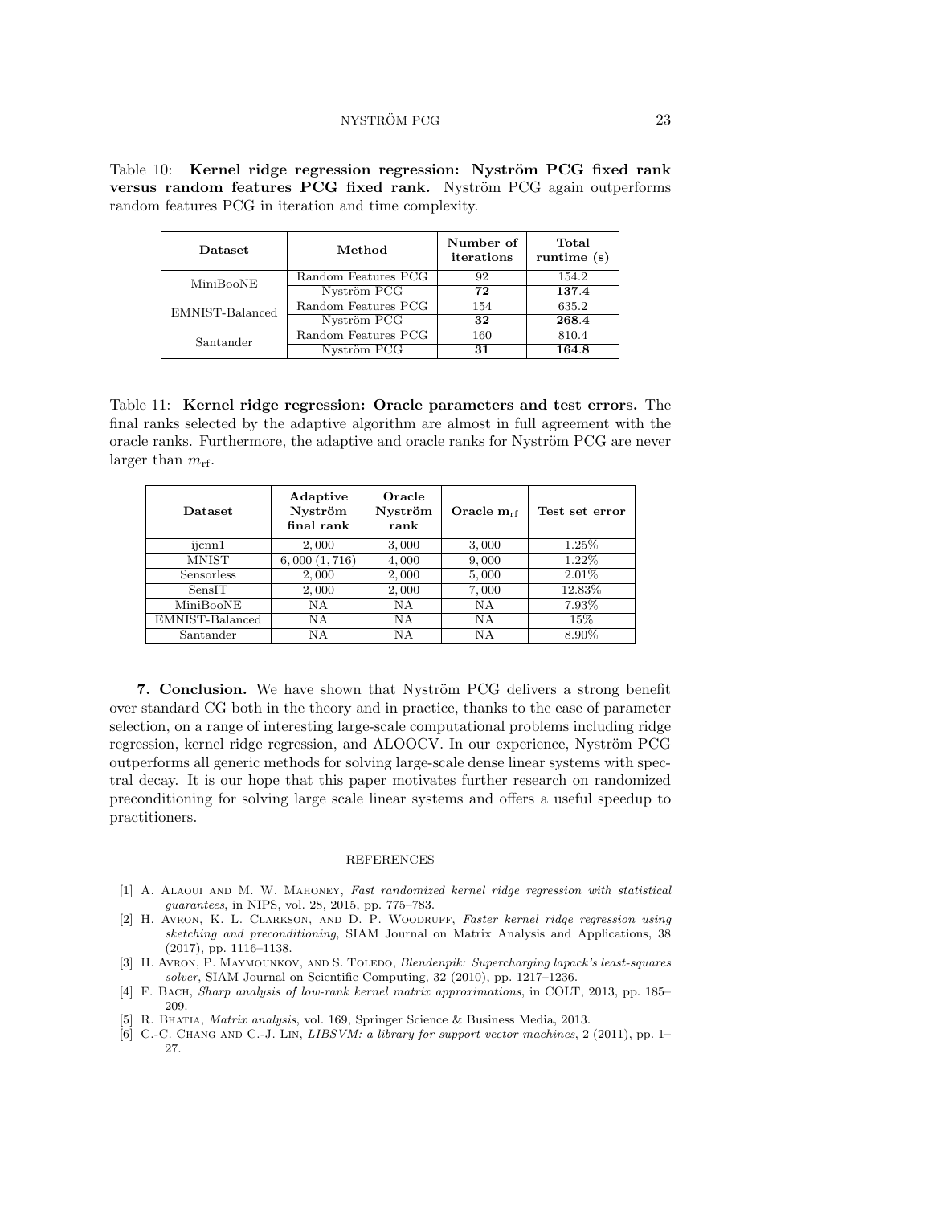Table 10: **Kernel ridge regression regression: Nyström PCG fixed rank versus random features PCG fixed rank.** Nyström PCG again outperforms random features PCG in iteration and time complexity.

| Dataset | Method | Number of iterations | Total runtime (s) |
|---|---|---|---|
| MiniBooNE | Random Features PCG | 92 | 154.2 |
| | Nyström PCG | **72** | **137.4** |
| EMNIST-Balanced | Random Features PCG | 154 | 635.2 |
| | Nyström PCG | **32** | **268.4** |
| Santander | Random Features PCG | 160 | 810.4 |
| | Nyström PCG | **31** | **164.8** |

Table 11: **Kernel ridge regression: Oracle parameters and test errors.** The final ranks selected by the adaptive algorithm are almost in full agreement with the oracle ranks. Furthermore, the adaptive and oracle ranks for Nyström PCG are never larger than $m_{\mathrm{rf}}$.

| Dataset | Adaptive Nyström final rank | Oracle Nyström rank | Oracle $\mathbf{m}_{\mathrm{rf}}$ | Test set error |
|---|---|---|---|---|
| ijcnn1 | $2,000$ | $3,000$ | $3,000$ | $1.25\%$ |
| MNIST | $6,000\ (1,716)$ | $4,000$ | $9,000$ | $1.22\%$ |
| Sensorless | $2,000$ | $2,000$ | $5,000$ | $2.01\%$ |
| SensIT | $2,000$ | $2,000$ | $7,000$ | $12.83\%$ |
| MiniBooNE | NA | NA | NA | $7.93\%$ |
| EMNIST-Balanced | NA | NA | NA | $15\%$ |
| Santander | NA | NA | NA | $8.90\%$ |

**7. Conclusion.** We have shown that Nyström PCG delivers a strong benefit over standard CG both in the theory and in practice, thanks to the ease of parameter selection, on a range of interesting large-scale computational problems including ridge regression, kernel ridge regression, and ALOOCV. In our experience, Nyström PCG outperforms all generic methods for solving large-scale dense linear systems with spectral decay. It is our hope that this paper motivates further research on randomized preconditioning for solving large scale linear systems and offers a useful speedup to practitioners.

## REFERENCES

[1] A. Alaoui and M. W. Mahoney, *Fast randomized kernel ridge regression with statistical guarantees*, in NIPS, vol. 28, 2015, pp. 775–783.

[2] H. Avron, K. L. Clarkson, and D. P. Woodruff, *Faster kernel ridge regression using sketching and preconditioning*, SIAM Journal on Matrix Analysis and Applications, 38 (2017), pp. 1116–1138.

[3] H. Avron, P. Maymounkov, and S. Toledo, *Blendenpik: Supercharging lapack's least-squares solver*, SIAM Journal on Scientific Computing, 32 (2010), pp. 1217–1236.

[4] F. Bach, *Sharp analysis of low-rank kernel matrix approximations*, in COLT, 2013, pp. 185–209.

[5] R. Bhatia, *Matrix analysis*, vol. 169, Springer Science & Business Media, 2013.

[6] C.-C. Chang and C.-J. Lin, *LIBSVM: a library for support vector machines*, 2 (2011), pp. 1–27.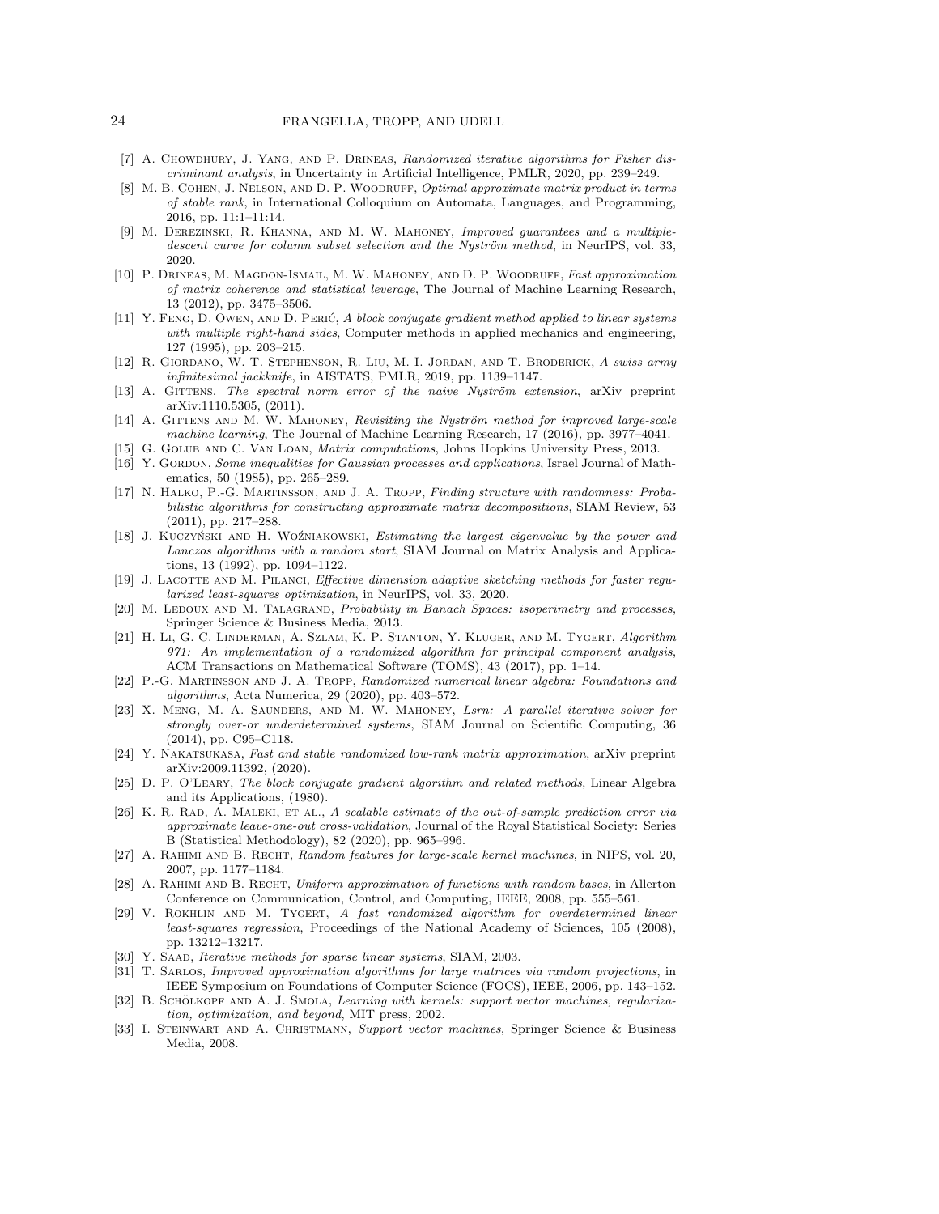[7] A. Chowdhury, J. Yang, and P. Drineas, *Randomized iterative algorithms for Fisher discriminant analysis*, in Uncertainty in Artificial Intelligence, PMLR, 2020, pp. 239–249.

[8] M. B. Cohen, J. Nelson, and D. P. Woodruff, *Optimal approximate matrix product in terms of stable rank*, in International Colloquium on Automata, Languages, and Programming, 2016, pp. 11:1–11:14.

[9] M. Derezinski, R. Khanna, and M. W. Mahoney, *Improved guarantees and a multiple-descent curve for column subset selection and the Nyström method*, in NeurIPS, vol. 33, 2020.

[10] P. Drineas, M. Magdon-Ismail, M. W. Mahoney, and D. P. Woodruff, *Fast approximation of matrix coherence and statistical leverage*, The Journal of Machine Learning Research, 13 (2012), pp. 3475–3506.

[11] Y. Feng, D. Owen, and D. Perić, *A block conjugate gradient method applied to linear systems with multiple right-hand sides*, Computer methods in applied mechanics and engineering, 127 (1995), pp. 203–215.

[12] R. Giordano, W. T. Stephenson, R. Liu, M. I. Jordan, and T. Broderick, *A swiss army infinitesimal jackknife*, in AISTATS, PMLR, 2019, pp. 1139–1147.

[13] A. Gittens, *The spectral norm error of the naive Nyström extension*, arXiv preprint arXiv:1110.5305, (2011).

[14] A. Gittens and M. W. Mahoney, *Revisiting the Nyström method for improved large-scale machine learning*, The Journal of Machine Learning Research, 17 (2016), pp. 3977–4041.

[15] G. Golub and C. Van Loan, *Matrix computations*, Johns Hopkins University Press, 2013.

[16] Y. Gordon, *Some inequalities for Gaussian processes and applications*, Israel Journal of Mathematics, 50 (1985), pp. 265–289.

[17] N. Halko, P.-G. Martinsson, and J. A. Tropp, *Finding structure with randomness: Probabilistic algorithms for constructing approximate matrix decompositions*, SIAM Review, 53 (2011), pp. 217–288.

[18] J. Kuczyński and H. Woźniakowski, *Estimating the largest eigenvalue by the power and Lanczos algorithms with a random start*, SIAM Journal on Matrix Analysis and Applications, 13 (1992), pp. 1094–1122.

[19] J. Lacotte and M. Pilanci, *Effective dimension adaptive sketching methods for faster regularized least-squares optimization*, in NeurIPS, vol. 33, 2020.

[20] M. Ledoux and M. Talagrand, *Probability in Banach Spaces: isoperimetry and processes*, Springer Science & Business Media, 2013.

[21] H. Li, G. C. Linderman, A. Szlam, K. P. Stanton, Y. Kluger, and M. Tygert, *Algorithm 971: An implementation of a randomized algorithm for principal component analysis*, ACM Transactions on Mathematical Software (TOMS), 43 (2017), pp. 1–14.

[22] P.-G. Martinsson and J. A. Tropp, *Randomized numerical linear algebra: Foundations and algorithms*, Acta Numerica, 29 (2020), pp. 403–572.

[23] X. Meng, M. A. Saunders, and M. W. Mahoney, *Lsrn: A parallel iterative solver for strongly over-or underdetermined systems*, SIAM Journal on Scientific Computing, 36 (2014), pp. C95–C118.

[24] Y. Nakatsukasa, *Fast and stable randomized low-rank matrix approximation*, arXiv preprint arXiv:2009.11392, (2020).

[25] D. P. O'Leary, *The block conjugate gradient algorithm and related methods*, Linear Algebra and its Applications, (1980).

[26] K. R. Rad, A. Maleki, et al., *A scalable estimate of the out-of-sample prediction error via approximate leave-one-out cross-validation*, Journal of the Royal Statistical Society: Series B (Statistical Methodology), 82 (2020), pp. 965–996.

[27] A. Rahimi and B. Recht, *Random features for large-scale kernel machines*, in NIPS, vol. 20, 2007, pp. 1177–1184.

[28] A. Rahimi and B. Recht, *Uniform approximation of functions with random bases*, in Allerton Conference on Communication, Control, and Computing, IEEE, 2008, pp. 555–561.

[29] V. Rokhlin and M. Tygert, *A fast randomized algorithm for overdetermined linear least-squares regression*, Proceedings of the National Academy of Sciences, 105 (2008), pp. 13212–13217.

[30] Y. Saad, *Iterative methods for sparse linear systems*, SIAM, 2003.

[31] T. Sarlos, *Improved approximation algorithms for large matrices via random projections*, in IEEE Symposium on Foundations of Computer Science (FOCS), IEEE, 2006, pp. 143–152.

[32] B. Schölkopf and A. J. Smola, *Learning with kernels: support vector machines, regularization, optimization, and beyond*, MIT press, 2002.

[33] I. Steinwart and A. Christmann, *Support vector machines*, Springer Science & Business Media, 2008.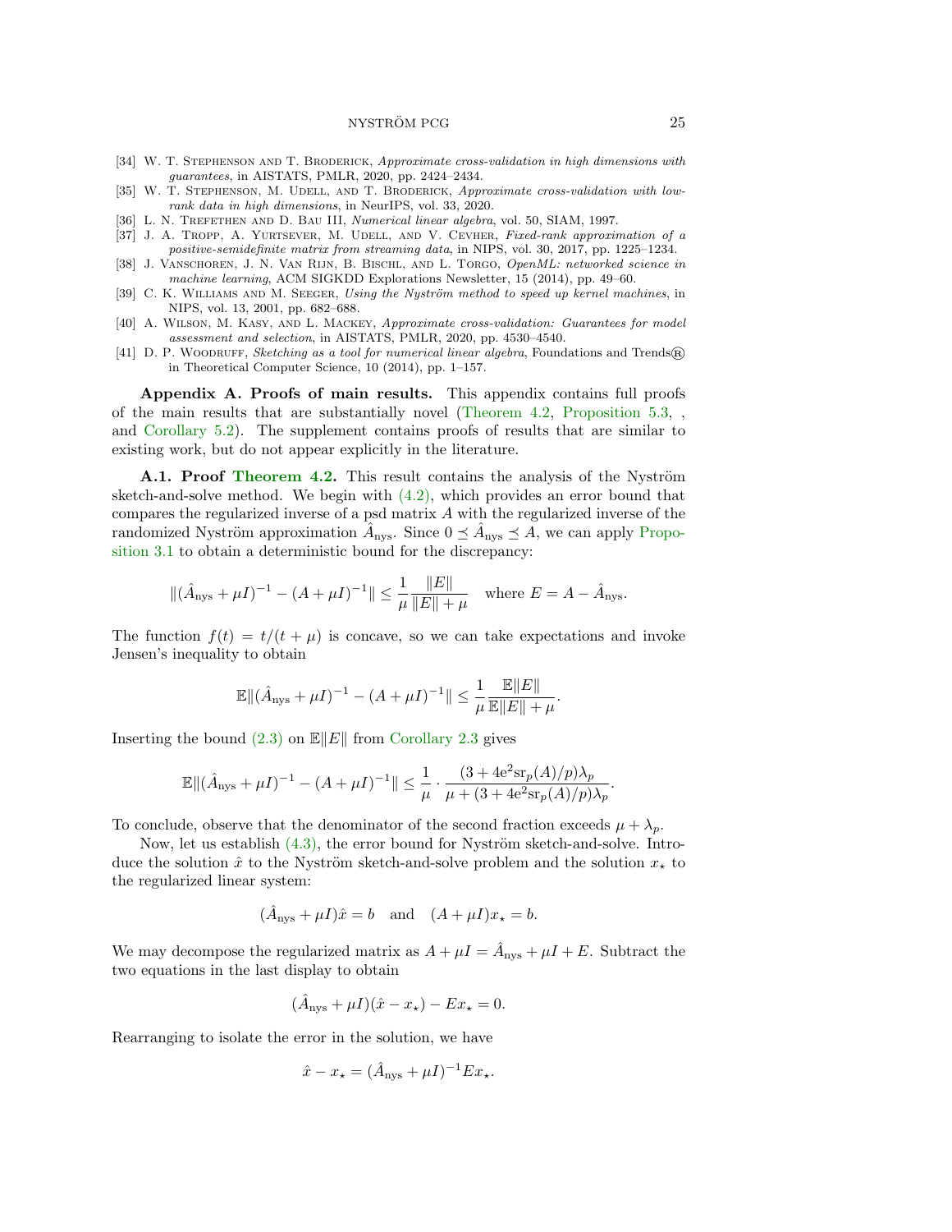[34] W. T. Stephenson and T. Broderick, *Approximate cross-validation in high dimensions with guarantees*, in AISTATS, PMLR, 2020, pp. 2424–2434.

[35] W. T. Stephenson, M. Udell, and T. Broderick, *Approximate cross-validation with low-rank data in high dimensions*, in NeurIPS, vol. 33, 2020.

[36] L. N. Trefethen and D. Bau III, *Numerical linear algebra*, vol. 50, SIAM, 1997.

[37] J. A. Tropp, A. Yurtsever, M. Udell, and V. Cevher, *Fixed-rank approximation of a positive-semidefinite matrix from streaming data*, in NIPS, vol. 30, 2017, pp. 1225–1234.

[38] J. Vanschoren, J. N. Van Rijn, B. Bischl, and L. Torgo, *OpenML: networked science in machine learning*, ACM SIGKDD Explorations Newsletter, 15 (2014), pp. 49–60.

[39] C. K. Williams and M. Seeger, *Using the Nyström method to speed up kernel machines*, in NIPS, vol. 13, 2001, pp. 682–688.

[40] A. Wilson, M. Kasy, and L. Mackey, *Approximate cross-validation: Guarantees for model assessment and selection*, in AISTATS, PMLR, 2020, pp. 4530–4540.

[41] D. P. Woodruff, *Sketching as a tool for numerical linear algebra*, Foundations and Trends® in Theoretical Computer Science, 10 (2014), pp. 1–157.

## Appendix A. Proofs of main results.

This appendix contains full proofs of the main results that are substantially novel (Theorem 4.2, Proposition 5.3, , and Corollary 5.2). The supplement contains proofs of results that are similar to existing work, but do not appear explicitly in the literature.

### A.1. Proof Theorem 4.2.

This result contains the analysis of the Nyström sketch-and-solve method. We begin with (4.2), which provides an error bound that compares the regularized inverse of a psd matrix $A$ with the regularized inverse of the randomized Nyström approximation $\hat{A}_{\text{nys}}$. Since $0 \preceq \hat{A}_{\text{nys}} \preceq A$, we can apply Proposition 3.1 to obtain a deterministic bound for the discrepancy:

$$\|(\hat{A}_{\text{nys}} + \mu I)^{-1} - (A + \mu I)^{-1}\| \leq \frac{1}{\mu} \frac{\|E\|}{\|E\| + \mu} \quad \text{where } E = A - \hat{A}_{\text{nys}}.$$

The function $f(t) = t/(t + \mu)$ is concave, so we can take expectations and invoke Jensen's inequality to obtain

$$\mathbb{E}\|(\hat{A}_{\text{nys}} + \mu I)^{-1} - (A + \mu I)^{-1}\| \leq \frac{1}{\mu} \frac{\mathbb{E}\|E\|}{\mathbb{E}\|E\| + \mu}.$$

Inserting the bound (2.3) on $\mathbb{E}\|E\|$ from Corollary 2.3 gives

$$\mathbb{E}\|(\hat{A}_{\text{nys}} + \mu I)^{-1} - (A + \mu I)^{-1}\| \leq \frac{1}{\mu} \cdot \frac{(3 + 4\mathrm{e}^2 \mathrm{sr}_p(A)/p)\lambda_p}{\mu + (3 + 4\mathrm{e}^2 \mathrm{sr}_p(A)/p)\lambda_p}.$$

To conclude, observe that the denominator of the second fraction exceeds $\mu + \lambda_p$.

Now, let us establish (4.3), the error bound for Nyström sketch-and-solve. Introduce the solution $\hat{x}$ to the Nyström sketch-and-solve problem and the solution $x_\star$ to the regularized linear system:

$$(\hat{A}_{\text{nys}} + \mu I)\hat{x} = b \quad \text{and} \quad (A + \mu I)x_\star = b.$$

We may decompose the regularized matrix as $A + \mu I = \hat{A}_{\text{nys}} + \mu I + E$. Subtract the two equations in the last display to obtain

$$(\hat{A}_{\text{nys}} + \mu I)(\hat{x} - x_\star) - Ex_\star = 0.$$

Rearranging to isolate the error in the solution, we have

$$\hat{x} - x_\star = (\hat{A}_{\text{nys}} + \mu I)^{-1} E x_\star.$$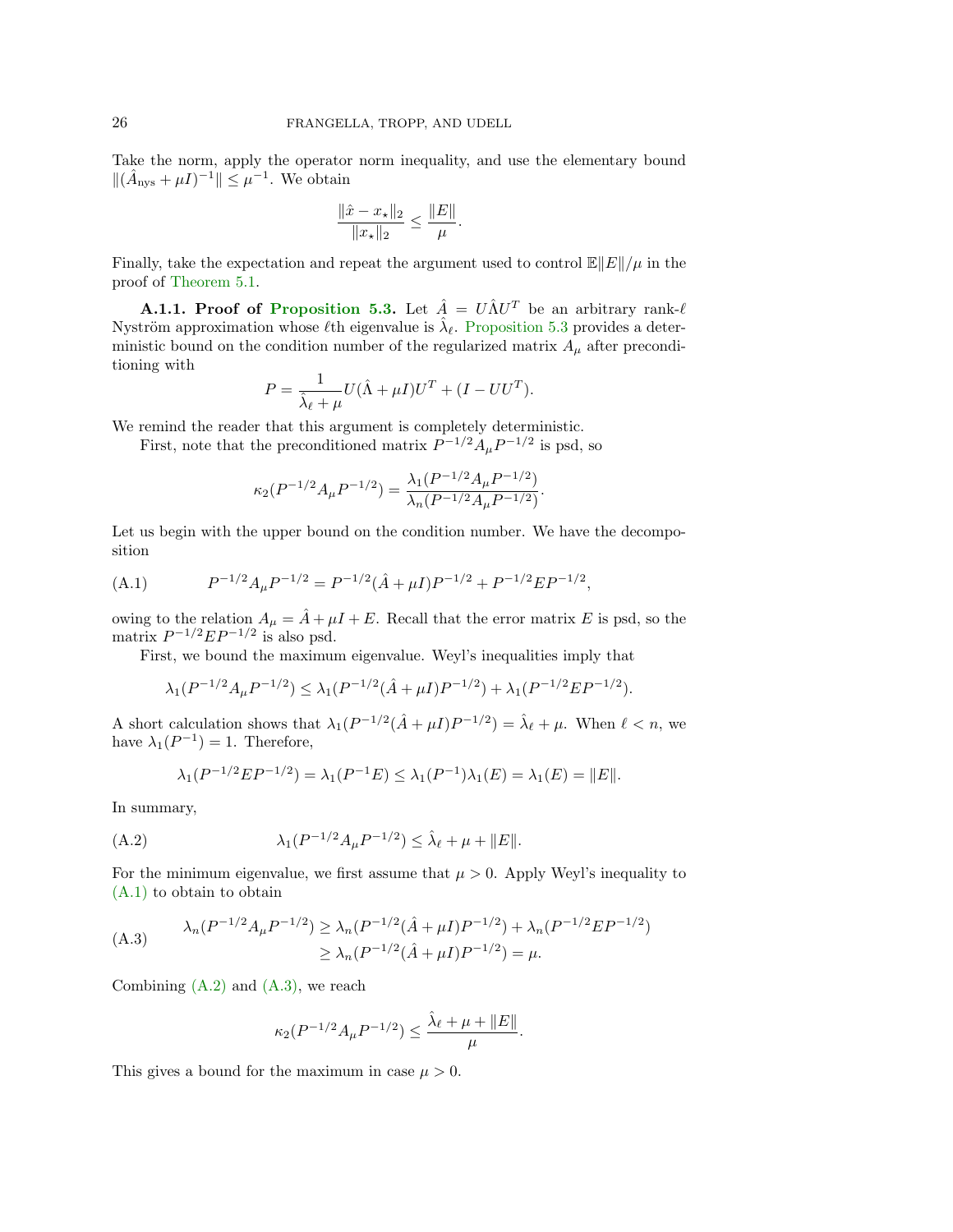Take the norm, apply the operator norm inequality, and use the elementary bound $\|(\hat{A}_{\text{nys}} + \mu I)^{-1}\| \leq \mu^{-1}$. We obtain

$$\frac{\|\hat{x} - x_\star\|_2}{\|x_\star\|_2} \leq \frac{\|E\|}{\mu}.$$

Finally, take the expectation and repeat the argument used to control $\mathbb{E}\|E\|/\mu$ in the proof of Theorem 5.1.

**A.1.1. Proof of Proposition 5.3.** Let $\hat{A} = U\hat{\Lambda}U^T$ be an arbitrary rank-$\ell$ Nyström approximation whose $\ell$th eigenvalue is $\hat{\lambda}_\ell$. Proposition 5.3 provides a deterministic bound on the condition number of the regularized matrix $A_\mu$ after preconditioning with

$$P = \frac{1}{\hat{\lambda}_\ell + \mu} U(\hat{\Lambda} + \mu I)U^T + (I - UU^T).$$

We remind the reader that this argument is completely deterministic.

First, note that the preconditioned matrix $P^{-1/2}A_\mu P^{-1/2}$ is psd, so

$$\kappa_2(P^{-1/2}A_\mu P^{-1/2}) = \frac{\lambda_1(P^{-1/2}A_\mu P^{-1/2})}{\lambda_n(P^{-1/2}A_\mu P^{-1/2})}.$$

Let us begin with the upper bound on the condition number. We have the decomposition

$$P^{-1/2}A_\mu P^{-1/2} = P^{-1/2}(\hat{A} + \mu I)P^{-1/2} + P^{-1/2}EP^{-1/2}, \tag{A.1}$$

owing to the relation $A_\mu = \hat{A} + \mu I + E$. Recall that the error matrix $E$ is psd, so the matrix $P^{-1/2}EP^{-1/2}$ is also psd.

First, we bound the maximum eigenvalue. Weyl's inequalities imply that

$$\lambda_1(P^{-1/2}A_\mu P^{-1/2}) \leq \lambda_1(P^{-1/2}(\hat{A} + \mu I)P^{-1/2}) + \lambda_1(P^{-1/2}EP^{-1/2}).$$

A short calculation shows that $\lambda_1(P^{-1/2}(\hat{A} + \mu I)P^{-1/2}) = \hat{\lambda}_\ell + \mu$. When $\ell < n$, we have $\lambda_1(P^{-1}) = 1$. Therefore,

$$\lambda_1(P^{-1/2}EP^{-1/2}) = \lambda_1(P^{-1}E) \leq \lambda_1(P^{-1})\lambda_1(E) = \lambda_1(E) = \|E\|.$$

In summary,

$$\lambda_1(P^{-1/2}A_\mu P^{-1/2}) \leq \hat{\lambda}_\ell + \mu + \|E\|. \tag{A.2}$$

For the minimum eigenvalue, we first assume that $\mu > 0$. Apply Weyl's inequality to (A.1) to obtain to obtain

$$\begin{aligned} \lambda_n(P^{-1/2}A_\mu P^{-1/2}) &\geq \lambda_n(P^{-1/2}(\hat{A} + \mu I)P^{-1/2}) + \lambda_n(P^{-1/2}EP^{-1/2}) \\ &\geq \lambda_n(P^{-1/2}(\hat{A} + \mu I)P^{-1/2}) = \mu. \end{aligned} \tag{A.3}$$

Combining (A.2) and (A.3), we reach

$$\kappa_2(P^{-1/2}A_\mu P^{-1/2}) \leq \frac{\hat{\lambda}_\ell + \mu + \|E\|}{\mu}.$$

This gives a bound for the maximum in case $\mu > 0$.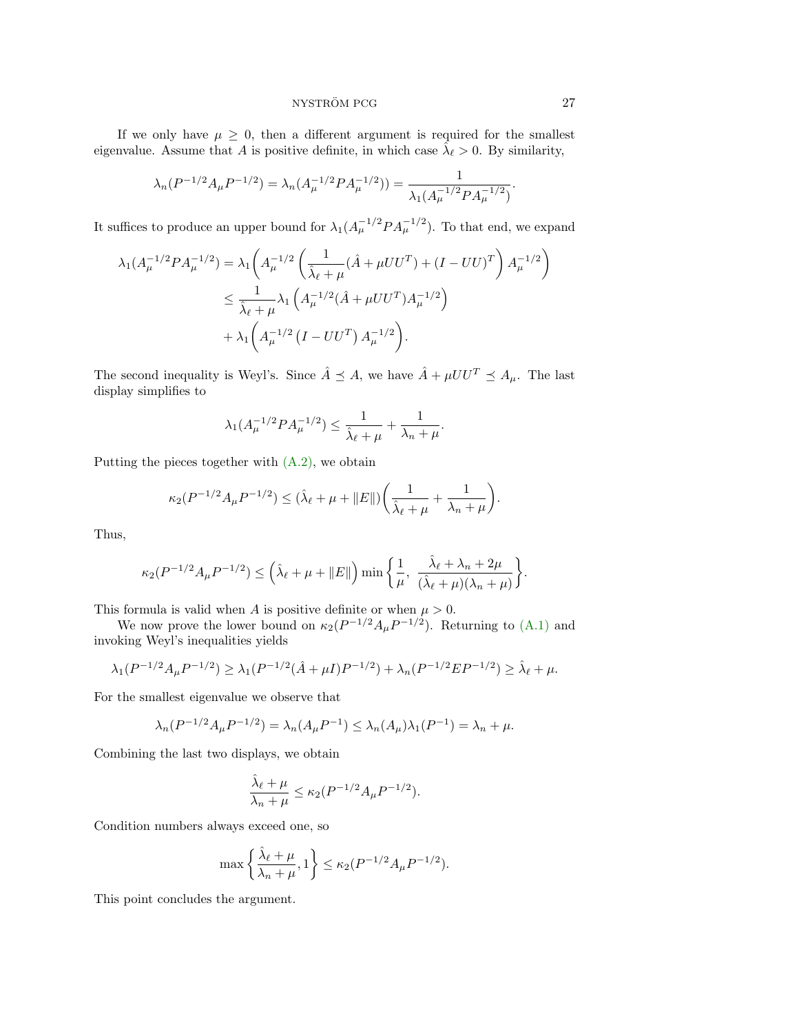If we only have $\mu \geq 0$, then a different argument is required for the smallest eigenvalue. Assume that $A$ is positive definite, in which case $\hat{\lambda}_\ell > 0$. By similarity,

$$\lambda_n(P^{-1/2}A_\mu P^{-1/2}) = \lambda_n(A_\mu^{-1/2}PA_\mu^{-1/2})) = \frac{1}{\lambda_1(A_\mu^{-1/2}PA_\mu^{-1/2})}.$$

It suffices to produce an upper bound for $\lambda_1(A_\mu^{-1/2}PA_\mu^{-1/2})$. To that end, we expand

$$\begin{aligned}
\lambda_1(A_\mu^{-1/2}PA_\mu^{-1/2}) &= \lambda_1\bigg(A_\mu^{-1/2}\left(\frac{1}{\hat{\lambda}_\ell+\mu}(\hat{A}+\mu UU^T) + (I-UU)^T\right)A_\mu^{-1/2}\bigg) \\
&\leq \frac{1}{\hat{\lambda}_\ell+\mu}\lambda_1\left(A_\mu^{-1/2}(\hat{A}+\mu UU^T)A_\mu^{-1/2}\right) \\
&+ \lambda_1\bigg(A_\mu^{-1/2}\left(I-UU^T\right)A_\mu^{-1/2}\bigg).
\end{aligned}$$

The second inequality is Weyl's. Since $\hat{A} \preceq A$, we have $\hat{A}+\mu UU^T \preceq A_\mu$. The last display simplifies to

$$\lambda_1(A_\mu^{-1/2}PA_\mu^{-1/2}) \leq \frac{1}{\hat{\lambda}_\ell+\mu} + \frac{1}{\lambda_n+\mu}.$$

Putting the pieces together with (A.2), we obtain

$$\kappa_2(P^{-1/2}A_\mu P^{-1/2}) \leq (\hat{\lambda}_\ell + \mu + \|E\|)\bigg(\frac{1}{\hat{\lambda}_\ell+\mu} + \frac{1}{\lambda_n+\mu}\bigg).$$

Thus,

$$\kappa_2(P^{-1/2}A_\mu P^{-1/2}) \leq \left(\hat{\lambda}_\ell + \mu + \|E\|\right)\min\left\{\frac{1}{\mu},\ \frac{\hat{\lambda}_\ell + \lambda_n + 2\mu}{(\hat{\lambda}_\ell+\mu)(\lambda_n+\mu)}\right\}.$$

This formula is valid when $A$ is positive definite or when $\mu > 0$.

We now prove the lower bound on $\kappa_2(P^{-1/2}A_\mu P^{-1/2})$. Returning to (A.1) and invoking Weyl's inequalities yields

$$\lambda_1(P^{-1/2}A_\mu P^{-1/2}) \geq \lambda_1(P^{-1/2}(\hat{A}+\mu I)P^{-1/2}) + \lambda_n(P^{-1/2}EP^{-1/2}) \geq \hat{\lambda}_\ell + \mu.$$

For the smallest eigenvalue we observe that

$$\lambda_n(P^{-1/2}A_\mu P^{-1/2}) = \lambda_n(A_\mu P^{-1}) \leq \lambda_n(A_\mu)\lambda_1(P^{-1}) = \lambda_n + \mu.$$

Combining the last two displays, we obtain

$$\frac{\hat{\lambda}_\ell + \mu}{\lambda_n + \mu} \leq \kappa_2(P^{-1/2}A_\mu P^{-1/2}).$$

Condition numbers always exceed one, so

$$\max\left\{\frac{\hat{\lambda}_\ell+\mu}{\lambda_n+\mu}, 1\right\} \leq \kappa_2(P^{-1/2}A_\mu P^{-1/2}).$$

This point concludes the argument.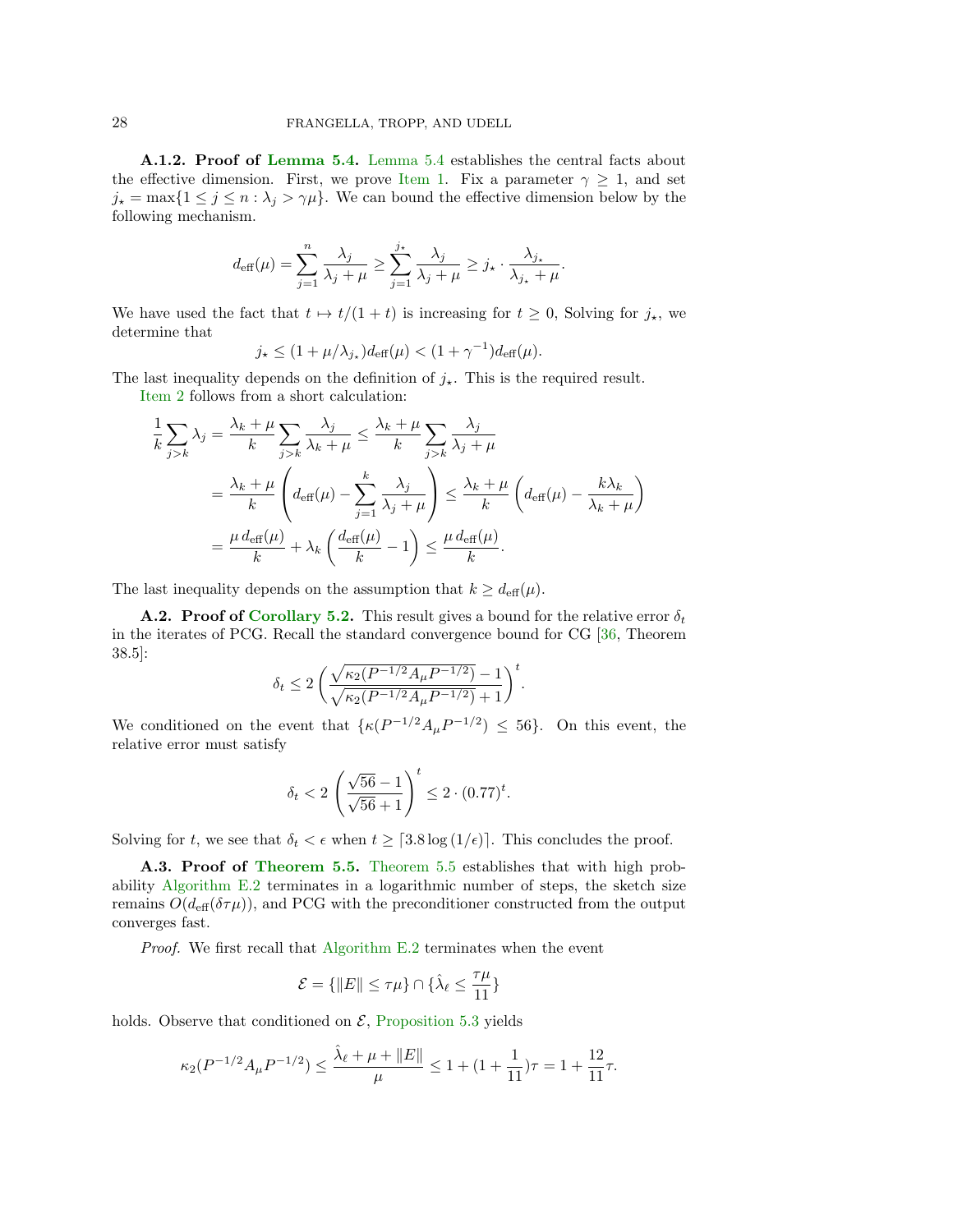**A.1.2. Proof of Lemma 5.4.** Lemma 5.4 establishes the central facts about the effective dimension. First, we prove Item 1. Fix a parameter $\gamma \geq 1$, and set $j_\star = \max\{1 \leq j \leq n : \lambda_j > \gamma\mu\}$. We can bound the effective dimension below by the following mechanism.

$$d_{\text{eff}}(\mu) = \sum_{j=1}^{n} \frac{\lambda_j}{\lambda_j + \mu} \geq \sum_{j=1}^{j_\star} \frac{\lambda_j}{\lambda_j + \mu} \geq j_\star \cdot \frac{\lambda_{j_\star}}{\lambda_{j_\star} + \mu}.$$

We have used the fact that $t \mapsto t/(1+t)$ is increasing for $t \geq 0$, Solving for $j_\star$, we determine that

$$j_\star \leq (1 + \mu/\lambda_{j_\star}) d_{\text{eff}}(\mu) < (1 + \gamma^{-1}) d_{\text{eff}}(\mu).$$

The last inequality depends on the definition of $j_\star$. This is the required result.

Item 2 follows from a short calculation:

$$\begin{aligned}
\frac{1}{k} \sum_{j>k} \lambda_j &= \frac{\lambda_k + \mu}{k} \sum_{j>k} \frac{\lambda_j}{\lambda_k + \mu} \leq \frac{\lambda_k + \mu}{k} \sum_{j>k} \frac{\lambda_j}{\lambda_j + \mu} \\
&= \frac{\lambda_k + \mu}{k} \left( d_{\text{eff}}(\mu) - \sum_{j=1}^{k} \frac{\lambda_j}{\lambda_j + \mu} \right) \leq \frac{\lambda_k + \mu}{k} \left( d_{\text{eff}}(\mu) - \frac{k\lambda_k}{\lambda_k + \mu} \right) \\
&= \frac{\mu \, d_{\text{eff}}(\mu)}{k} + \lambda_k \left( \frac{d_{\text{eff}}(\mu)}{k} - 1 \right) \leq \frac{\mu \, d_{\text{eff}}(\mu)}{k}.
\end{aligned}$$

The last inequality depends on the assumption that $k \geq d_{\text{eff}}(\mu)$.

**A.2. Proof of Corollary 5.2.** This result gives a bound for the relative error $\delta_t$ in the iterates of PCG. Recall the standard convergence bound for CG [36, Theorem 38.5]:

$$\delta_t \leq 2 \left( \frac{\sqrt{\kappa_2(P^{-1/2} A_\mu P^{-1/2})} - 1}{\sqrt{\kappa_2(P^{-1/2} A_\mu P^{-1/2})} + 1} \right)^t.$$

We conditioned on the event that $\{\kappa(P^{-1/2} A_\mu P^{-1/2}) \leq 56\}$. On this event, the relative error must satisfy

$$\delta_t < 2 \left( \frac{\sqrt{56} - 1}{\sqrt{56} + 1} \right)^t \leq 2 \cdot (0.77)^t.$$

Solving for $t$, we see that $\delta_t < \epsilon$ when $t \geq \lceil 3.8 \log(1/\epsilon) \rceil$. This concludes the proof.

**A.3. Proof of Theorem 5.5.** Theorem 5.5 establishes that with high probability Algorithm E.2 terminates in a logarithmic number of steps, the sketch size remains $O(d_{\text{eff}}(\delta\tau\mu))$, and PCG with the preconditioner constructed from the output converges fast.

*Proof.* We first recall that Algorithm E.2 terminates when the event

$$\mathcal{E} = \{\|E\| \leq \tau\mu\} \cap \{\hat{\lambda}_\ell \leq \frac{\tau\mu}{11}\}$$

holds. Observe that conditioned on $\mathcal{E}$, Proposition 5.3 yields

$$\kappa_2(P^{-1/2} A_\mu P^{-1/2}) \leq \frac{\hat{\lambda}_\ell + \mu + \|E\|}{\mu} \leq 1 + (1 + \frac{1}{11})\tau = 1 + \frac{12}{11}\tau.$$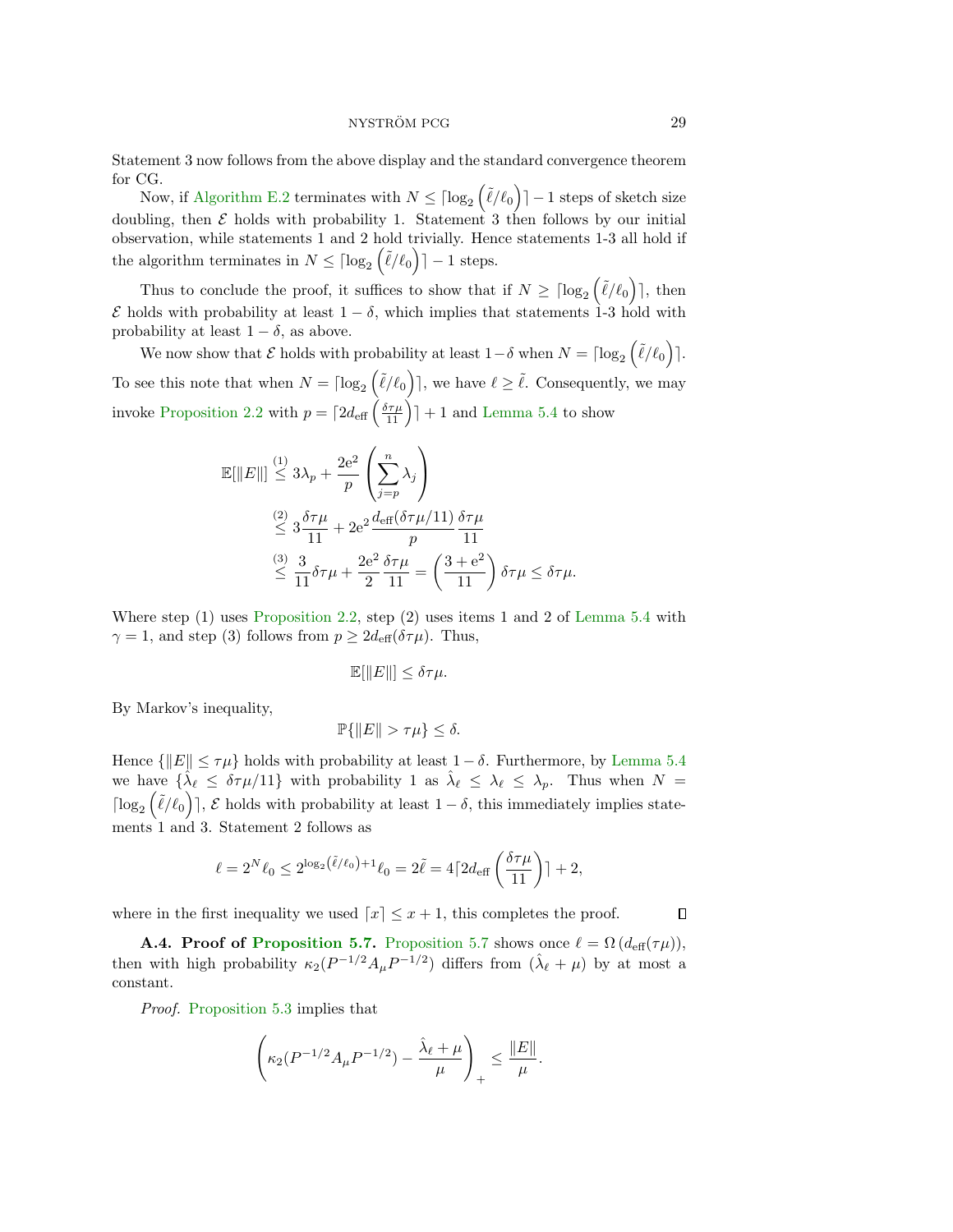Statement 3 now follows from the above display and the standard convergence theorem for CG.

Now, if Algorithm E.2 terminates with $N \leq \lceil \log_2\left(\tilde{\ell}/\ell_0\right)\rceil - 1$ steps of sketch size doubling, then $\mathcal{E}$ holds with probability 1. Statement 3 then follows by our initial observation, while statements 1 and 2 hold trivially. Hence statements 1-3 all hold if the algorithm terminates in $N \leq \lceil \log_2\left(\tilde{\ell}/\ell_0\right)\rceil - 1$ steps.

Thus to conclude the proof, it suffices to show that if $N \geq \lceil \log_2\left(\tilde{\ell}/\ell_0\right)\rceil$, then $\mathcal{E}$ holds with probability at least $1-\delta$, which implies that statements 1-3 hold with probability at least $1-\delta$, as above.

We now show that $\mathcal{E}$ holds with probability at least $1-\delta$ when $N = \lceil \log_2\left(\tilde{\ell}/\ell_0\right)\rceil$. To see this note that when $N = \lceil \log_2\left(\tilde{\ell}/\ell_0\right)\rceil$, we have $\ell \geq \tilde{\ell}$. Consequently, we may invoke Proposition 2.2 with $p = \lceil 2d_{\text{eff}}\left(\frac{\delta\tau\mu}{11}\right)\rceil + 1$ and Lemma 5.4 to show

$$
\begin{aligned}
\mathbb{E}[\|E\|] &\overset{(1)}{\leq} 3\lambda_p + \frac{2\mathrm{e}^2}{p}\left(\sum_{j=p}^{n}\lambda_j\right) \\
&\overset{(2)}{\leq} 3\frac{\delta\tau\mu}{11} + 2\mathrm{e}^2\frac{d_{\text{eff}}(\delta\tau\mu/11)}{p}\frac{\delta\tau\mu}{11} \\
&\overset{(3)}{\leq} \frac{3}{11}\delta\tau\mu + \frac{2\mathrm{e}^2}{2}\frac{\delta\tau\mu}{11} = \left(\frac{3+\mathrm{e}^2}{11}\right)\delta\tau\mu \leq \delta\tau\mu.
\end{aligned}
$$

Where step (1) uses Proposition 2.2, step (2) uses items 1 and 2 of Lemma 5.4 with $\gamma = 1$, and step (3) follows from $p \geq 2d_{\text{eff}}(\delta\tau\mu)$. Thus,

$$
\mathbb{E}[\|E\|] \leq \delta\tau\mu.
$$

By Markov's inequality,

$$
\mathbb{P}\{\|E\| > \tau\mu\} \leq \delta.
$$

Hence $\{\|E\| \leq \tau\mu\}$ holds with probability at least $1-\delta$. Furthermore, by Lemma 5.4 we have $\{\hat{\lambda}_\ell \leq \delta\tau\mu/11\}$ with probability 1 as $\hat{\lambda}_\ell \leq \lambda_\ell \leq \lambda_p$. Thus when $N = \lceil \log_2\left(\tilde{\ell}/\ell_0\right)\rceil$, $\mathcal{E}$ holds with probability at least $1-\delta$, this immediately implies statements 1 and 3. Statement 2 follows as

$$
\ell = 2^N\ell_0 \leq 2^{\log_2\left(\tilde{\ell}/\ell_0\right)+1}\ell_0 = 2\tilde{\ell} = 4\lceil 2d_{\text{eff}}\left(\frac{\delta\tau\mu}{11}\right)\rceil + 2,
$$

where in the first inequality we used $\lceil x\rceil \leq x+1$, this completes the proof. ∎

**A.4. Proof of Proposition 5.7.** Proposition 5.7 shows once $\ell = \Omega\left(d_{\text{eff}}(\tau\mu)\right)$, then with high probability $\kappa_2(P^{-1/2}A_\mu P^{-1/2})$ differs from $(\hat{\lambda}_\ell + \mu)$ by at most a constant.

*Proof.* Proposition 5.3 implies that

$$
\left(\kappa_2(P^{-1/2}A_\mu P^{-1/2}) - \frac{\hat{\lambda}_\ell + \mu}{\mu}\right)_+ \leq \frac{\|E\|}{\mu}.
$$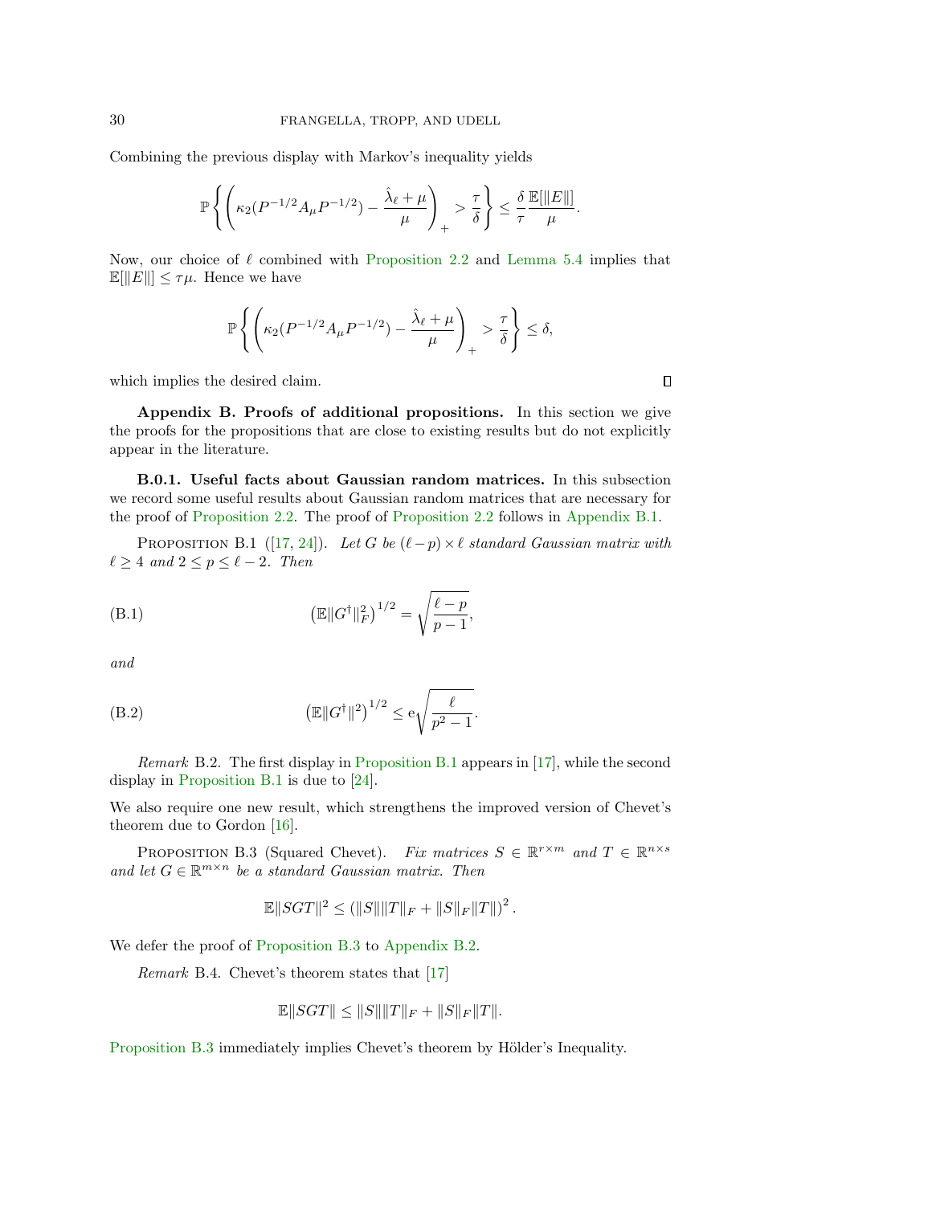Combining the previous display with Markov's inequality yields

$$\mathbb{P}\left\{\left(\kappa_2(P^{-1/2}A_\mu P^{-1/2}) - \frac{\hat{\lambda}_\ell + \mu}{\mu}\right)_+ > \frac{\tau}{\delta}\right\} \leq \frac{\delta}{\tau}\frac{\mathbb{E}[\|E\|]}{\mu}.$$

Now, our choice of $\ell$ combined with Proposition 2.2 and Lemma 5.4 implies that $\mathbb{E}[\|E\|] \leq \tau\mu$. Hence we have

$$\mathbb{P}\left\{\left(\kappa_2(P^{-1/2}A_\mu P^{-1/2}) - \frac{\hat{\lambda}_\ell + \mu}{\mu}\right)_+ > \frac{\tau}{\delta}\right\} \leq \delta,$$

which implies the desired claim. ∎

## Appendix B. Proofs of additional propositions.

In this section we give the proofs for the propositions that are close to existing results but do not explicitly appear in the literature.

### B.0.1. Useful facts about Gaussian random matrices.

In this subsection we record some useful results about Gaussian random matrices that are necessary for the proof of Proposition 2.2. The proof of Proposition 2.2 follows in Appendix B.1.

Proposition B.1 ([17, 24]). *Let $G$ be $(\ell - p) \times \ell$ standard Gaussian matrix with $\ell \geq 4$ and $2 \leq p \leq \ell - 2$. Then*

$$\left(\mathbb{E}\|G^\dagger\|_F^2\right)^{1/2} = \sqrt{\frac{\ell - p}{p-1}}, \tag{B.1}$$

*and*

$$\left(\mathbb{E}\|G^\dagger\|^2\right)^{1/2} \leq \mathrm{e}\sqrt{\frac{\ell}{p^2-1}}. \tag{B.2}$$

*Remark* B.2. The first display in Proposition B.1 appears in [17], while the second display in Proposition B.1 is due to [24].

We also require one new result, which strengthens the improved version of Chevet's theorem due to Gordon [16].

Proposition B.3 (Squared Chevet). *Fix matrices $S \in \mathbb{R}^{r\times m}$ and $T \in \mathbb{R}^{n\times s}$ and let $G \in \mathbb{R}^{m\times n}$ be a standard Gaussian matrix. Then*

$$\mathbb{E}\|SGT\|^2 \leq \left(\|S\|\|T\|_F + \|S\|_F\|T\|\right)^2.$$

We defer the proof of Proposition B.3 to Appendix B.2.

*Remark* B.4. Chevet's theorem states that [17]

$$\mathbb{E}\|SGT\| \leq \|S\|\|T\|_F + \|S\|_F\|T\|.$$

Proposition B.3 immediately implies Chevet's theorem by Hölder's Inequality.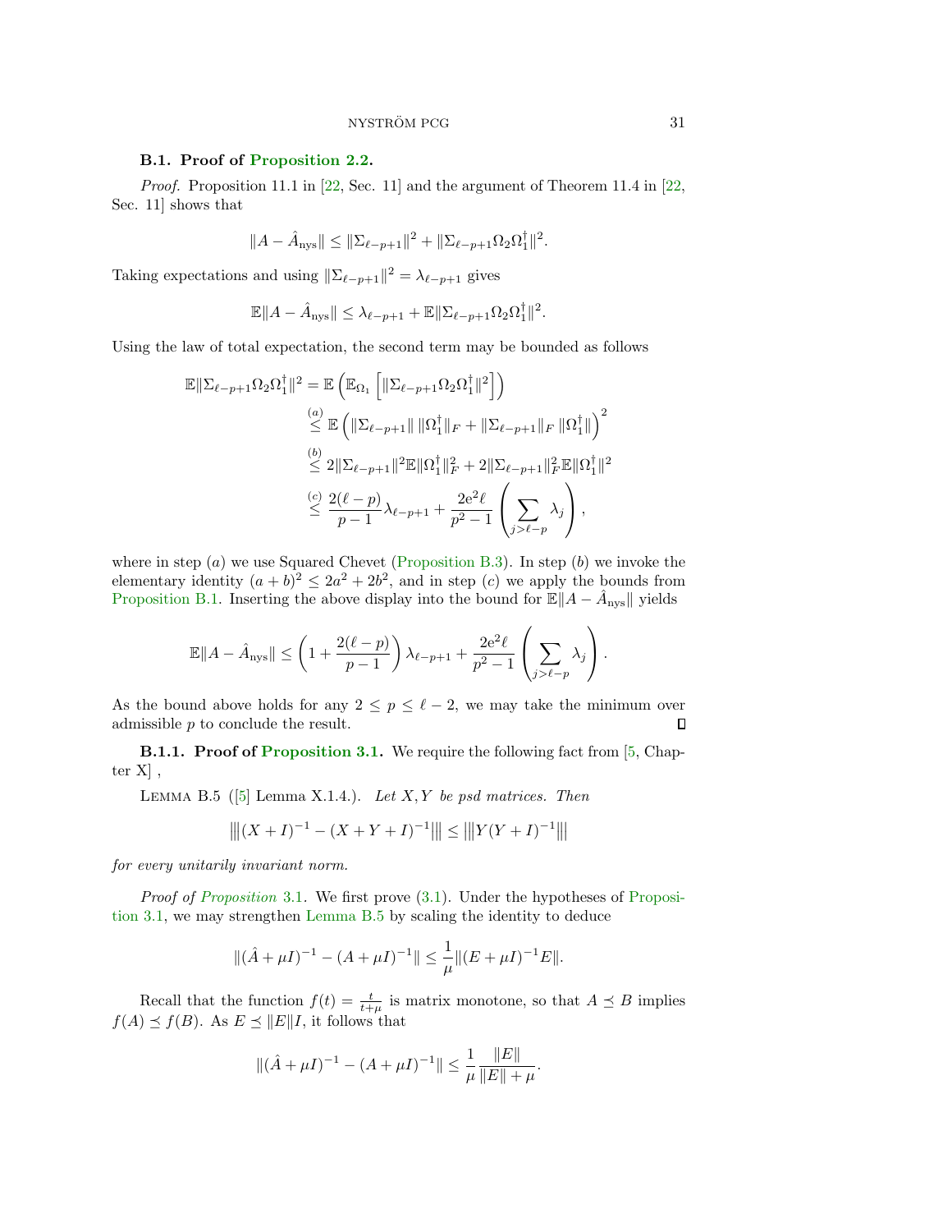### B.1. Proof of Proposition 2.2.

*Proof.* Proposition 11.1 in [22, Sec. 11] and the argument of Theorem 11.4 in [22, Sec. 11] shows that

$$\|A - \hat{A}_{\text{nys}}\| \leq \|\Sigma_{\ell-p+1}\|^2 + \|\Sigma_{\ell-p+1}\Omega_2\Omega_1^\dagger\|^2.$$

Taking expectations and using $\|\Sigma_{\ell-p+1}\|^2 = \lambda_{\ell-p+1}$ gives

$$\mathbb{E}\|A - \hat{A}_{\text{nys}}\| \leq \lambda_{\ell-p+1} + \mathbb{E}\|\Sigma_{\ell-p+1}\Omega_2\Omega_1^\dagger\|^2.$$

Using the law of total expectation, the second term may be bounded as follows

$$\begin{aligned}
\mathbb{E}\|\Sigma_{\ell-p+1}\Omega_2\Omega_1^\dagger\|^2 &= \mathbb{E}\left(\mathbb{E}_{\Omega_1}\left[\|\Sigma_{\ell-p+1}\Omega_2\Omega_1^\dagger\|^2\right]\right) \\
&\overset{(a)}{\leq} \mathbb{E}\left(\|\Sigma_{\ell-p+1}\|\,\|\Omega_1^\dagger\|_F + \|\Sigma_{\ell-p+1}\|_F\,\|\Omega_1^\dagger\|\right)^2 \\
&\overset{(b)}{\leq} 2\|\Sigma_{\ell-p+1}\|^2\mathbb{E}\|\Omega_1^\dagger\|_F^2 + 2\|\Sigma_{\ell-p+1}\|_F^2\mathbb{E}\|\Omega_1^\dagger\|^2 \\
&\overset{(c)}{\leq} \frac{2(\ell-p)}{p-1}\lambda_{\ell-p+1} + \frac{2\mathrm{e}^2\ell}{p^2-1}\left(\sum_{j>\ell-p}\lambda_j\right),
\end{aligned}$$

where in step $(a)$ we use Squared Chevet (Proposition B.3). In step $(b)$ we invoke the elementary identity $(a+b)^2 \leq 2a^2 + 2b^2$, and in step $(c)$ we apply the bounds from Proposition B.1. Inserting the above display into the bound for $\mathbb{E}\|A - \hat{A}_{\text{nys}}\|$ yields

$$\mathbb{E}\|A - \hat{A}_{\text{nys}}\| \leq \left(1 + \frac{2(\ell-p)}{p-1}\right)\lambda_{\ell-p+1} + \frac{2\mathrm{e}^2\ell}{p^2-1}\left(\sum_{j>\ell-p}\lambda_j\right).$$

As the bound above holds for any $2 \leq p \leq \ell - 2$, we may take the minimum over admissible $p$ to conclude the result. ∎

#### B.1.1. Proof of Proposition 3.1.

We require the following fact from [5, Chapter X] ,

Lemma B.5 ([5] Lemma X.1.4.). *Let $X, Y$ be psd matrices. Then*

$$|||(X+I)^{-1} - (X+Y+I)^{-1}||| \leq |||Y(Y+I)^{-1}|||$$

*for every unitarily invariant norm.*

*Proof of Proposition* 3.1. We first prove (3.1). Under the hypotheses of Proposition 3.1, we may strengthen Lemma B.5 by scaling the identity to deduce

$$\|(\hat{A} + \mu I)^{-1} - (A + \mu I)^{-1}\| \leq \frac{1}{\mu}\|(E + \mu I)^{-1}E\|.$$

Recall that the function $f(t) = \frac{t}{t+\mu}$ is matrix monotone, so that $A \preceq B$ implies $f(A) \preceq f(B)$. As $E \preceq \|E\|I$, it follows that

$$\|(\hat{A} + \mu I)^{-1} - (A + \mu I)^{-1}\| \leq \frac{1}{\mu}\frac{\|E\|}{\|E\| + \mu}.$$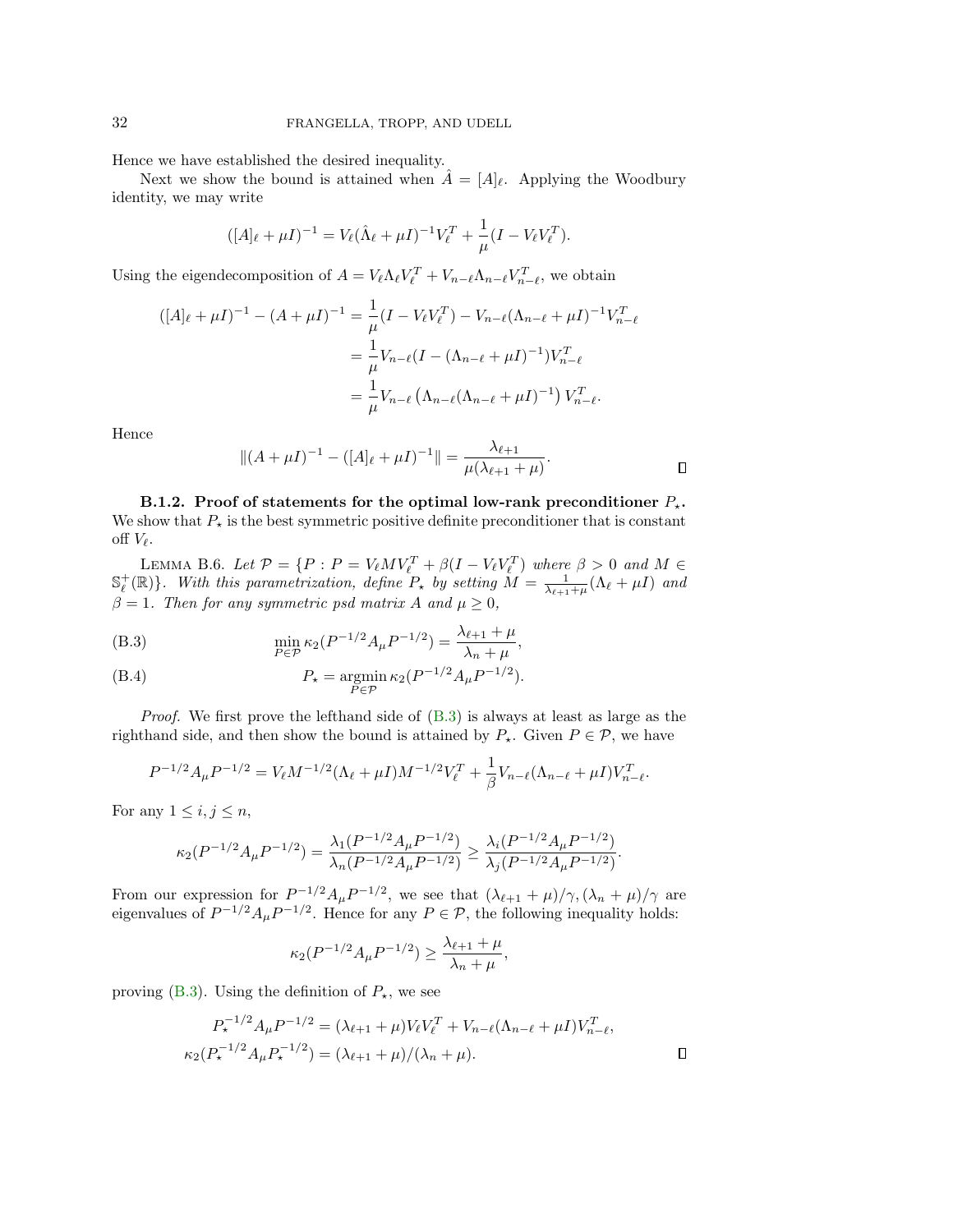Hence we have established the desired inequality.

Next we show the bound is attained when $\hat{A} = [A]_\ell$. Applying the Woodbury identity, we may write

$$([A]_\ell + \mu I)^{-1} = V_\ell(\hat{\Lambda}_\ell + \mu I)^{-1}V_\ell^T + \frac{1}{\mu}(I - V_\ell V_\ell^T).$$

Using the eigendecomposition of $A = V_\ell \Lambda_\ell V_\ell^T + V_{n-\ell}\Lambda_{n-\ell}V_{n-\ell}^T$, we obtain

$$\begin{aligned}
([A]_\ell + \mu I)^{-1} - (A + \mu I)^{-1} &= \frac{1}{\mu}(I - V_\ell V_\ell^T) - V_{n-\ell}(\Lambda_{n-\ell} + \mu I)^{-1}V_{n-\ell}^T \\
&= \frac{1}{\mu}V_{n-\ell}(I - (\Lambda_{n-\ell} + \mu I)^{-1})V_{n-\ell}^T \\
&= \frac{1}{\mu}V_{n-\ell}\left(\Lambda_{n-\ell}(\Lambda_{n-\ell} + \mu I)^{-1}\right)V_{n-\ell}^T.
\end{aligned}$$

Hence

$$\|(A + \mu I)^{-1} - ([A]_\ell + \mu I)^{-1}\| = \frac{\lambda_{\ell+1}}{\mu(\lambda_{\ell+1} + \mu)}.$$

∎

**B.1.2. Proof of statements for the optimal low-rank preconditioner $P_\star$.** We show that $P_\star$ is the best symmetric positive definite preconditioner that is constant off $V_\ell$.

LEMMA B.6. *Let $\mathcal{P} = \{P : P = V_\ell M V_\ell^T + \beta(I - V_\ell V_\ell^T)$ where $\beta > 0$ and $M \in \mathbb{S}_\ell^+(\mathbb{R})\}$. With this parametrization, define $P_\star$ by setting $M = \frac{1}{\lambda_{\ell+1}+\mu}(\Lambda_\ell + \mu I)$ and $\beta = 1$. Then for any symmetric psd matrix $A$ and $\mu \geq 0$,*

$$\min_{P \in \mathcal{P}} \kappa_2(P^{-1/2}A_\mu P^{-1/2}) = \frac{\lambda_{\ell+1} + \mu}{\lambda_n + \mu}, \tag{B.3}$$

$$P_\star = \operatorname*{argmin}_{P \in \mathcal{P}} \kappa_2(P^{-1/2}A_\mu P^{-1/2}). \tag{B.4}$$

*Proof.* We first prove the lefthand side of (B.3) is always at least as large as the righthand side, and then show the bound is attained by $P_\star$. Given $P \in \mathcal{P}$, we have

$$P^{-1/2}A_\mu P^{-1/2} = V_\ell M^{-1/2}(\Lambda_\ell + \mu I)M^{-1/2}V_\ell^T + \frac{1}{\beta}V_{n-\ell}(\Lambda_{n-\ell} + \mu I)V_{n-\ell}^T.$$

For any $1 \leq i, j \leq n$,

$$\kappa_2(P^{-1/2}A_\mu P^{-1/2}) = \frac{\lambda_1(P^{-1/2}A_\mu P^{-1/2})}{\lambda_n(P^{-1/2}A_\mu P^{-1/2})} \geq \frac{\lambda_i(P^{-1/2}A_\mu P^{-1/2})}{\lambda_j(P^{-1/2}A_\mu P^{-1/2})}.$$

From our expression for $P^{-1/2}A_\mu P^{-1/2}$, we see that $(\lambda_{\ell+1} + \mu)/\gamma, (\lambda_n + \mu)/\gamma$ are eigenvalues of $P^{-1/2}A_\mu P^{-1/2}$. Hence for any $P \in \mathcal{P}$, the following inequality holds:

$$\kappa_2(P^{-1/2}A_\mu P^{-1/2}) \geq \frac{\lambda_{\ell+1} + \mu}{\lambda_n + \mu},$$

proving (B.3). Using the definition of $P_\star$, we see

$$\begin{aligned}
P_\star^{-1/2}A_\mu P^{-1/2} &= (\lambda_{\ell+1} + \mu)V_\ell V_\ell^T + V_{n-\ell}(\Lambda_{n-\ell} + \mu I)V_{n-\ell}^T, \\
\kappa_2(P_\star^{-1/2}A_\mu P_\star^{-1/2}) &= (\lambda_{\ell+1} + \mu)/(\lambda_n + \mu).
\end{aligned}$$

∎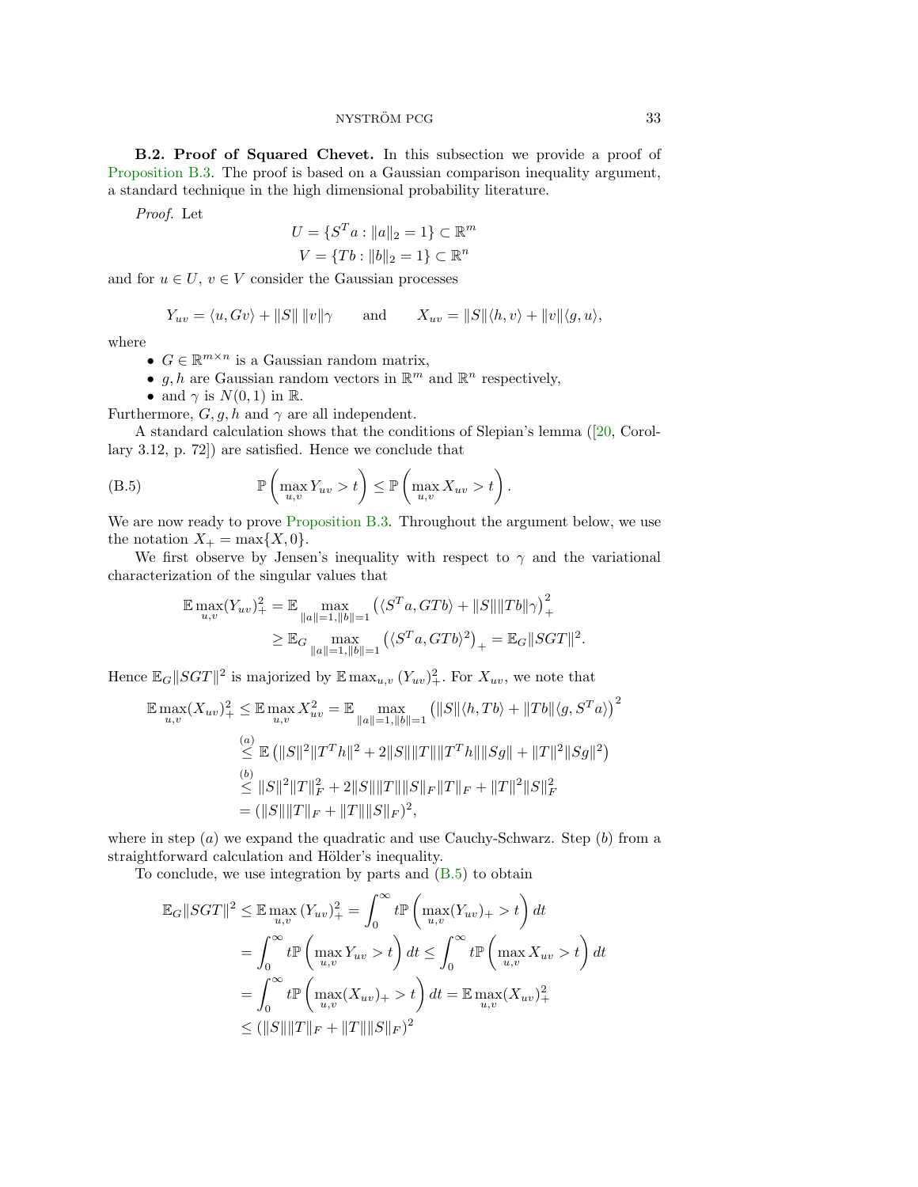**B.2. Proof of Squared Chevet.** In this subsection we provide a proof of Proposition B.3. The proof is based on a Gaussian comparison inequality argument, a standard technique in the high dimensional probability literature.

*Proof.* Let

$$U = \{S^T a : \|a\|_2 = 1\} \subset \mathbb{R}^m$$
$$V = \{Tb : \|b\|_2 = 1\} \subset \mathbb{R}^n$$

and for $u \in U$, $v \in V$ consider the Gaussian processes

$$Y_{uv} = \langle u, Gv\rangle + \|S\|\,\|v\|\gamma \qquad \text{and} \qquad X_{uv} = \|S\|\langle h, v\rangle + \|v\|\langle g, u\rangle,$$

where

- $G \in \mathbb{R}^{m\times n}$ is a Gaussian random matrix,
- $g, h$ are Gaussian random vectors in $\mathbb{R}^m$ and $\mathbb{R}^n$ respectively,
- and $\gamma$ is $N(0,1)$ in $\mathbb{R}$.

Furthermore, $G, g, h$ and $\gamma$ are all independent.

A standard calculation shows that the conditions of Slepian's lemma ([20, Corollary 3.12, p. 72]) are satisfied. Hence we conclude that

$$\mathbb{P}\left(\max_{u,v} Y_{uv} > t\right) \leq \mathbb{P}\left(\max_{u,v} X_{uv} > t\right). \tag{B.5}$$

We are now ready to prove Proposition B.3. Throughout the argument below, we use the notation $X_+ = \max\{X, 0\}$.

We first observe by Jensen's inequality with respect to $\gamma$ and the variational characterization of the singular values that

$$\begin{aligned}
\mathbb{E}\max_{u,v}(Y_{uv})_+^2 &= \mathbb{E}\max_{\|a\|=1,\|b\|=1}\left(\langle S^T a, GTb\rangle + \|S\|\|Tb\|\gamma\right)_+^2 \\
&\geq \mathbb{E}_G \max_{\|a\|=1,\|b\|=1}\left(\langle S^T a, GTb\rangle^2\right)_+ = \mathbb{E}_G\|SGT\|^2.
\end{aligned}$$

Hence $\mathbb{E}_G\|SGT\|^2$ is majorized by $\mathbb{E}\max_{u,v}(Y_{uv})_+^2$. For $X_{uv}$, we note that

$$\begin{aligned}
\mathbb{E}\max_{u,v}(X_{uv})_+^2 \leq \mathbb{E}\max_{u,v} X_{uv}^2 &= \mathbb{E}\max_{\|a\|=1,\|b\|=1}\left(\|S\|\langle h, Tb\rangle + \|Tb\|\langle g, S^T a\rangle\right)^2 \\
&\overset{(a)}{\leq} \mathbb{E}\left(\|S\|^2\|T^T h\|^2 + 2\|S\|\|T\|\|T^T h\|\|Sg\| + \|T\|^2\|Sg\|^2\right) \\
&\overset{(b)}{\leq} \|S\|^2\|T\|_F^2 + 2\|S\|\|T\|\|S\|_F\|T\|_F + \|T\|^2\|S\|_F^2 \\
&= (\|S\|\|T\|_F + \|T\|\|S\|_F)^2,
\end{aligned}$$

where in step $(a)$ we expand the quadratic and use Cauchy-Schwarz. Step $(b)$ from a straightforward calculation and Hölder's inequality.

To conclude, we use integration by parts and (B.5) to obtain

$$\begin{aligned}
\mathbb{E}_G\|SGT\|^2 \leq \mathbb{E}\max_{u,v}(Y_{uv})_+^2 &= \int_0^\infty t\,\mathbb{P}\left(\max_{u,v}(Y_{uv})_+ > t\right)dt \\
&= \int_0^\infty t\,\mathbb{P}\left(\max_{u,v} Y_{uv} > t\right)dt \leq \int_0^\infty t\,\mathbb{P}\left(\max_{u,v} X_{uv} > t\right)dt \\
&= \int_0^\infty t\,\mathbb{P}\left(\max_{u,v}(X_{uv})_+ > t\right)dt = \mathbb{E}\max_{u,v}(X_{uv})_+^2 \\
&\leq (\|S\|\|T\|_F + \|T\|\|S\|_F)^2
\end{aligned}$$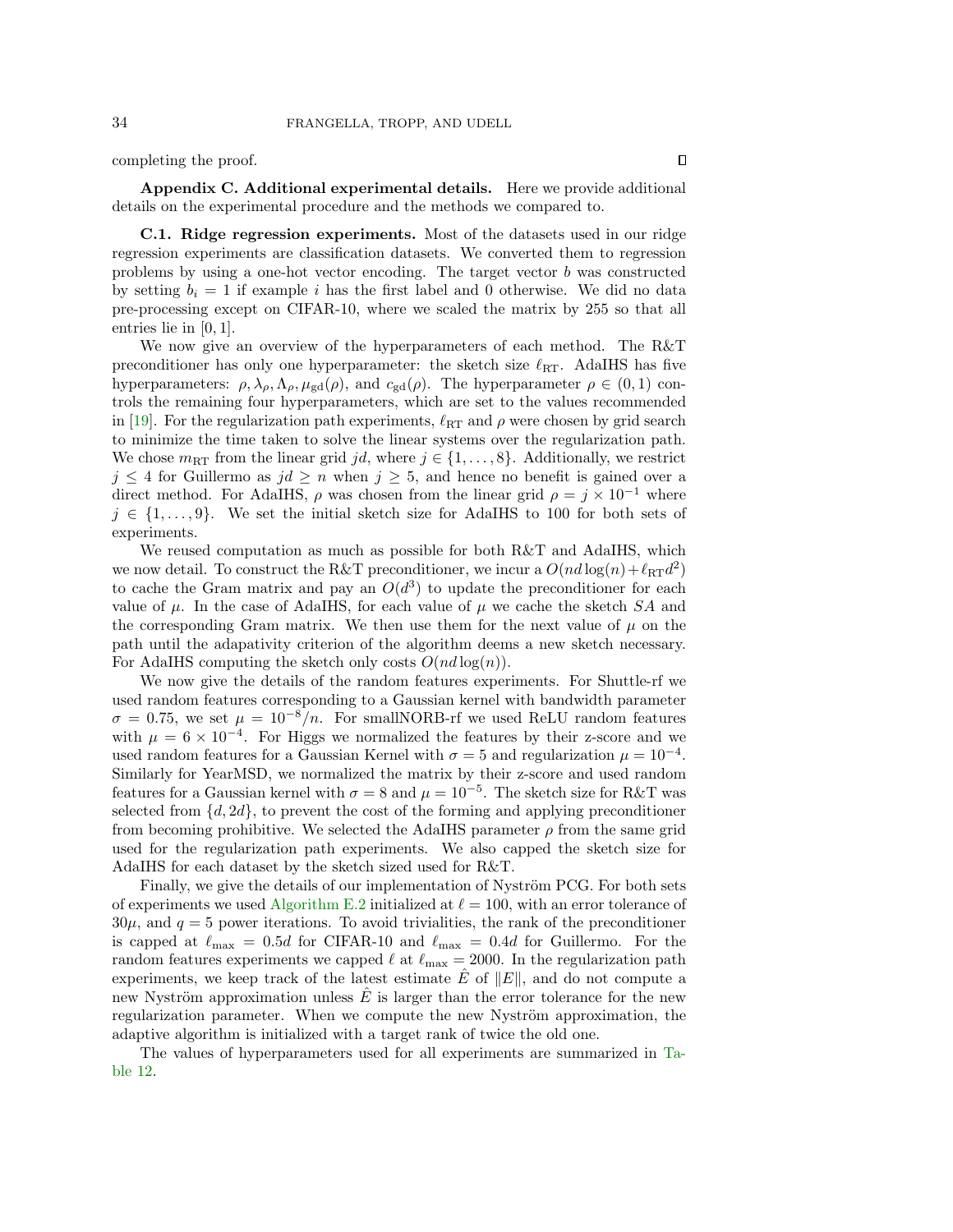completing the proof. ∎

## Appendix C. Additional experimental details.

Here we provide additional details on the experimental procedure and the methods we compared to.

### C.1. Ridge regression experiments.

Most of the datasets used in our ridge regression experiments are classification datasets. We converted them to regression problems by using a one-hot vector encoding. The target vector $b$ was constructed by setting $b_i = 1$ if example $i$ has the first label and 0 otherwise. We did no data pre-processing except on CIFAR-10, where we scaled the matrix by 255 so that all entries lie in $[0, 1]$.

We now give an overview of the hyperparameters of each method. The R&T preconditioner has only one hyperparameter: the sketch size $\ell_{\mathrm{RT}}$. AdaIHS has five hyperparameters: $\rho, \lambda_\rho, \Lambda_\rho, \mu_{\mathrm{gd}}(\rho)$, and $c_{\mathrm{gd}}(\rho)$. The hyperparameter $\rho \in (0, 1)$ controls the remaining four hyperparameters, which are set to the values recommended in [19]. For the regularization path experiments, $\ell_{\mathrm{RT}}$ and $\rho$ were chosen by grid search to minimize the time taken to solve the linear systems over the regularization path. We chose $m_{\mathrm{RT}}$ from the linear grid $jd$, where $j \in \{1, \ldots, 8\}$. Additionally, we restrict $j \leq 4$ for Guillermo as $jd \geq n$ when $j \geq 5$, and hence no benefit is gained over a direct method. For AdaIHS, $\rho$ was chosen from the linear grid $\rho = j \times 10^{-1}$ where $j \in \{1, \ldots, 9\}$. We set the initial sketch size for AdaIHS to 100 for both sets of experiments.

We reused computation as much as possible for both R&T and AdaIHS, which we now detail. To construct the R&T preconditioner, we incur a $O(nd \log(n) + \ell_{\mathrm{RT}} d^2)$ to cache the Gram matrix and pay an $O(d^3)$ to update the preconditioner for each value of $\mu$. In the case of AdaIHS, for each value of $\mu$ we cache the sketch $SA$ and the corresponding Gram matrix. We then use them for the next value of $\mu$ on the path until the adapativity criterion of the algorithm deems a new sketch necessary. For AdaIHS computing the sketch only costs $O(nd \log(n))$.

We now give the details of the random features experiments. For Shuttle-rf we used random features corresponding to a Gaussian kernel with bandwidth parameter $\sigma = 0.75$, we set $\mu = 10^{-8}/n$. For smallNORB-rf we used ReLU random features with $\mu = 6 \times 10^{-4}$. For Higgs we normalized the features by their z-score and we used random features for a Gaussian Kernel with $\sigma = 5$ and regularization $\mu = 10^{-4}$. Similarly for YearMSD, we normalized the matrix by their z-score and used random features for a Gaussian kernel with $\sigma = 8$ and $\mu = 10^{-5}$. The sketch size for R&T was selected from $\{d, 2d\}$, to prevent the cost of the forming and applying preconditioner from becoming prohibitive. We selected the AdaIHS parameter $\rho$ from the same grid used for the regularization path experiments. We also capped the sketch size for AdaIHS for each dataset by the sketch sized used for R&T.

Finally, we give the details of our implementation of Nyström PCG. For both sets of experiments we used Algorithm E.2 initialized at $\ell = 100$, with an error tolerance of $30\mu$, and $q = 5$ power iterations. To avoid trivialities, the rank of the preconditioner is capped at $\ell_{\max} = 0.5d$ for CIFAR-10 and $\ell_{\max} = 0.4d$ for Guillermo. For the random features experiments we capped $\ell$ at $\ell_{\max} = 2000$. In the regularization path experiments, we keep track of the latest estimate $\hat{E}$ of $\|E\|$, and do not compute a new Nyström approximation unless $\hat{E}$ is larger than the error tolerance for the new regularization parameter. When we compute the new Nyström approximation, the adaptive algorithm is initialized with a target rank of twice the old one.

The values of hyperparameters used for all experiments are summarized in Table 12.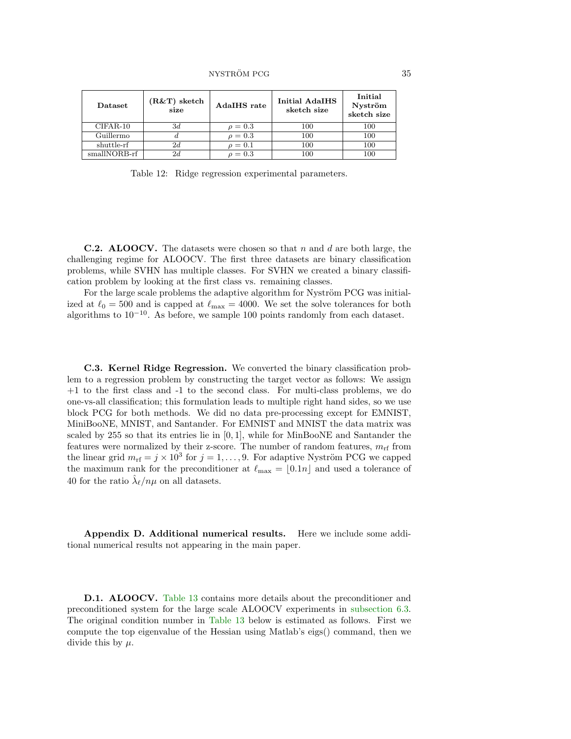| Dataset | (R&T) sketch size | AdaIHS rate | Initial AdaIHS sketch size | Initial Nyström sketch size |
|---|---|---|---|---|
| CIFAR-10 | $3d$ | $\rho = 0.3$ | 100 | 100 |
| Guillermo | $d$ | $\rho = 0.3$ | 100 | 100 |
| shuttle-rf | $2d$ | $\rho = 0.1$ | 100 | 100 |
| smallNORB-rf | $2d$ | $\rho = 0.3$ | 100 | 100 |

Table 12: Ridge regression experimental parameters.

**C.2. ALOOCV.** The datasets were chosen so that $n$ and $d$ are both large, the challenging regime for ALOOCV. The first three datasets are binary classification problems, while SVHN has multiple classes. For SVHN we created a binary classification problem by looking at the first class vs. remaining classes.

For the large scale problems the adaptive algorithm for Nyström PCG was initialized at $\ell_0 = 500$ and is capped at $\ell_{\max} = 4000$. We set the solve tolerances for both algorithms to $10^{-10}$. As before, we sample 100 points randomly from each dataset.

**C.3. Kernel Ridge Regression.** We converted the binary classification problem to a regression problem by constructing the target vector as follows: We assign +1 to the first class and -1 to the second class. For multi-class problems, we do one-vs-all classification; this formulation leads to multiple right hand sides, so we use block PCG for both methods. We did no data pre-processing except for EMNIST, MiniBooNE, MNIST, and Santander. For EMNIST and MNIST the data matrix was scaled by 255 so that its entries lie in $[0, 1]$, while for MinBooNE and Santander the features were normalized by their z-score. The number of random features, $m_{\mathrm{rf}}$ from the linear grid $m_{\mathrm{rf}} = j \times 10^3$ for $j = 1, \ldots, 9$. For adaptive Nyström PCG we capped the maximum rank for the preconditioner at $\ell_{\max} = \lfloor 0.1n \rfloor$ and used a tolerance of 40 for the ratio $\hat{\lambda}_\ell / n\mu$ on all datasets.

**Appendix D. Additional numerical results.** Here we include some additional numerical results not appearing in the main paper.

**D.1. ALOOCV.** Table 13 contains more details about the preconditioner and preconditioned system for the large scale ALOOCV experiments in subsection 6.3. The original condition number in Table 13 below is estimated as follows. First we compute the top eigenvalue of the Hessian using Matlab's eigs() command, then we divide this by $\mu$.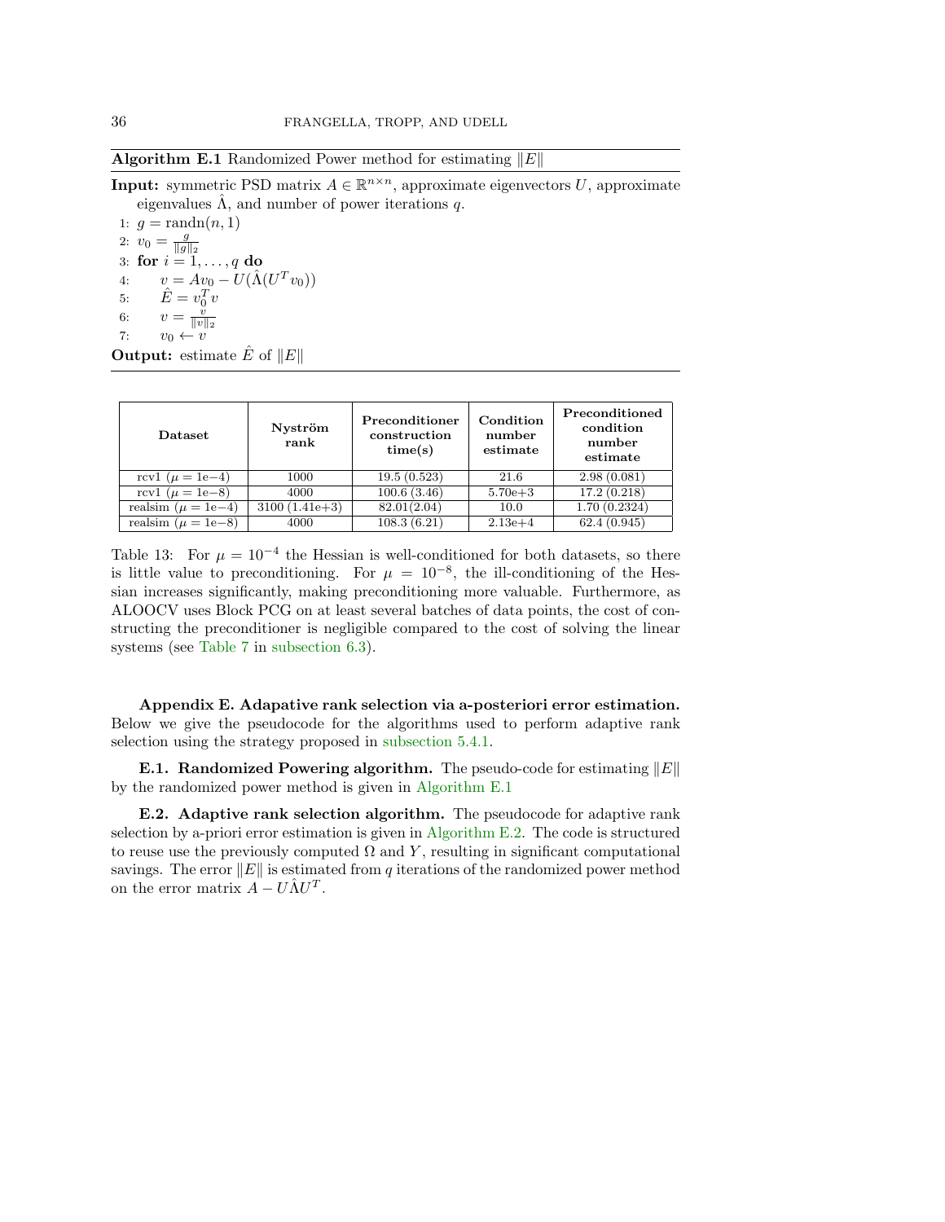**Algorithm E.1** Randomized Power method for estimating $\|E\|$

**Input:** symmetric PSD matrix $A \in \mathbb{R}^{n\times n}$, approximate eigenvectors $U$, approximate eigenvalues $\hat{\Lambda}$, and number of power iterations $q$.

1: $g = \text{randn}(n, 1)$
2: $v_0 = \frac{g}{\|g\|_2}$
3: **for** $i = 1, \ldots, q$ **do**
4: $\quad v = Av_0 - U(\hat{\Lambda}(U^T v_0))$
5: $\quad \hat{E} = v_0^T v$
6: $\quad v = \frac{v}{\|v\|_2}$
7: $\quad v_0 \leftarrow v$

**Output:** estimate $\hat{E}$ of $\|E\|$

| **Dataset** | **Nyström rank** | **Preconditioner construction time(s)** | **Condition number estimate** | **Preconditioned condition number estimate** |
|---|---|---|---|---|
| rcv1 ($\mu =$ 1e−4) | 1000 | 19.5 (0.523) | 21.6 | 2.98 (0.081) |
| rcv1 ($\mu =$ 1e−8) | 4000 | 100.6 (3.46) | 5.70e+3 | 17.2 (0.218) |
| realsim ($\mu =$ 1e−4) | 3100 (1.41e+3) | 82.01(2.04) | 10.0 | 1.70 (0.2324) |
| realsim ($\mu =$ 1e−8) | 4000 | 108.3 (6.21) | 2.13e+4 | 62.4 (0.945) |

Table 13: For $\mu = 10^{-4}$ the Hessian is well-conditioned for both datasets, so there is little value to preconditioning. For $\mu = 10^{-8}$, the ill-conditioning of the Hessian increases significantly, making preconditioning more valuable. Furthermore, as ALOOCV uses Block PCG on at least several batches of data points, the cost of constructing the preconditioner is negligible compared to the cost of solving the linear systems (see Table 7 in subsection 6.3).

## Appendix E. Adapative rank selection via a-posteriori error estimation.

Below we give the pseudocode for the algorithms used to perform adaptive rank selection using the strategy proposed in subsection 5.4.1.

**E.1. Randomized Powering algorithm.** The pseudo-code for estimating $\|E\|$ by the randomized power method is given in Algorithm E.1

**E.2. Adaptive rank selection algorithm.** The pseudocode for adaptive rank selection by a-priori error estimation is given in Algorithm E.2. The code is structured to reuse use the previously computed $\Omega$ and $Y$, resulting in significant computational savings. The error $\|E\|$ is estimated from $q$ iterations of the randomized power method on the error matrix $A - U\hat{\Lambda}U^T$.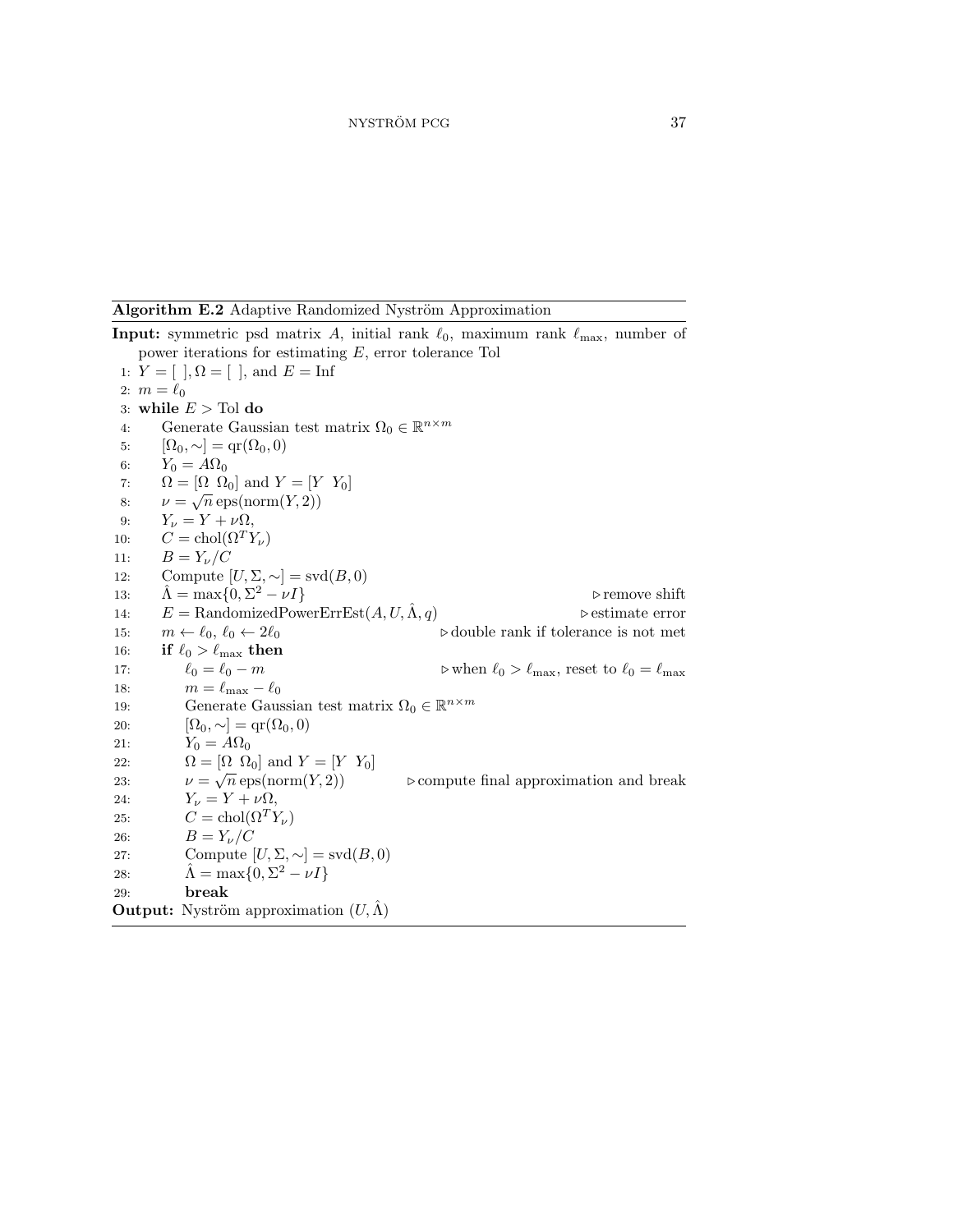**Algorithm E.2** Adaptive Randomized Nyström Approximation

**Input:** symmetric psd matrix $A$, initial rank $\ell_0$, maximum rank $\ell_{\max}$, number of power iterations for estimating $E$, error tolerance Tol

```
1: Y = [ ], Ω = [ ], and E = Inf
2: m = ℓ_0
3: while E > Tol do
4:     Generate Gaussian test matrix Ω_0 ∈ R^{n×m}
5:     [Ω_0, ∼] = qr(Ω_0, 0)
6:     Y_0 = AΩ_0
7:     Ω = [Ω Ω_0] and Y = [Y Y_0]
8:     ν = √n eps(norm(Y, 2))
9:     Y_ν = Y + νΩ,
10:    C = chol(Ω^T Y_ν)
11:    B = Y_ν/C
12:    Compute [U, Σ, ∼] = svd(B, 0)
13:    Λ̂ = max{0, Σ^2 − νI}                          ▷ remove shift
14:    E = RandomizedPowerErrEst(A, U, Λ̂, q)          ▷ estimate error
15:    m ← ℓ_0, ℓ_0 ← 2ℓ_0                            ▷ double rank if tolerance is not met
16:    if ℓ_0 > ℓ_max then
17:        ℓ_0 = ℓ_0 − m                               ▷ when ℓ_0 > ℓ_max, reset to ℓ_0 = ℓ_max
18:        m = ℓ_max − ℓ_0
19:        Generate Gaussian test matrix Ω_0 ∈ R^{n×m}
20:        [Ω_0, ∼] = qr(Ω_0, 0)
21:        Y_0 = AΩ_0
22:        Ω = [Ω Ω_0] and Y = [Y Y_0]
23:        ν = √n eps(norm(Y, 2))                      ▷ compute final approximation and break
24:        Y_ν = Y + νΩ,
25:        C = chol(Ω^T Y_ν)
26:        B = Y_ν/C
27:        Compute [U, Σ, ∼] = svd(B, 0)
28:        Λ̂ = max{0, Σ^2 − νI}
29:        break
```

**Output:** Nyström approximation $(U, \hat{\Lambda})$